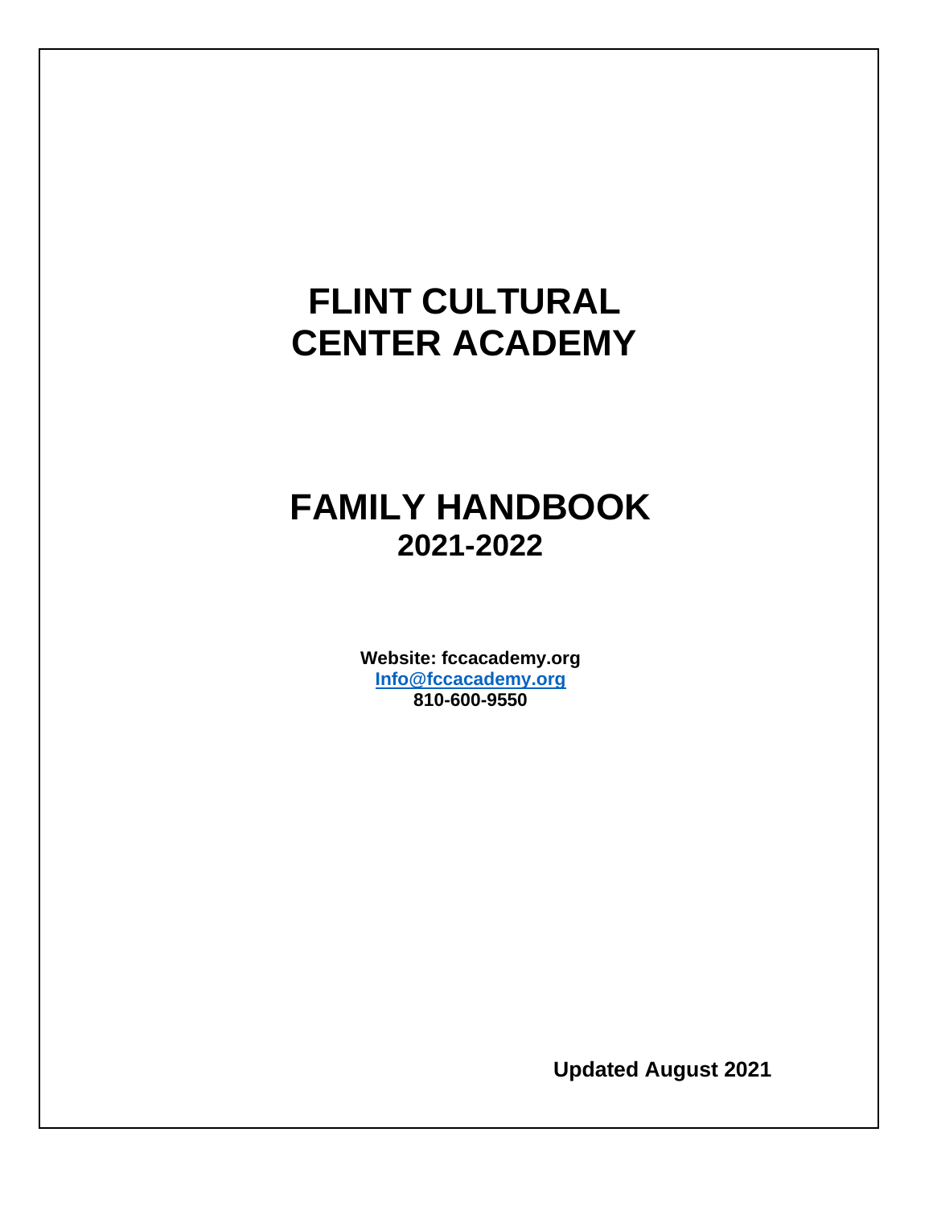# FLINT CULTURAL CENTER ACADEMY

# FAMILY HANDBOOK

## 2021-2022

**Website: fccacademy.org**
**Info@fccacademy.org**
**810-600-9550**

**Updated August 2021**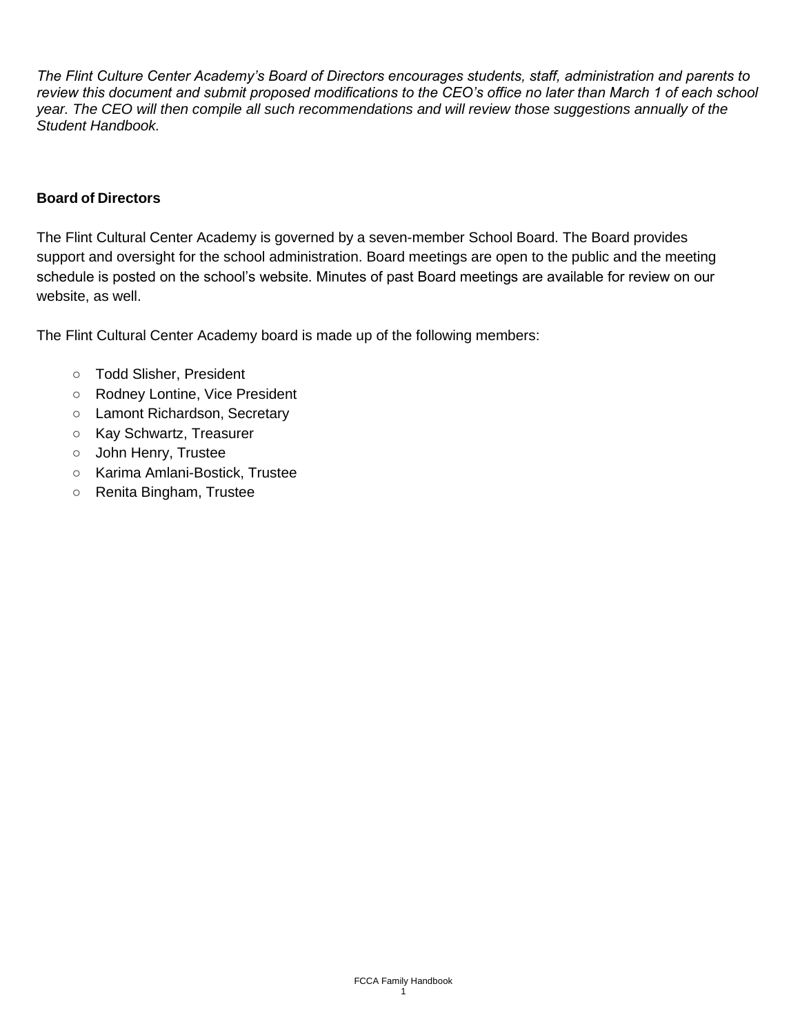*The Flint Culture Center Academy's Board of Directors encourages students, staff, administration and parents to review this document and submit proposed modifications to the CEO's office no later than March 1 of each school year. The CEO will then compile all such recommendations and will review those suggestions annually of the Student Handbook.*

## Board of Directors

The Flint Cultural Center Academy is governed by a seven-member School Board. The Board provides support and oversight for the school administration. Board meetings are open to the public and the meeting schedule is posted on the school's website. Minutes of past Board meetings are available for review on our website, as well.

The Flint Cultural Center Academy board is made up of the following members:

- Todd Slisher, President
- Rodney Lontine, Vice President
- Lamont Richardson, Secretary
- Kay Schwartz, Treasurer
- John Henry, Trustee
- Karima Amlani-Bostick, Trustee
- Renita Bingham, Trustee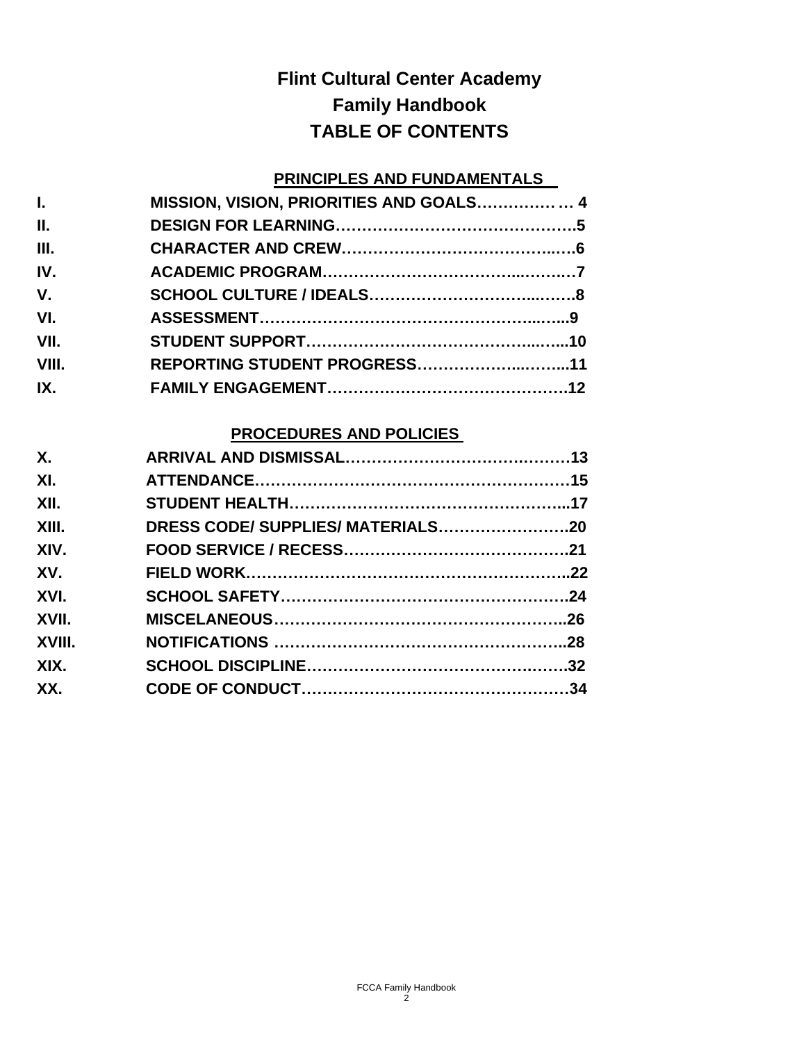# Flint Cultural Center Academy
# Family Handbook
# TABLE OF CONTENTS

## PRINCIPLES AND FUNDAMENTALS

| | | |
|---|---|---|
| I. | MISSION, VISION, PRIORITIES AND GOALS | 4 |
| II. | DESIGN FOR LEARNING | 5 |
| III. | CHARACTER AND CREW | 6 |
| IV. | ACADEMIC PROGRAM | 7 |
| V. | SCHOOL CULTURE / IDEALS | 8 |
| VI. | ASSESSMENT | 9 |
| VII. | STUDENT SUPPORT | 10 |
| VIII. | REPORTING STUDENT PROGRESS | 11 |
| IX. | FAMILY ENGAGEMENT | 12 |

## PROCEDURES AND POLICIES

| | | |
|---|---|---|
| X. | ARRIVAL AND DISMISSAL | 13 |
| XI. | ATTENDANCE | 15 |
| XII. | STUDENT HEALTH | 17 |
| XIII. | DRESS CODE/ SUPPLIES/ MATERIALS | 20 |
| XIV. | FOOD SERVICE / RECESS | 21 |
| XV. | FIELD WORK | 22 |
| XVI. | SCHOOL SAFETY | 24 |
| XVII. | MISCELANEOUS | 26 |
| XVIII. | NOTIFICATIONS | 28 |
| XIX. | SCHOOL DISCIPLINE | 32 |
| XX. | CODE OF CONDUCT | 34 |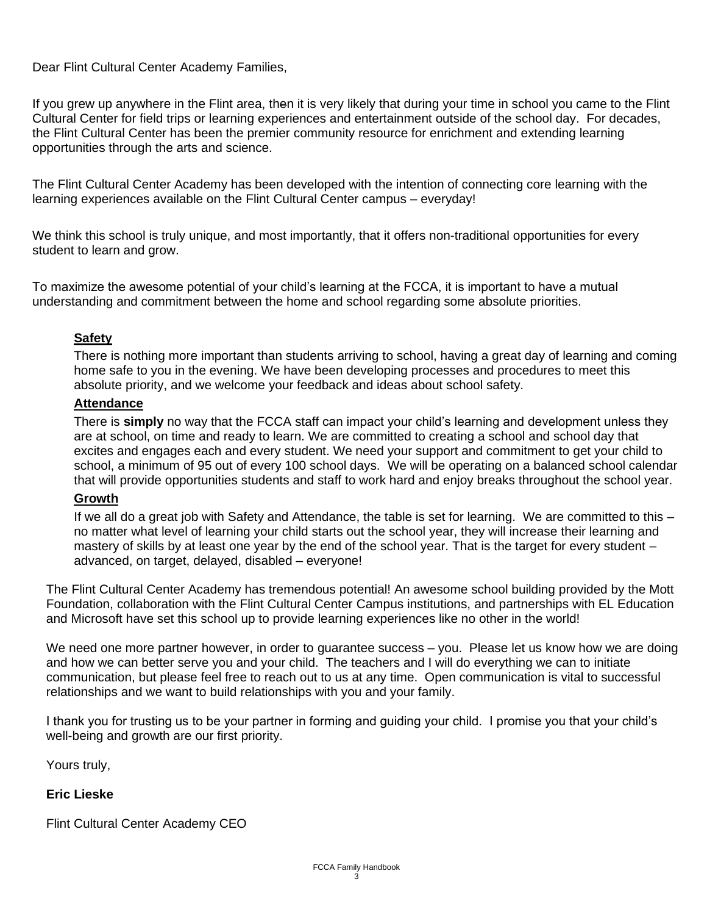Dear Flint Cultural Center Academy Families,

If you grew up anywhere in the Flint area, then it is very likely that during your time in school you came to the Flint Cultural Center for field trips or learning experiences and entertainment outside of the school day. For decades, the Flint Cultural Center has been the premier community resource for enrichment and extending learning opportunities through the arts and science.

The Flint Cultural Center Academy has been developed with the intention of connecting core learning with the learning experiences available on the Flint Cultural Center campus – everyday!

We think this school is truly unique, and most importantly, that it offers non-traditional opportunities for every student to learn and grow.

To maximize the awesome potential of your child's learning at the FCCA, it is important to have a mutual understanding and commitment between the home and school regarding some absolute priorities.

**Safety**

There is nothing more important than students arriving to school, having a great day of learning and coming home safe to you in the evening. We have been developing processes and procedures to meet this absolute priority, and we welcome your feedback and ideas about school safety.

**Attendance**

There is **simply** no way that the FCCA staff can impact your child's learning and development unless they are at school, on time and ready to learn. We are committed to creating a school and school day that excites and engages each and every student. We need your support and commitment to get your child to school, a minimum of 95 out of every 100 school days. We will be operating on a balanced school calendar that will provide opportunities students and staff to work hard and enjoy breaks throughout the school year.

**Growth**

If we all do a great job with Safety and Attendance, the table is set for learning. We are committed to this – no matter what level of learning your child starts out the school year, they will increase their learning and mastery of skills by at least one year by the end of the school year. That is the target for every student – advanced, on target, delayed, disabled – everyone!

The Flint Cultural Center Academy has tremendous potential! An awesome school building provided by the Mott Foundation, collaboration with the Flint Cultural Center Campus institutions, and partnerships with EL Education and Microsoft have set this school up to provide learning experiences like no other in the world!

We need one more partner however, in order to guarantee success – you. Please let us know how we are doing and how we can better serve you and your child. The teachers and I will do everything we can to initiate communication, but please feel free to reach out to us at any time. Open communication is vital to successful relationships and we want to build relationships with you and your family.

I thank you for trusting us to be your partner in forming and guiding your child. I promise you that your child's well-being and growth are our first priority.

Yours truly,

**Eric Lieske**

Flint Cultural Center Academy CEO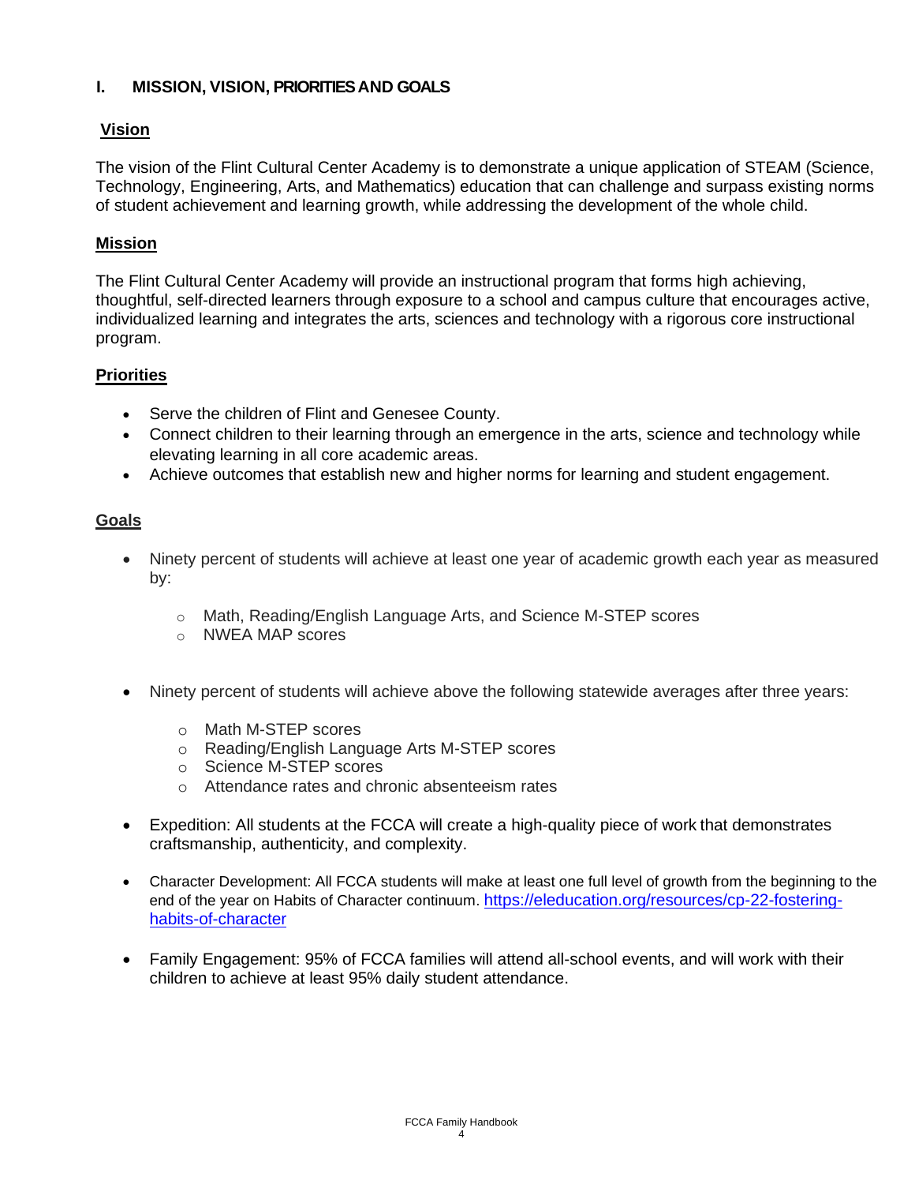# I. MISSION, VISION, PRIORITIES AND GOALS

## Vision

The vision of the Flint Cultural Center Academy is to demonstrate a unique application of STEAM (Science, Technology, Engineering, Arts, and Mathematics) education that can challenge and surpass existing norms of student achievement and learning growth, while addressing the development of the whole child.

## Mission

The Flint Cultural Center Academy will provide an instructional program that forms high achieving, thoughtful, self-directed learners through exposure to a school and campus culture that encourages active, individualized learning and integrates the arts, sciences and technology with a rigorous core instructional program.

## Priorities

- Serve the children of Flint and Genesee County.
- Connect children to their learning through an emergence in the arts, science and technology while elevating learning in all core academic areas.
- Achieve outcomes that establish new and higher norms for learning and student engagement.

## Goals

- Ninety percent of students will achieve at least one year of academic growth each year as measured by:
  - Math, Reading/English Language Arts, and Science M-STEP scores
  - NWEA MAP scores
- Ninety percent of students will achieve above the following statewide averages after three years:
  - Math M-STEP scores
  - Reading/English Language Arts M-STEP scores
  - Science M-STEP scores
  - Attendance rates and chronic absenteeism rates
- Expedition: All students at the FCCA will create a high-quality piece of work that demonstrates craftsmanship, authenticity, and complexity.
- Character Development: All FCCA students will make at least one full level of growth from the beginning to the end of the year on Habits of Character continuum. https://eleducation.org/resources/cp-22-fostering-habits-of-character
- Family Engagement: 95% of FCCA families will attend all-school events, and will work with their children to achieve at least 95% daily student attendance.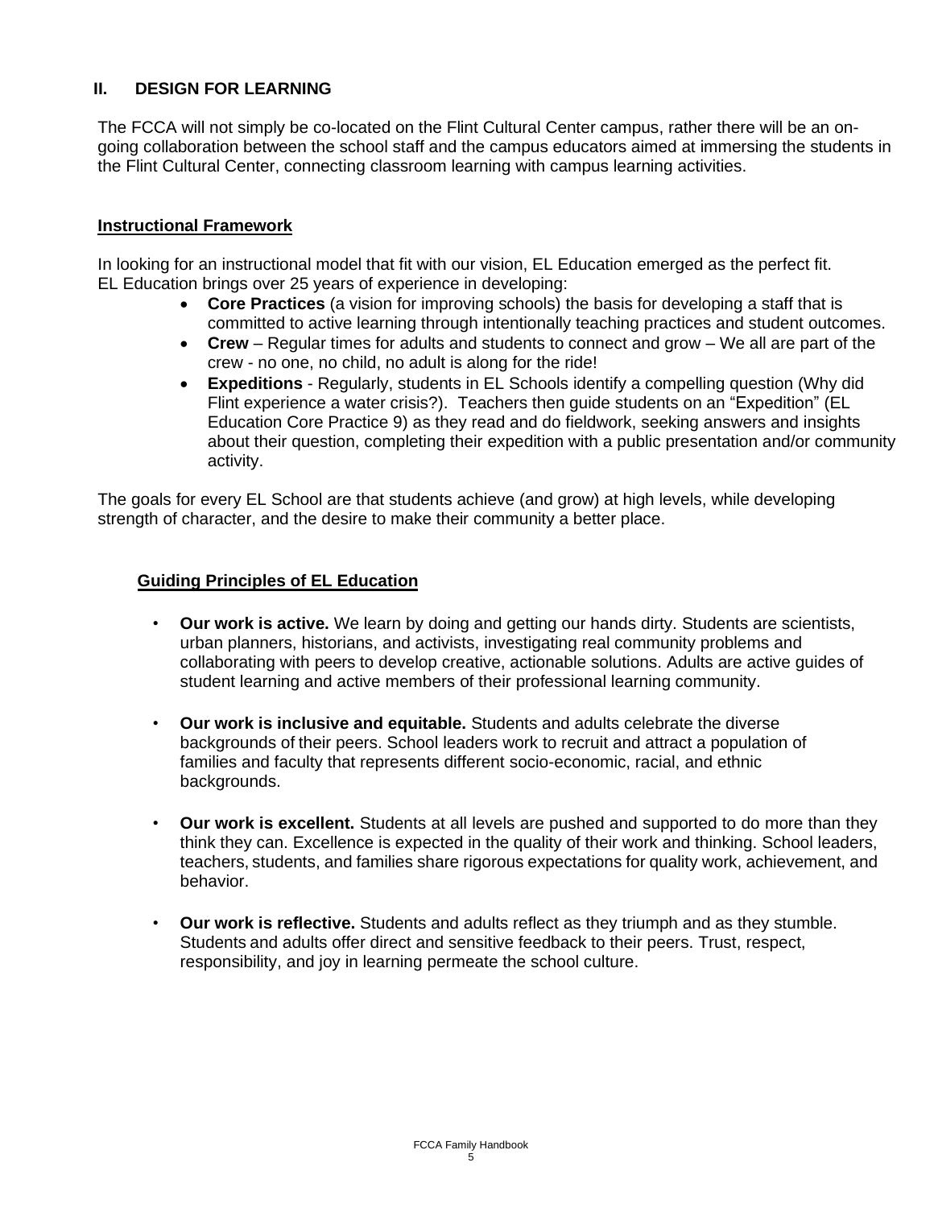## II. DESIGN FOR LEARNING

The FCCA will not simply be co-located on the Flint Cultural Center campus, rather there will be an on-going collaboration between the school staff and the campus educators aimed at immersing the students in the Flint Cultural Center, connecting classroom learning with campus learning activities.

### Instructional Framework

In looking for an instructional model that fit with our vision, EL Education emerged as the perfect fit. EL Education brings over 25 years of experience in developing:

- **Core Practices** (a vision for improving schools) the basis for developing a staff that is committed to active learning through intentionally teaching practices and student outcomes.
- **Crew** – Regular times for adults and students to connect and grow – We all are part of the crew - no one, no child, no adult is along for the ride!
- **Expeditions** - Regularly, students in EL Schools identify a compelling question (Why did Flint experience a water crisis?). Teachers then guide students on an "Expedition" (EL Education Core Practice 9) as they read and do fieldwork, seeking answers and insights about their question, completing their expedition with a public presentation and/or community activity.

The goals for every EL School are that students achieve (and grow) at high levels, while developing strength of character, and the desire to make their community a better place.

### Guiding Principles of EL Education

- **Our work is active.** We learn by doing and getting our hands dirty. Students are scientists, urban planners, historians, and activists, investigating real community problems and collaborating with peers to develop creative, actionable solutions. Adults are active guides of student learning and active members of their professional learning community.
- **Our work is inclusive and equitable.** Students and adults celebrate the diverse backgrounds of their peers. School leaders work to recruit and attract a population of families and faculty that represents different socio-economic, racial, and ethnic backgrounds.
- **Our work is excellent.** Students at all levels are pushed and supported to do more than they think they can. Excellence is expected in the quality of their work and thinking. School leaders, teachers, students, and families share rigorous expectations for quality work, achievement, and behavior.
- **Our work is reflective.** Students and adults reflect as they triumph and as they stumble. Students and adults offer direct and sensitive feedback to their peers. Trust, respect, responsibility, and joy in learning permeate the school culture.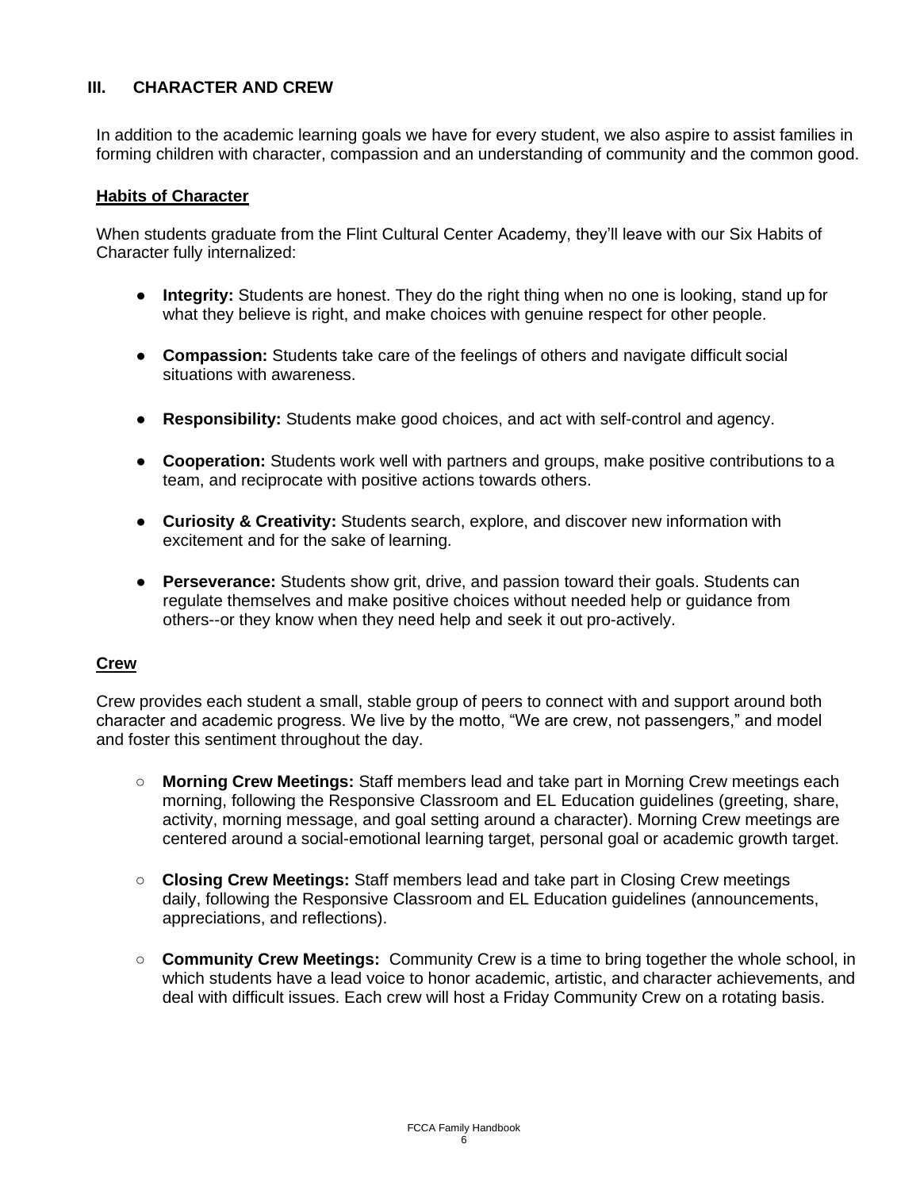## III. CHARACTER AND CREW

In addition to the academic learning goals we have for every student, we also aspire to assist families in forming children with character, compassion and an understanding of community and the common good.

### Habits of Character

When students graduate from the Flint Cultural Center Academy, they'll leave with our Six Habits of Character fully internalized:

- **Integrity:** Students are honest. They do the right thing when no one is looking, stand up for what they believe is right, and make choices with genuine respect for other people.
- **Compassion:** Students take care of the feelings of others and navigate difficult social situations with awareness.
- **Responsibility:** Students make good choices, and act with self-control and agency.
- **Cooperation:** Students work well with partners and groups, make positive contributions to a team, and reciprocate with positive actions towards others.
- **Curiosity & Creativity:** Students search, explore, and discover new information with excitement and for the sake of learning.
- **Perseverance:** Students show grit, drive, and passion toward their goals. Students can regulate themselves and make positive choices without needed help or guidance from others--or they know when they need help and seek it out pro-actively.

### Crew

Crew provides each student a small, stable group of peers to connect with and support around both character and academic progress. We live by the motto, "We are crew, not passengers," and model and foster this sentiment throughout the day.

- **Morning Crew Meetings:** Staff members lead and take part in Morning Crew meetings each morning, following the Responsive Classroom and EL Education guidelines (greeting, share, activity, morning message, and goal setting around a character). Morning Crew meetings are centered around a social-emotional learning target, personal goal or academic growth target.
- **Closing Crew Meetings:** Staff members lead and take part in Closing Crew meetings daily, following the Responsive Classroom and EL Education guidelines (announcements, appreciations, and reflections).
- **Community Crew Meetings:** Community Crew is a time to bring together the whole school, in which students have a lead voice to honor academic, artistic, and character achievements, and deal with difficult issues. Each crew will host a Friday Community Crew on a rotating basis.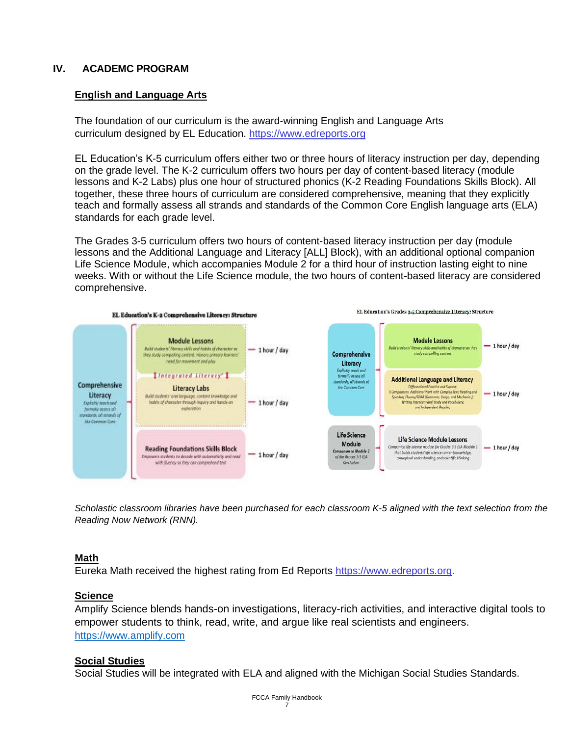## IV. ACADEMC PROGRAM

### English and Language Arts

The foundation of our curriculum is the award-winning English and Language Arts curriculum designed by EL Education. https://www.edreports.org

EL Education's K-5 curriculum offers either two or three hours of literacy instruction per day, depending on the grade level. The K-2 curriculum offers two hours per day of content-based literacy (module lessons and K-2 Labs) plus one hour of structured phonics (K-2 Reading Foundations Skills Block). All together, these three hours of curriculum are considered comprehensive, meaning that they explicitly teach and formally assess all strands and standards of the Common Core English language arts (ELA) standards for each grade level.

The Grades 3-5 curriculum offers two hours of content-based literacy instruction per day (module lessons and the Additional Language and Literacy [ALL] Block), with an additional optional companion Life Science Module, which accompanies Module 2 for a third hour of instruction lasting eight to nine weeks. With or without the Life Science module, the two hours of content-based literacy are considered comprehensive.

**EL Education's K-2 Comprehensive Literacy: Structure**

- **Comprehensive Literacy** – Explicitly teach and formally assess all standards, all strands of the Common Core
  - **Module Lessons** – Build students' literacy skills and habits of character as they study compelling content. Honors primary learners' need for movement and play – 1 hour / day
  - *Integrated Literacy*
  - **Literacy Labs** – Build students' oral language, content knowledge and habits of character through inquiry and hands-on exploration – 1 hour / day
  - **Reading Foundations Skills Block** – Empowers students to decode with automaticity and read with fluency so they can comprehend text – 1 hour / day

**EL Education's Grades 3-5 Comprehensive Literacy: Structure**

- **Comprehensive Literacy** – Explicitly teach and formally assess all standards, all strands of the Common Core
  - **Module Lessons** – Build students' literacy skills and habits of character as they study compelling content – 1 hour / day
  - **Additional Language and Literacy** – Differentiated Practice and Support. 5 Components: Additional Work with Complex Text; Reading and Speaking Fluency/GUM (Grammar, Usage, and Mechanics); Writing Practice; Word Study and Vocabulary; and Independent Reading – 1 hour / day
- **Life Science Module** – Companion to Module 2 of the Grades 3-5 ELA Curriculum
  - **Life Science Module Lessons** – Companion life science module for Grades 3-5 ELA Module 2 that builds students' life science content knowledge, conceptual understanding, and scientific thinking – 1 hour / day

*Scholastic classroom libraries have been purchased for each classroom K-5 aligned with the text selection from the Reading Now Network (RNN).*

### Math

Eureka Math received the highest rating from Ed Reports https://www.edreports.org.

### Science

Amplify Science blends hands-on investigations, literacy-rich activities, and interactive digital tools to empower students to think, read, write, and argue like real scientists and engineers. https://www.amplify.com

### Social Studies

Social Studies will be integrated with ELA and aligned with the Michigan Social Studies Standards.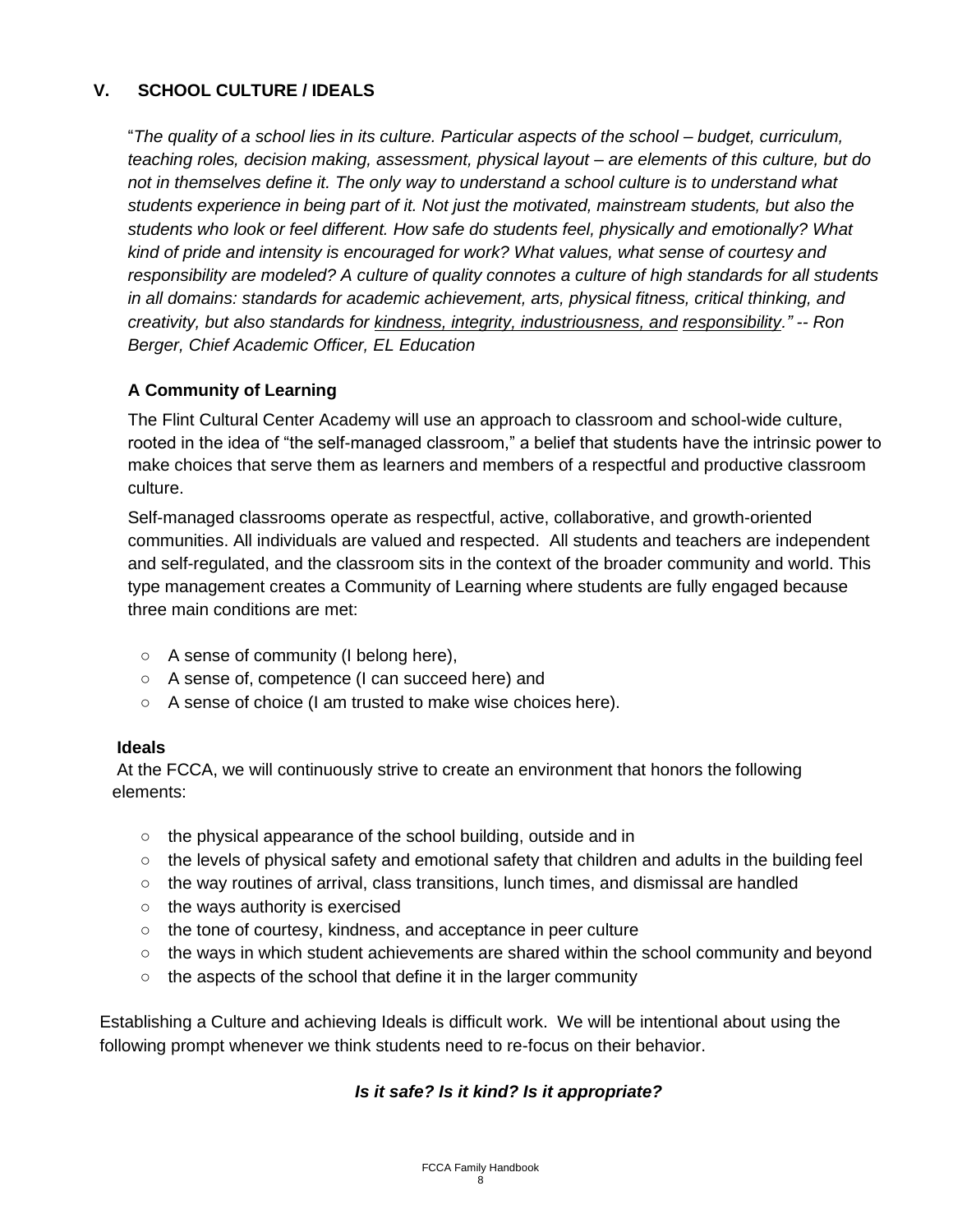## V. SCHOOL CULTURE / IDEALS

"*The quality of a school lies in its culture. Particular aspects of the school – budget, curriculum, teaching roles, decision making, assessment, physical layout – are elements of this culture, but do not in themselves define it. The only way to understand a school culture is to understand what students experience in being part of it. Not just the motivated, mainstream students, but also the students who look or feel different. How safe do students feel, physically and emotionally? What kind of pride and intensity is encouraged for work? What values, what sense of courtesy and responsibility are modeled? A culture of quality connotes a culture of high standards for all students in all domains: standards for academic achievement, arts, physical fitness, critical thinking, and creativity, but also standards for <u>kindness, integrity, industriousness, and</u> <u>responsibility</u>." -- Ron Berger, Chief Academic Officer, EL Education*

### A Community of Learning

The Flint Cultural Center Academy will use an approach to classroom and school-wide culture, rooted in the idea of "the self-managed classroom," a belief that students have the intrinsic power to make choices that serve them as learners and members of a respectful and productive classroom culture.

Self-managed classrooms operate as respectful, active, collaborative, and growth-oriented communities. All individuals are valued and respected. All students and teachers are independent and self-regulated, and the classroom sits in the context of the broader community and world. This type management creates a Community of Learning where students are fully engaged because three main conditions are met:

- A sense of community (I belong here),
- A sense of, competence (I can succeed here) and
- A sense of choice (I am trusted to make wise choices here).

### Ideals

At the FCCA, we will continuously strive to create an environment that honors the following elements:

- the physical appearance of the school building, outside and in
- the levels of physical safety and emotional safety that children and adults in the building feel
- the way routines of arrival, class transitions, lunch times, and dismissal are handled
- the ways authority is exercised
- the tone of courtesy, kindness, and acceptance in peer culture
- the ways in which student achievements are shared within the school community and beyond
- the aspects of the school that define it in the larger community

Establishing a Culture and achieving Ideals is difficult work. We will be intentional about using the following prompt whenever we think students need to re-focus on their behavior.

***Is it safe? Is it kind? Is it appropriate?***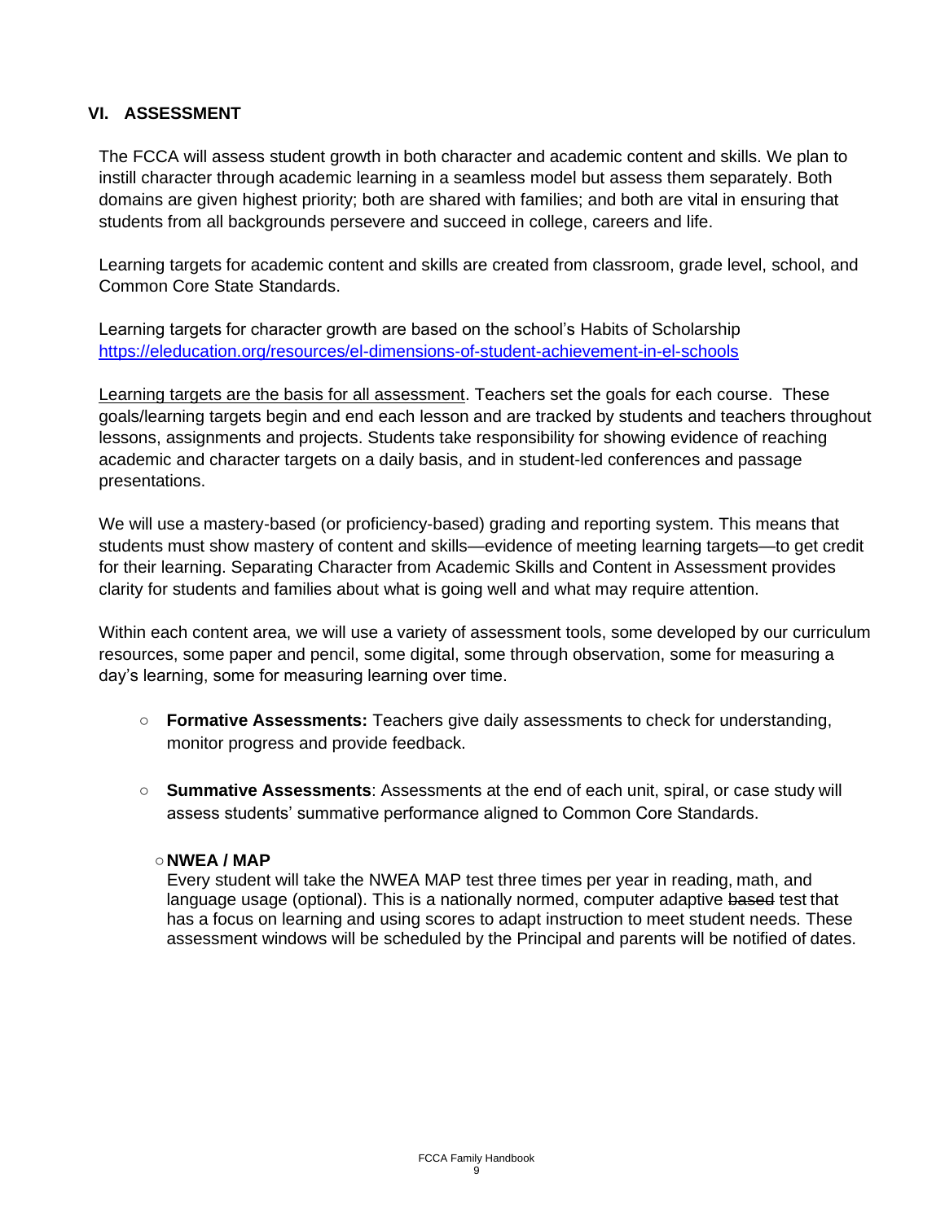## VI. ASSESSMENT

The FCCA will assess student growth in both character and academic content and skills. We plan to instill character through academic learning in a seamless model but assess them separately. Both domains are given highest priority; both are shared with families; and both are vital in ensuring that students from all backgrounds persevere and succeed in college, careers and life.

Learning targets for academic content and skills are created from classroom, grade level, school, and Common Core State Standards.

Learning targets for character growth are based on the school's Habits of Scholarship https://eleducation.org/resources/el-dimensions-of-student-achievement-in-el-schools

Learning targets are the basis for all assessment. Teachers set the goals for each course. These goals/learning targets begin and end each lesson and are tracked by students and teachers throughout lessons, assignments and projects. Students take responsibility for showing evidence of reaching academic and character targets on a daily basis, and in student-led conferences and passage presentations.

We will use a mastery-based (or proficiency-based) grading and reporting system. This means that students must show mastery of content and skills—evidence of meeting learning targets—to get credit for their learning. Separating Character from Academic Skills and Content in Assessment provides clarity for students and families about what is going well and what may require attention.

Within each content area, we will use a variety of assessment tools, some developed by our curriculum resources, some paper and pencil, some digital, some through observation, some for measuring a day's learning, some for measuring learning over time.

- **Formative Assessments:** Teachers give daily assessments to check for understanding, monitor progress and provide feedback.
- **Summative Assessments**: Assessments at the end of each unit, spiral, or case study will assess students' summative performance aligned to Common Core Standards.
- **NWEA / MAP**
  Every student will take the NWEA MAP test three times per year in reading, math, and language usage (optional). This is a nationally normed, computer adaptive ~~based~~ test that has a focus on learning and using scores to adapt instruction to meet student needs. These assessment windows will be scheduled by the Principal and parents will be notified of dates.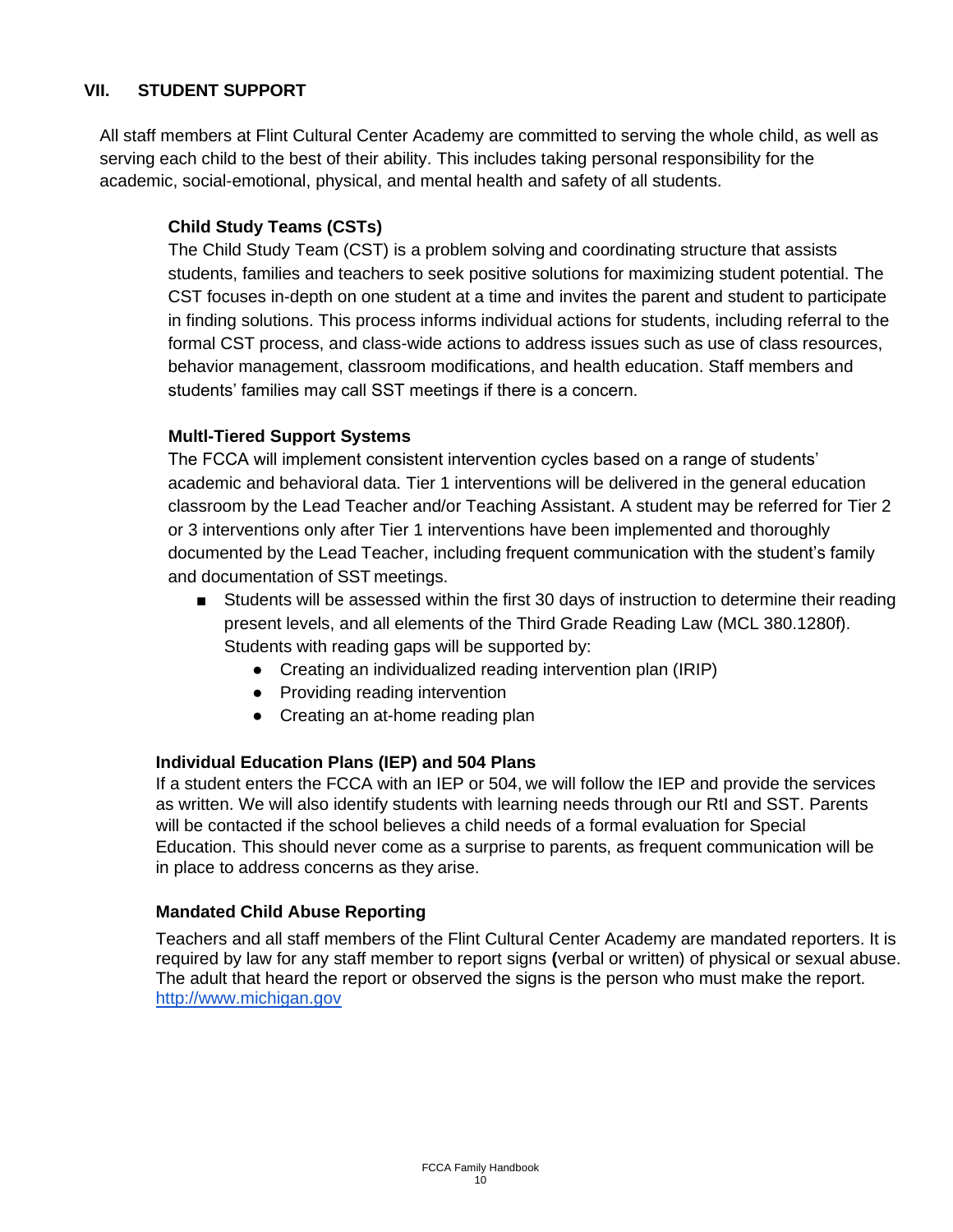## VII. STUDENT SUPPORT

All staff members at Flint Cultural Center Academy are committed to serving the whole child, as well as serving each child to the best of their ability. This includes taking personal responsibility for the academic, social-emotional, physical, and mental health and safety of all students.

### Child Study Teams (CSTs)

The Child Study Team (CST) is a problem solving and coordinating structure that assists students, families and teachers to seek positive solutions for maximizing student potential. The CST focuses in-depth on one student at a time and invites the parent and student to participate in finding solutions. This process informs individual actions for students, including referral to the formal CST process, and class-wide actions to address issues such as use of class resources, behavior management, classroom modifications, and health education. Staff members and students' families may call SST meetings if there is a concern.

### Multl-Tiered Support Systems

The FCCA will implement consistent intervention cycles based on a range of students' academic and behavioral data. Tier 1 interventions will be delivered in the general education classroom by the Lead Teacher and/or Teaching Assistant. A student may be referred for Tier 2 or 3 interventions only after Tier 1 interventions have been implemented and thoroughly documented by the Lead Teacher, including frequent communication with the student's family and documentation of SST meetings.

- Students will be assessed within the first 30 days of instruction to determine their reading present levels, and all elements of the Third Grade Reading Law (MCL 380.1280f). Students with reading gaps will be supported by:
  - Creating an individualized reading intervention plan (IRIP)
  - Providing reading intervention
  - Creating an at-home reading plan

### Individual Education Plans (IEP) and 504 Plans

If a student enters the FCCA with an IEP or 504, we will follow the IEP and provide the services as written. We will also identify students with learning needs through our RtI and SST. Parents will be contacted if the school believes a child needs of a formal evaluation for Special Education. This should never come as a surprise to parents, as frequent communication will be in place to address concerns as they arise.

### Mandated Child Abuse Reporting

Teachers and all staff members of the Flint Cultural Center Academy are mandated reporters. It is required by law for any staff member to report signs **(**verbal or written) of physical or sexual abuse. The adult that heard the report or observed the signs is the person who must make the report. [http://www.michigan.gov](http://www.michigan.gov)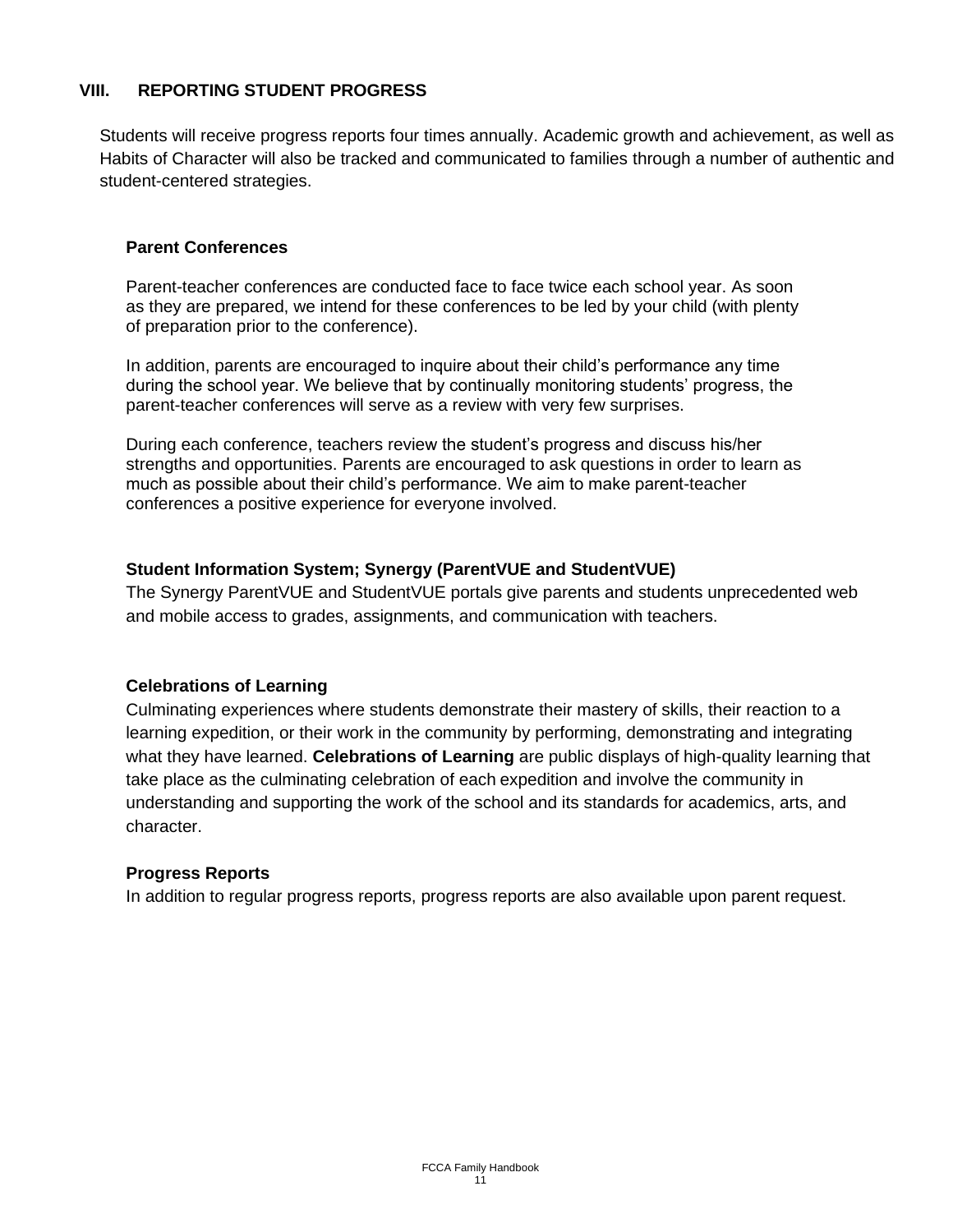## VIII. REPORTING STUDENT PROGRESS

Students will receive progress reports four times annually. Academic growth and achievement, as well as Habits of Character will also be tracked and communicated to families through a number of authentic and student-centered strategies.

### Parent Conferences

Parent-teacher conferences are conducted face to face twice each school year. As soon as they are prepared, we intend for these conferences to be led by your child (with plenty of preparation prior to the conference).

In addition, parents are encouraged to inquire about their child's performance any time during the school year. We believe that by continually monitoring students' progress, the parent-teacher conferences will serve as a review with very few surprises.

During each conference, teachers review the student's progress and discuss his/her strengths and opportunities. Parents are encouraged to ask questions in order to learn as much as possible about their child's performance. We aim to make parent-teacher conferences a positive experience for everyone involved.

### Student Information System; Synergy (ParentVUE and StudentVUE)

The Synergy ParentVUE and StudentVUE portals give parents and students unprecedented web and mobile access to grades, assignments, and communication with teachers.

### Celebrations of Learning

Culminating experiences where students demonstrate their mastery of skills, their reaction to a learning expedition, or their work in the community by performing, demonstrating and integrating what they have learned. **Celebrations of Learning** are public displays of high-quality learning that take place as the culminating celebration of each expedition and involve the community in understanding and supporting the work of the school and its standards for academics, arts, and character.

### Progress Reports

In addition to regular progress reports, progress reports are also available upon parent request.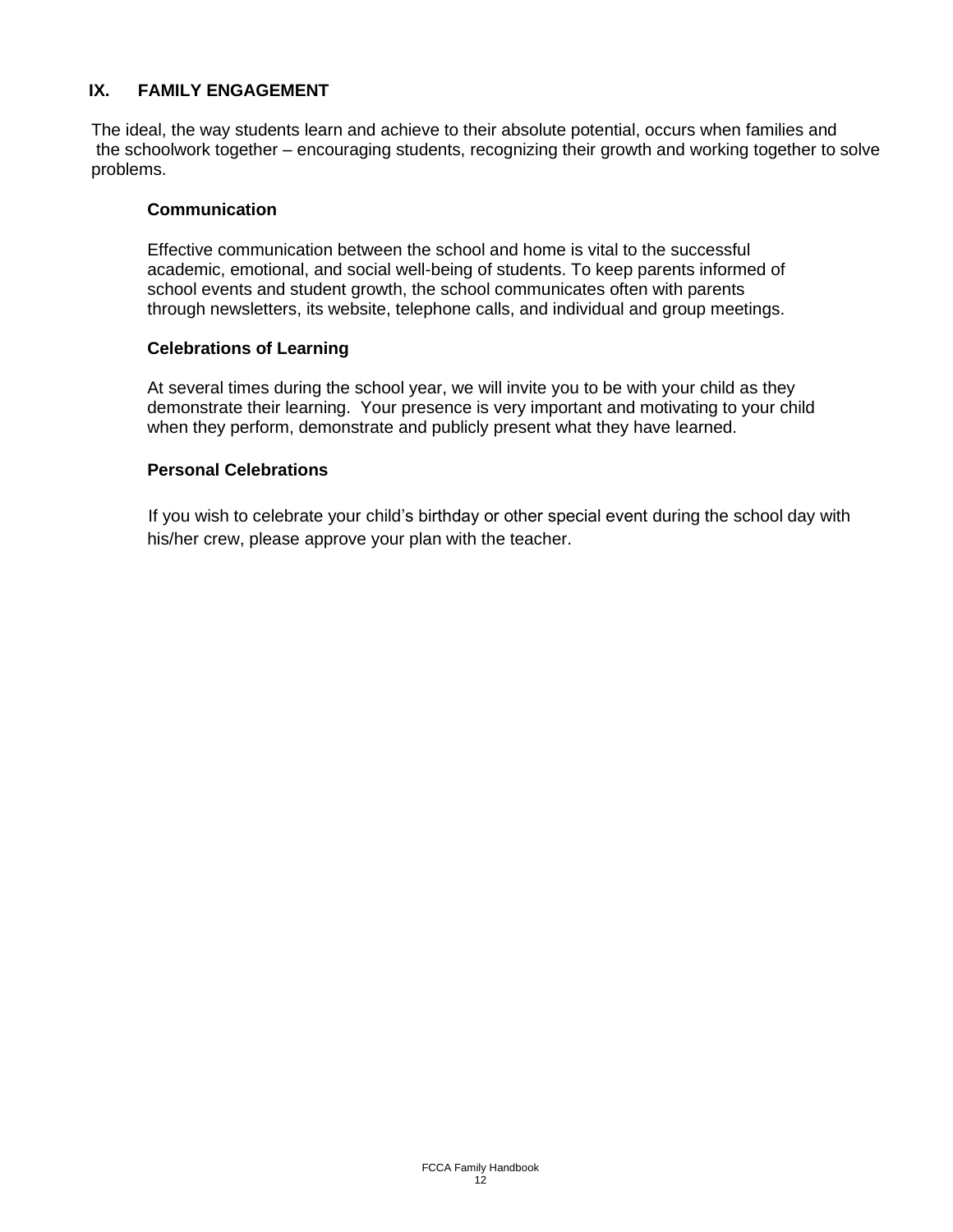## IX. FAMILY ENGAGEMENT

The ideal, the way students learn and achieve to their absolute potential, occurs when families and the schoolwork together – encouraging students, recognizing their growth and working together to solve problems.

### Communication

Effective communication between the school and home is vital to the successful academic, emotional, and social well-being of students. To keep parents informed of school events and student growth, the school communicates often with parents through newsletters, its website, telephone calls, and individual and group meetings.

### Celebrations of Learning

At several times during the school year, we will invite you to be with your child as they demonstrate their learning. Your presence is very important and motivating to your child when they perform, demonstrate and publicly present what they have learned.

### Personal Celebrations

If you wish to celebrate your child's birthday or other special event during the school day with his/her crew, please approve your plan with the teacher.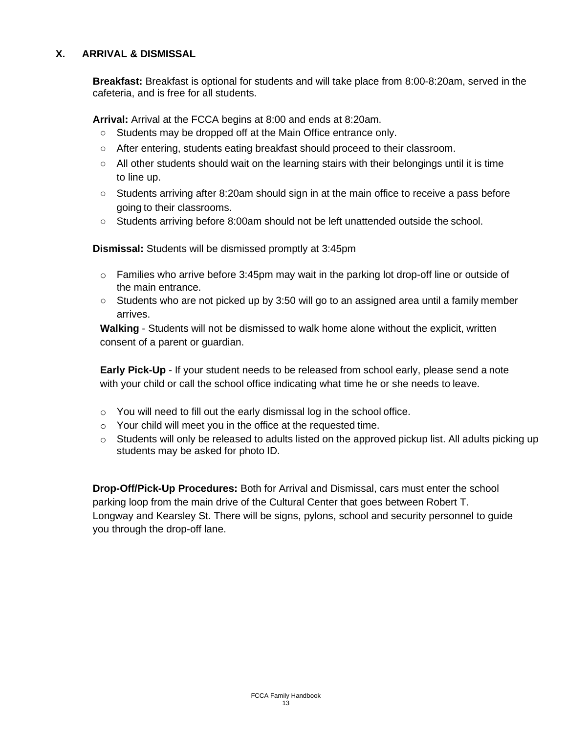## X. ARRIVAL & DISMISSAL

**Breakfast:** Breakfast is optional for students and will take place from 8:00-8:20am, served in the cafeteria, and is free for all students.

**Arrival:** Arrival at the FCCA begins at 8:00 and ends at 8:20am.

- Students may be dropped off at the Main Office entrance only.
- After entering, students eating breakfast should proceed to their classroom.
- All other students should wait on the learning stairs with their belongings until it is time to line up.
- Students arriving after 8:20am should sign in at the main office to receive a pass before going to their classrooms.
- Students arriving before 8:00am should not be left unattended outside the school.

**Dismissal:** Students will be dismissed promptly at 3:45pm

- Families who arrive before 3:45pm may wait in the parking lot drop-off line or outside of the main entrance.
- Students who are not picked up by 3:50 will go to an assigned area until a family member arrives.

**Walking** - Students will not be dismissed to walk home alone without the explicit, written consent of a parent or guardian.

**Early Pick-Up** - If your student needs to be released from school early, please send a note with your child or call the school office indicating what time he or she needs to leave.

- You will need to fill out the early dismissal log in the school office.
- Your child will meet you in the office at the requested time.
- Students will only be released to adults listed on the approved pickup list. All adults picking up students may be asked for photo ID.

**Drop-Off/Pick-Up Procedures:** Both for Arrival and Dismissal, cars must enter the school parking loop from the main drive of the Cultural Center that goes between Robert T. Longway and Kearsley St. There will be signs, pylons, school and security personnel to guide you through the drop-off lane.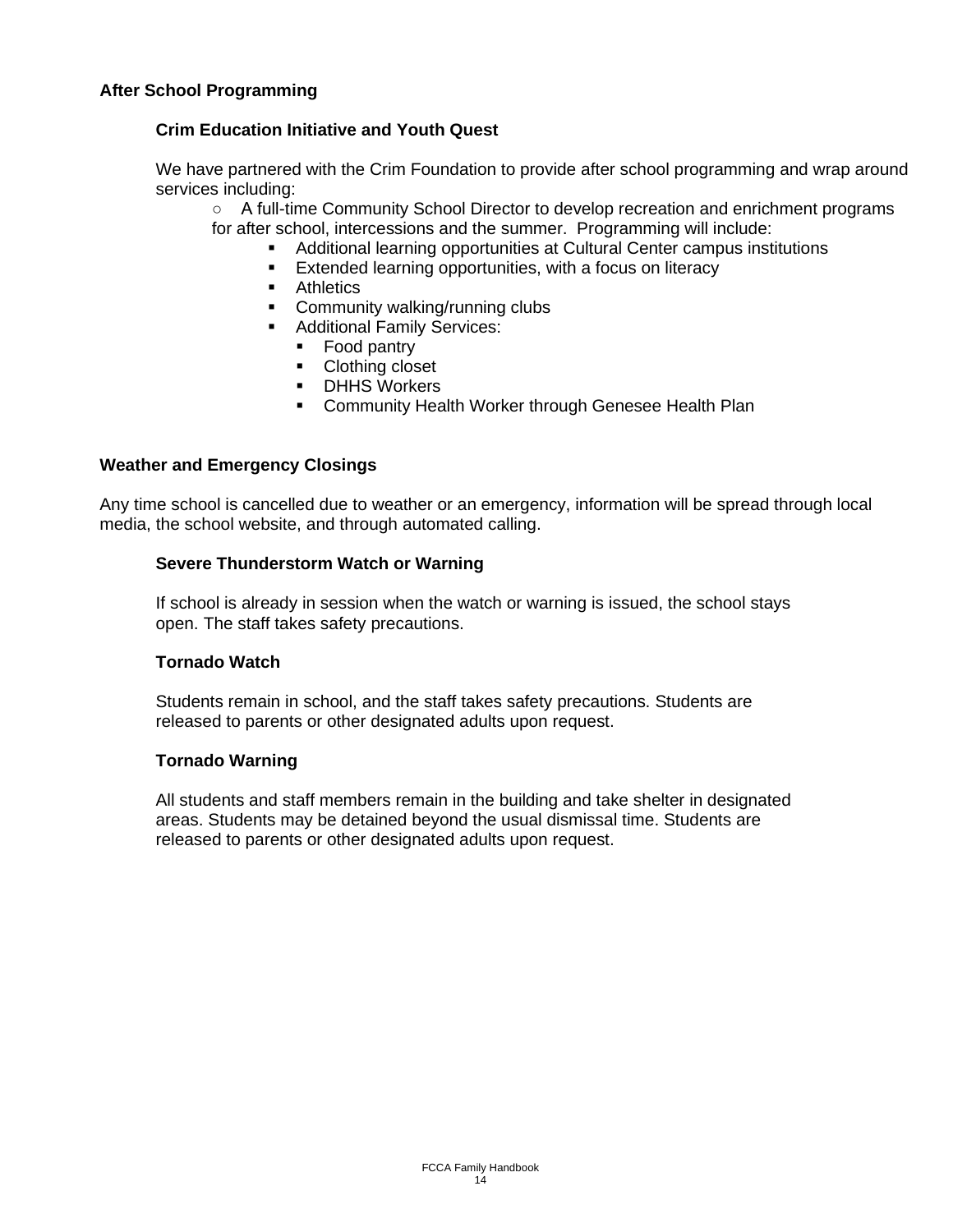## After School Programming

### Crim Education Initiative and Youth Quest

We have partnered with the Crim Foundation to provide after school programming and wrap around services including:

- A full-time Community School Director to develop recreation and enrichment programs for after school, intercessions and the summer. Programming will include:
  - Additional learning opportunities at Cultural Center campus institutions
  - Extended learning opportunities, with a focus on literacy
  - Athletics
  - Community walking/running clubs
  - Additional Family Services:
    - Food pantry
    - Clothing closet
    - DHHS Workers
    - Community Health Worker through Genesee Health Plan

## Weather and Emergency Closings

Any time school is cancelled due to weather or an emergency, information will be spread through local media, the school website, and through automated calling.

### Severe Thunderstorm Watch or Warning

If school is already in session when the watch or warning is issued, the school stays open. The staff takes safety precautions.

### Tornado Watch

Students remain in school, and the staff takes safety precautions. Students are released to parents or other designated adults upon request.

### Tornado Warning

All students and staff members remain in the building and take shelter in designated areas. Students may be detained beyond the usual dismissal time. Students are released to parents or other designated adults upon request.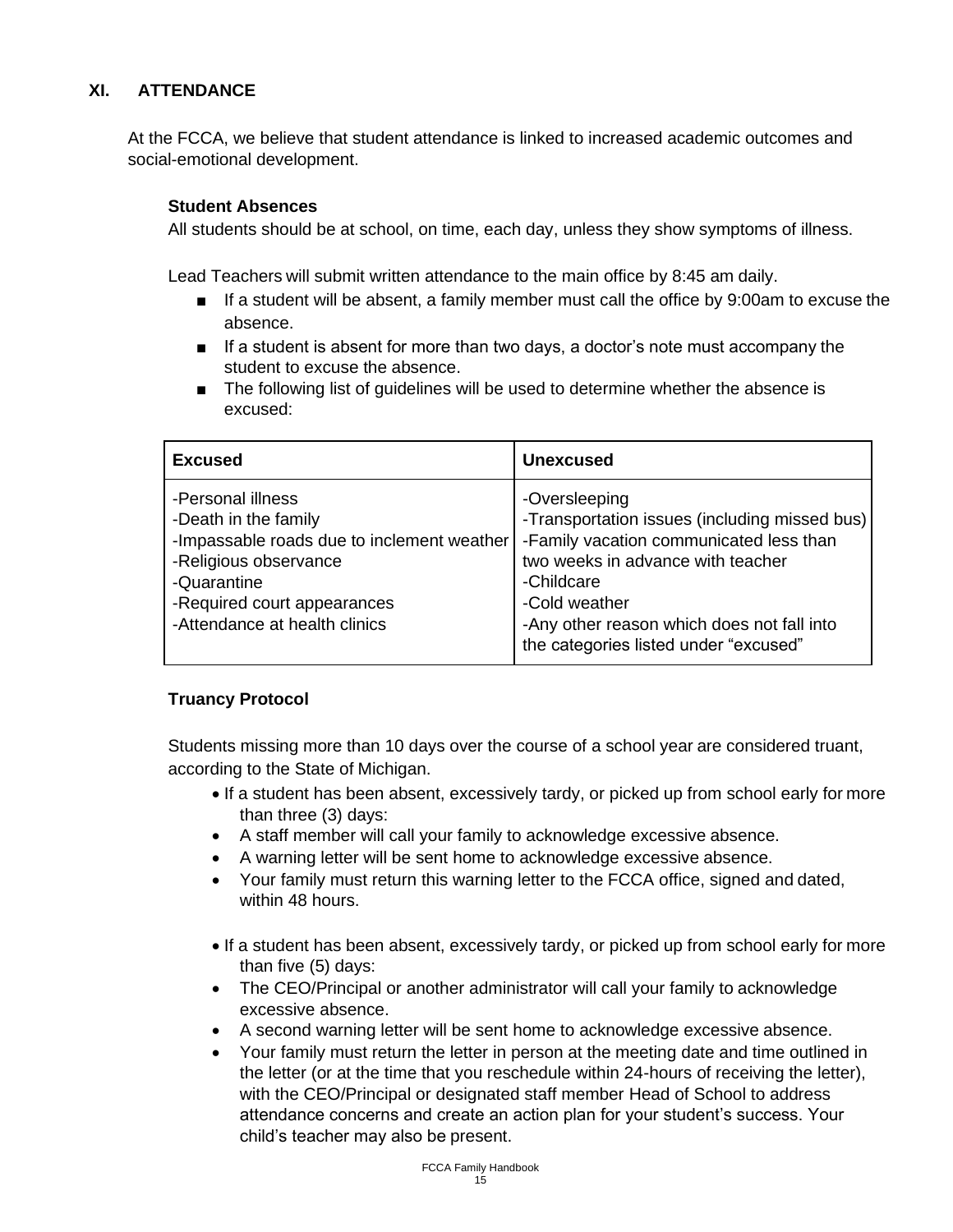## XI. ATTENDANCE

At the FCCA, we believe that student attendance is linked to increased academic outcomes and social-emotional development.

### Student Absences

All students should be at school, on time, each day, unless they show symptoms of illness.

Lead Teachers will submit written attendance to the main office by 8:45 am daily.

- If a student will be absent, a family member must call the office by 9:00am to excuse the absence.
- If a student is absent for more than two days, a doctor's note must accompany the student to excuse the absence.
- The following list of guidelines will be used to determine whether the absence is excused:

| Excused | Unexcused |
|---|---|
| -Personal illness<br>-Death in the family<br>-Impassable roads due to inclement weather<br>-Religious observance<br>-Quarantine<br>-Required court appearances<br>-Attendance at health clinics | -Oversleeping<br>-Transportation issues (including missed bus)<br>-Family vacation communicated less than two weeks in advance with teacher<br>-Childcare<br>-Cold weather<br>-Any other reason which does not fall into the categories listed under "excused" |

### Truancy Protocol

Students missing more than 10 days over the course of a school year are considered truant, according to the State of Michigan.

- If a student has been absent, excessively tardy, or picked up from school early for more than three (3) days:
- A staff member will call your family to acknowledge excessive absence.
- A warning letter will be sent home to acknowledge excessive absence.
- Your family must return this warning letter to the FCCA office, signed and dated, within 48 hours.

- If a student has been absent, excessively tardy, or picked up from school early for more than five (5) days:
- The CEO/Principal or another administrator will call your family to acknowledge excessive absence.
- A second warning letter will be sent home to acknowledge excessive absence.
- Your family must return the letter in person at the meeting date and time outlined in the letter (or at the time that you reschedule within 24-hours of receiving the letter), with the CEO/Principal or designated staff member Head of School to address attendance concerns and create an action plan for your student's success. Your child's teacher may also be present.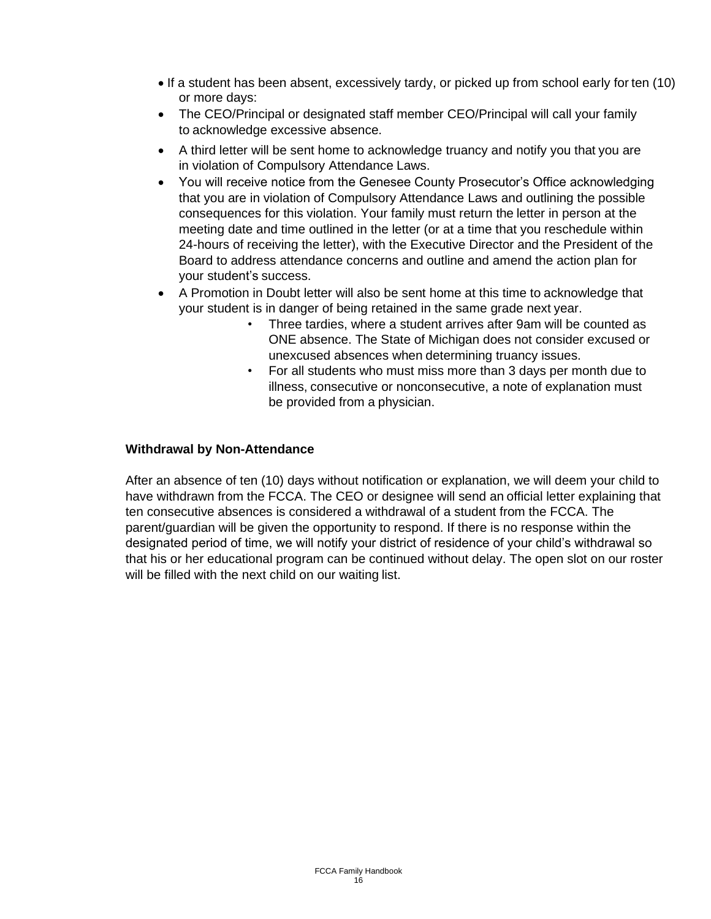- If a student has been absent, excessively tardy, or picked up from school early for ten (10) or more days:
- The CEO/Principal or designated staff member CEO/Principal will call your family to acknowledge excessive absence.
- A third letter will be sent home to acknowledge truancy and notify you that you are in violation of Compulsory Attendance Laws.
- You will receive notice from the Genesee County Prosecutor's Office acknowledging that you are in violation of Compulsory Attendance Laws and outlining the possible consequences for this violation. Your family must return the letter in person at the meeting date and time outlined in the letter (or at a time that you reschedule within 24-hours of receiving the letter), with the Executive Director and the President of the Board to address attendance concerns and outline and amend the action plan for your student's success.
- A Promotion in Doubt letter will also be sent home at this time to acknowledge that your student is in danger of being retained in the same grade next year.
  - Three tardies, where a student arrives after 9am will be counted as ONE absence. The State of Michigan does not consider excused or unexcused absences when determining truancy issues.
  - For all students who must miss more than 3 days per month due to illness, consecutive or nonconsecutive, a note of explanation must be provided from a physician.

**Withdrawal by Non-Attendance**

After an absence of ten (10) days without notification or explanation, we will deem your child to have withdrawn from the FCCA. The CEO or designee will send an official letter explaining that ten consecutive absences is considered a withdrawal of a student from the FCCA. The parent/guardian will be given the opportunity to respond. If there is no response within the designated period of time, we will notify your district of residence of your child's withdrawal so that his or her educational program can be continued without delay. The open slot on our roster will be filled with the next child on our waiting list.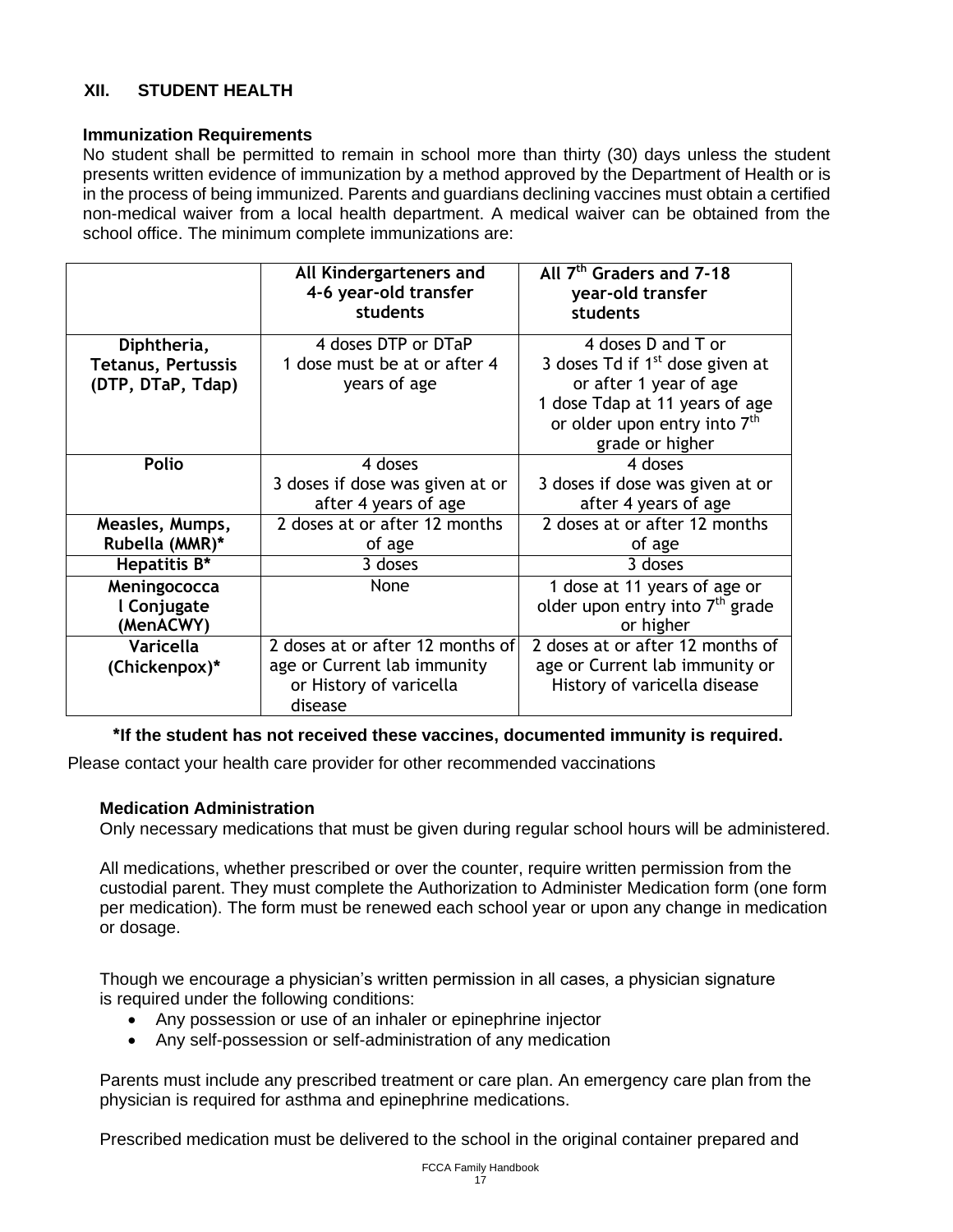## XII. STUDENT HEALTH

### Immunization Requirements

No student shall be permitted to remain in school more than thirty (30) days unless the student presents written evidence of immunization by a method approved by the Department of Health or is in the process of being immunized. Parents and guardians declining vaccines must obtain a certified non-medical waiver from a local health department. A medical waiver can be obtained from the school office. The minimum complete immunizations are:

| | **All Kindergarteners and 4-6 year-old transfer students** | **All 7th Graders and 7-18 year-old transfer students** |
|---|---|---|
| **Diphtheria, Tetanus, Pertussis (DTP, DTaP, Tdap)** | 4 doses DTP or DTaP<br>1 dose must be at or after 4 years of age | 4 doses D and T or<br>3 doses Td if 1st dose given at or after 1 year of age<br>1 dose Tdap at 11 years of age or older upon entry into 7th grade or higher |
| **Polio** | 4 doses<br>3 doses if dose was given at or after 4 years of age | 4 doses<br>3 doses if dose was given at or after 4 years of age |
| **Measles, Mumps, Rubella (MMR)*** | 2 doses at or after 12 months of age | 2 doses at or after 12 months of age |
| **Hepatitis B*** | 3 doses | 3 doses |
| **Meningococcal Conjugate (MenACWY)** | None | 1 dose at 11 years of age or older upon entry into 7th grade or higher |
| **Varicella (Chickenpox)*** | 2 doses at or after 12 months of age or Current lab immunity or History of varicella disease | 2 doses at or after 12 months of age or Current lab immunity or History of varicella disease |

***If the student has not received these vaccines, documented immunity is required.**

Please contact your health care provider for other recommended vaccinations

### Medication Administration

Only necessary medications that must be given during regular school hours will be administered.

All medications, whether prescribed or over the counter, require written permission from the custodial parent. They must complete the Authorization to Administer Medication form (one form per medication). The form must be renewed each school year or upon any change in medication or dosage.

Though we encourage a physician's written permission in all cases, a physician signature is required under the following conditions:

- Any possession or use of an inhaler or epinephrine injector
- Any self-possession or self-administration of any medication

Parents must include any prescribed treatment or care plan. An emergency care plan from the physician is required for asthma and epinephrine medications.

Prescribed medication must be delivered to the school in the original container prepared and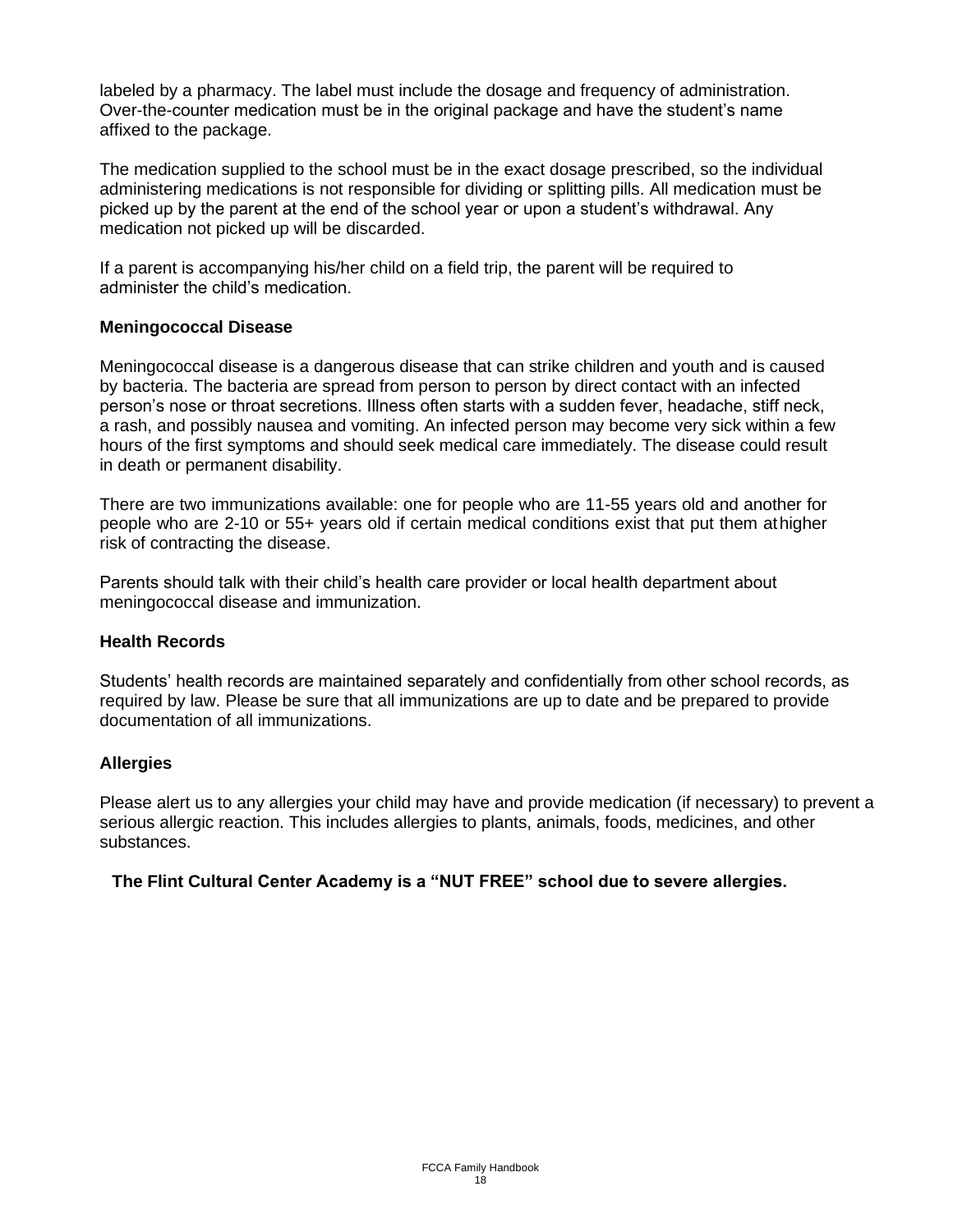labeled by a pharmacy. The label must include the dosage and frequency of administration. Over-the-counter medication must be in the original package and have the student's name affixed to the package.

The medication supplied to the school must be in the exact dosage prescribed, so the individual administering medications is not responsible for dividing or splitting pills. All medication must be picked up by the parent at the end of the school year or upon a student's withdrawal. Any medication not picked up will be discarded.

If a parent is accompanying his/her child on a field trip, the parent will be required to administer the child's medication.

### Meningococcal Disease

Meningococcal disease is a dangerous disease that can strike children and youth and is caused by bacteria. The bacteria are spread from person to person by direct contact with an infected person's nose or throat secretions. Illness often starts with a sudden fever, headache, stiff neck, a rash, and possibly nausea and vomiting. An infected person may become very sick within a few hours of the first symptoms and should seek medical care immediately. The disease could result in death or permanent disability.

There are two immunizations available: one for people who are 11-55 years old and another for people who are 2-10 or 55+ years old if certain medical conditions exist that put them at higher risk of contracting the disease.

Parents should talk with their child's health care provider or local health department about meningococcal disease and immunization.

### Health Records

Students' health records are maintained separately and confidentially from other school records, as required by law. Please be sure that all immunizations are up to date and be prepared to provide documentation of all immunizations.

### Allergies

Please alert us to any allergies your child may have and provide medication (if necessary) to prevent a serious allergic reaction. This includes allergies to plants, animals, foods, medicines, and other substances.

**The Flint Cultural Center Academy is a "NUT FREE" school due to severe allergies.**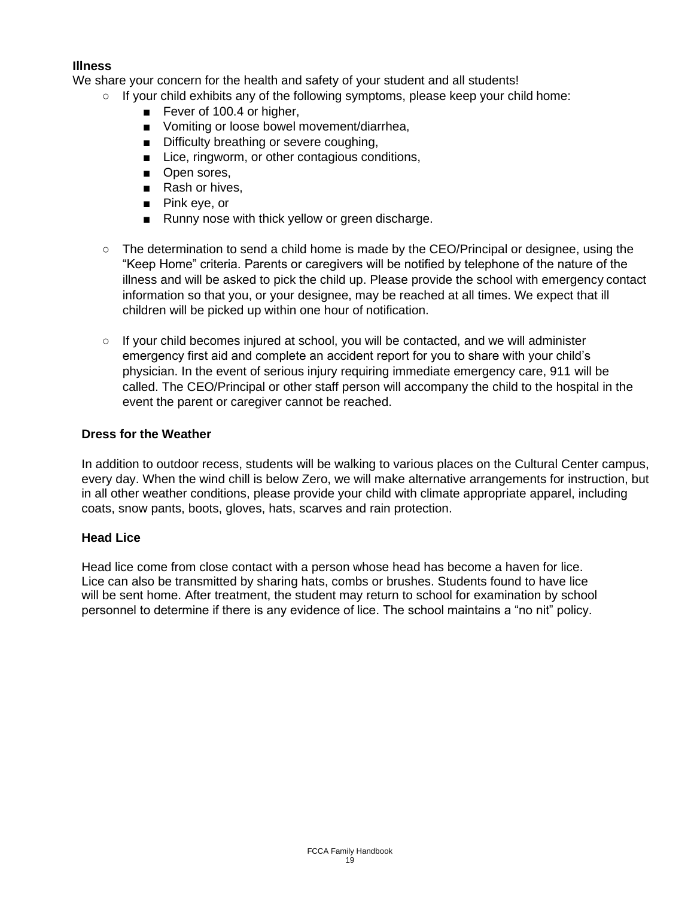**Illness**

We share your concern for the health and safety of your student and all students!

- If your child exhibits any of the following symptoms, please keep your child home:
  - Fever of 100.4 or higher,
  - Vomiting or loose bowel movement/diarrhea,
  - Difficulty breathing or severe coughing,
  - Lice, ringworm, or other contagious conditions,
  - Open sores,
  - Rash or hives,
  - Pink eye, or
  - Runny nose with thick yellow or green discharge.

- The determination to send a child home is made by the CEO/Principal or designee, using the "Keep Home" criteria. Parents or caregivers will be notified by telephone of the nature of the illness and will be asked to pick the child up. Please provide the school with emergency contact information so that you, or your designee, may be reached at all times. We expect that ill children will be picked up within one hour of notification.

- If your child becomes injured at school, you will be contacted, and we will administer emergency first aid and complete an accident report for you to share with your child's physician. In the event of serious injury requiring immediate emergency care, 911 will be called. The CEO/Principal or other staff person will accompany the child to the hospital in the event the parent or caregiver cannot be reached.

**Dress for the Weather**

In addition to outdoor recess, students will be walking to various places on the Cultural Center campus, every day. When the wind chill is below Zero, we will make alternative arrangements for instruction, but in all other weather conditions, please provide your child with climate appropriate apparel, including coats, snow pants, boots, gloves, hats, scarves and rain protection.

**Head Lice**

Head lice come from close contact with a person whose head has become a haven for lice. Lice can also be transmitted by sharing hats, combs or brushes. Students found to have lice will be sent home. After treatment, the student may return to school for examination by school personnel to determine if there is any evidence of lice. The school maintains a "no nit" policy.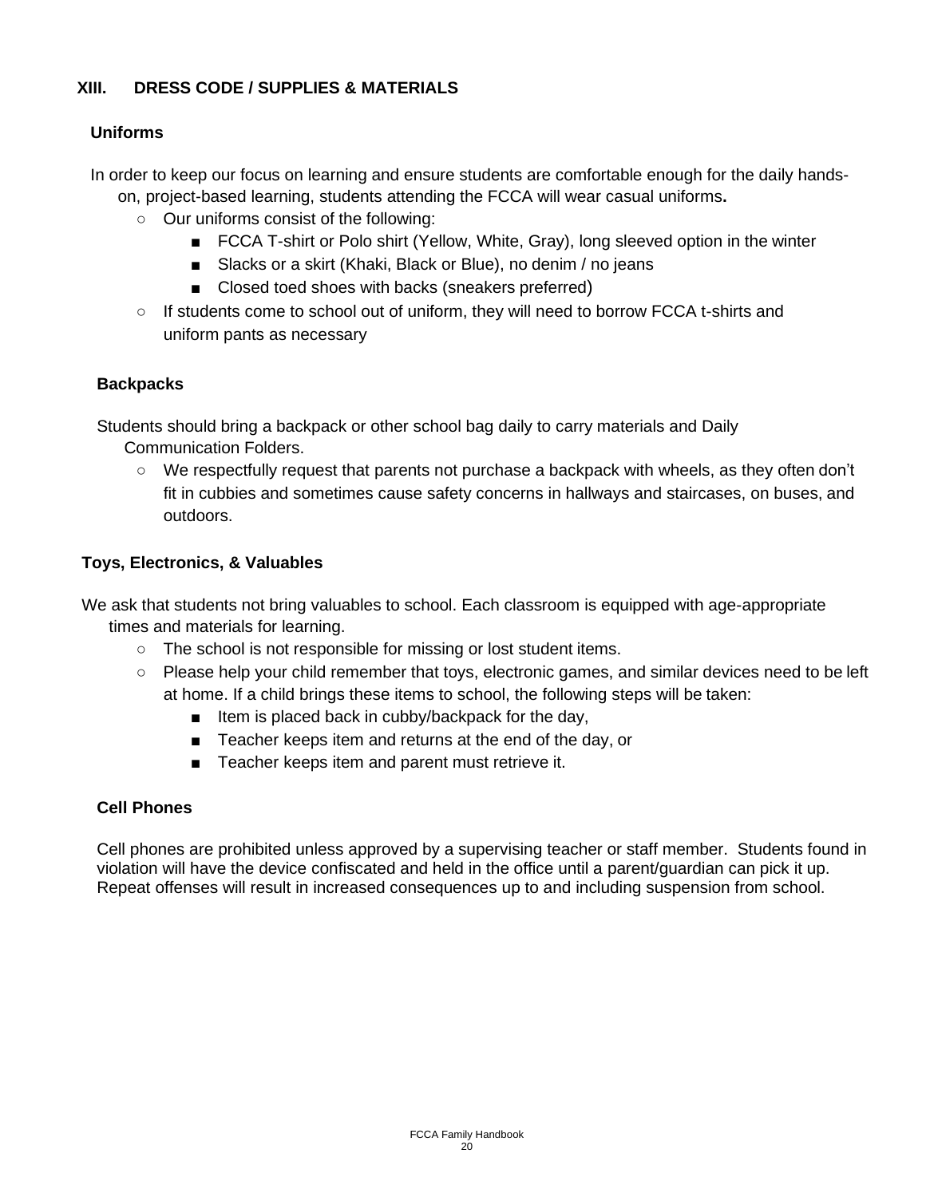## XIII. DRESS CODE / SUPPLIES & MATERIALS

### Uniforms

In order to keep our focus on learning and ensure students are comfortable enough for the daily hands-on, project-based learning, students attending the FCCA will wear casual uniforms**.**

- Our uniforms consist of the following:
  - FCCA T-shirt or Polo shirt (Yellow, White, Gray), long sleeved option in the winter
  - Slacks or a skirt (Khaki, Black or Blue), no denim / no jeans
  - Closed toed shoes with backs (sneakers preferred)
- If students come to school out of uniform, they will need to borrow FCCA t-shirts and uniform pants as necessary

### Backpacks

Students should bring a backpack or other school bag daily to carry materials and Daily Communication Folders.

- We respectfully request that parents not purchase a backpack with wheels, as they often don't fit in cubbies and sometimes cause safety concerns in hallways and staircases, on buses, and outdoors.

### Toys, Electronics, & Valuables

We ask that students not bring valuables to school. Each classroom is equipped with age-appropriate times and materials for learning.

- The school is not responsible for missing or lost student items.
- Please help your child remember that toys, electronic games, and similar devices need to be left at home. If a child brings these items to school, the following steps will be taken:
  - Item is placed back in cubby/backpack for the day,
  - Teacher keeps item and returns at the end of the day, or
  - Teacher keeps item and parent must retrieve it.

### Cell Phones

Cell phones are prohibited unless approved by a supervising teacher or staff member. Students found in violation will have the device confiscated and held in the office until a parent/guardian can pick it up. Repeat offenses will result in increased consequences up to and including suspension from school.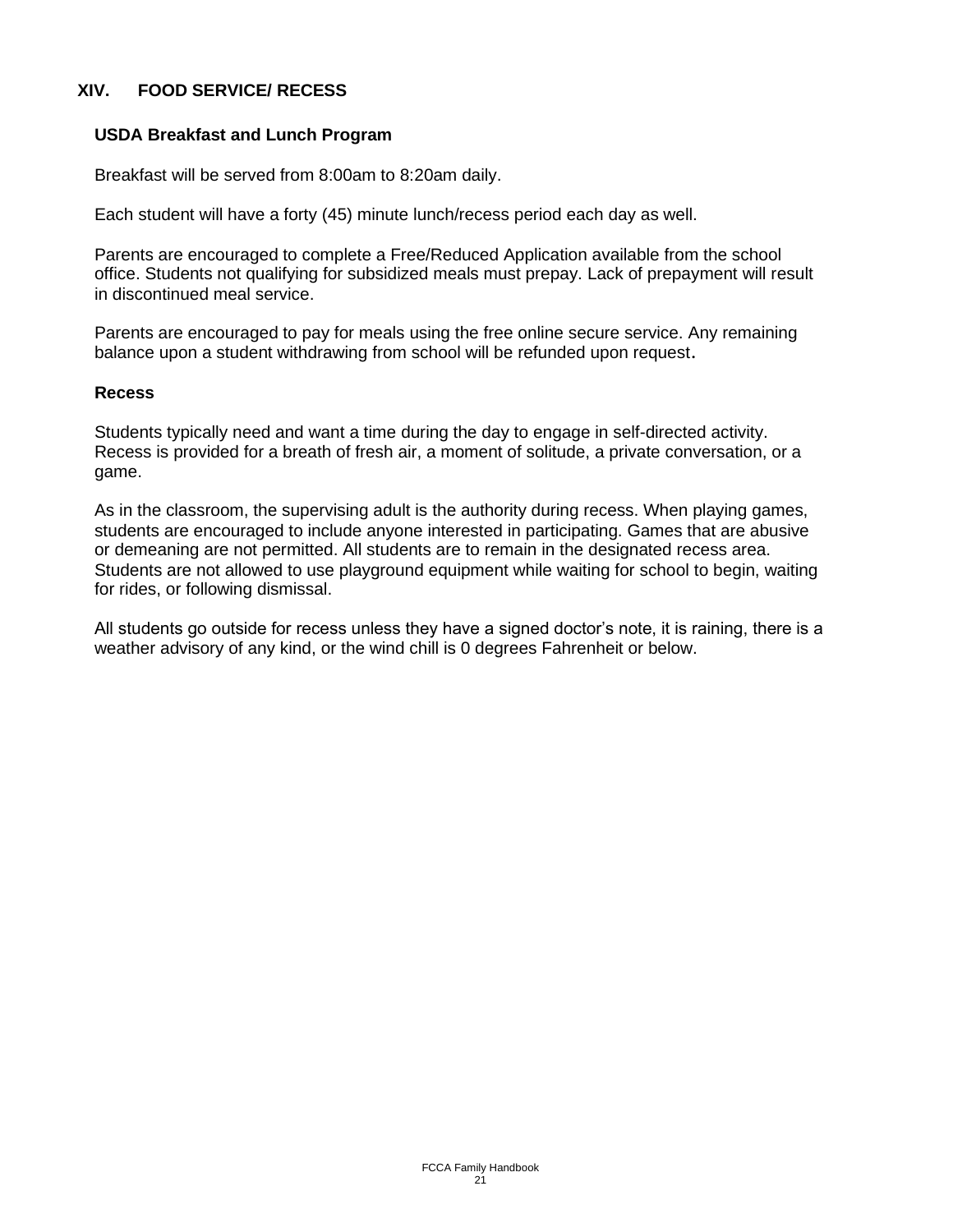## XIV. FOOD SERVICE/ RECESS

### USDA Breakfast and Lunch Program

Breakfast will be served from 8:00am to 8:20am daily.

Each student will have a forty (45) minute lunch/recess period each day as well.

Parents are encouraged to complete a Free/Reduced Application available from the school office. Students not qualifying for subsidized meals must prepay. Lack of prepayment will result in discontinued meal service.

Parents are encouraged to pay for meals using the free online secure service. Any remaining balance upon a student withdrawing from school will be refunded upon request.

### Recess

Students typically need and want a time during the day to engage in self-directed activity. Recess is provided for a breath of fresh air, a moment of solitude, a private conversation, or a game.

As in the classroom, the supervising adult is the authority during recess. When playing games, students are encouraged to include anyone interested in participating. Games that are abusive or demeaning are not permitted. All students are to remain in the designated recess area. Students are not allowed to use playground equipment while waiting for school to begin, waiting for rides, or following dismissal.

All students go outside for recess unless they have a signed doctor's note, it is raining, there is a weather advisory of any kind, or the wind chill is 0 degrees Fahrenheit or below.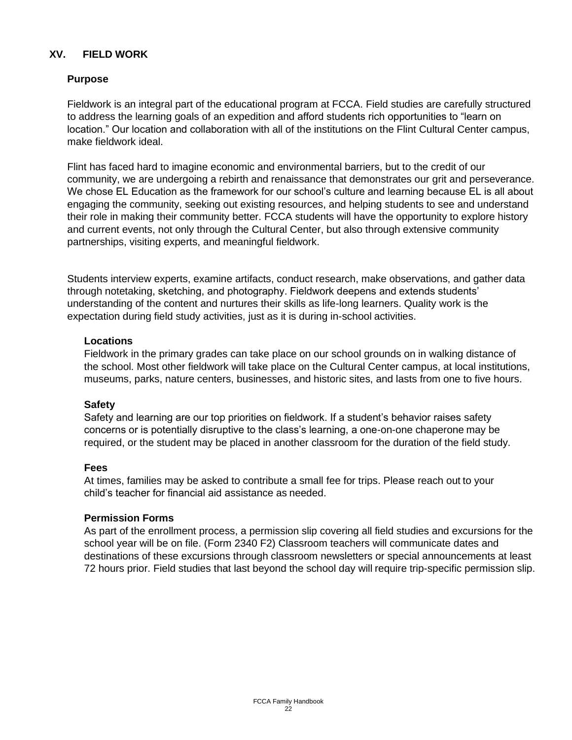## XV. FIELD WORK

### Purpose

Fieldwork is an integral part of the educational program at FCCA. Field studies are carefully structured to address the learning goals of an expedition and afford students rich opportunities to "learn on location." Our location and collaboration with all of the institutions on the Flint Cultural Center campus, make fieldwork ideal.

Flint has faced hard to imagine economic and environmental barriers, but to the credit of our community, we are undergoing a rebirth and renaissance that demonstrates our grit and perseverance. We chose EL Education as the framework for our school's culture and learning because EL is all about engaging the community, seeking out existing resources, and helping students to see and understand their role in making their community better. FCCA students will have the opportunity to explore history and current events, not only through the Cultural Center, but also through extensive community partnerships, visiting experts, and meaningful fieldwork.

Students interview experts, examine artifacts, conduct research, make observations, and gather data through notetaking, sketching, and photography. Fieldwork deepens and extends students' understanding of the content and nurtures their skills as life-long learners. Quality work is the expectation during field study activities, just as it is during in-school activities.

#### Locations

Fieldwork in the primary grades can take place on our school grounds on in walking distance of the school. Most other fieldwork will take place on the Cultural Center campus, at local institutions, museums, parks, nature centers, businesses, and historic sites, and lasts from one to five hours.

#### Safety

Safety and learning are our top priorities on fieldwork. If a student's behavior raises safety concerns or is potentially disruptive to the class's learning, a one-on-one chaperone may be required, or the student may be placed in another classroom for the duration of the field study.

#### Fees

At times, families may be asked to contribute a small fee for trips. Please reach out to your child's teacher for financial aid assistance as needed.

#### Permission Forms

As part of the enrollment process, a permission slip covering all field studies and excursions for the school year will be on file. (Form 2340 F2) Classroom teachers will communicate dates and destinations of these excursions through classroom newsletters or special announcements at least 72 hours prior. Field studies that last beyond the school day will require trip-specific permission slip.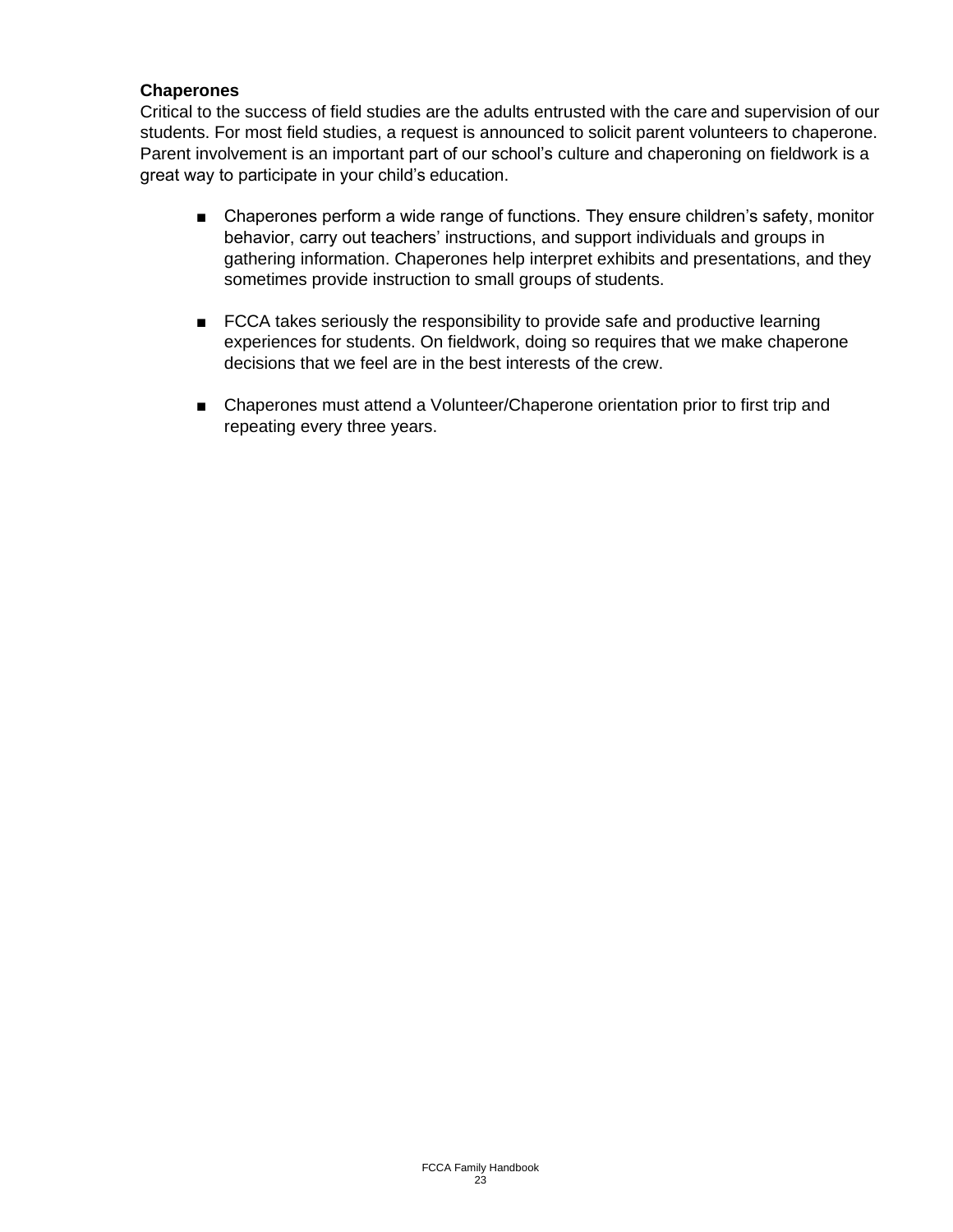**Chaperones**

Critical to the success of field studies are the adults entrusted with the care and supervision of our students. For most field studies, a request is announced to solicit parent volunteers to chaperone. Parent involvement is an important part of our school's culture and chaperoning on fieldwork is a great way to participate in your child's education.

- Chaperones perform a wide range of functions. They ensure children's safety, monitor behavior, carry out teachers' instructions, and support individuals and groups in gathering information. Chaperones help interpret exhibits and presentations, and they sometimes provide instruction to small groups of students.

- FCCA takes seriously the responsibility to provide safe and productive learning experiences for students. On fieldwork, doing so requires that we make chaperone decisions that we feel are in the best interests of the crew.

- Chaperones must attend a Volunteer/Chaperone orientation prior to first trip and repeating every three years.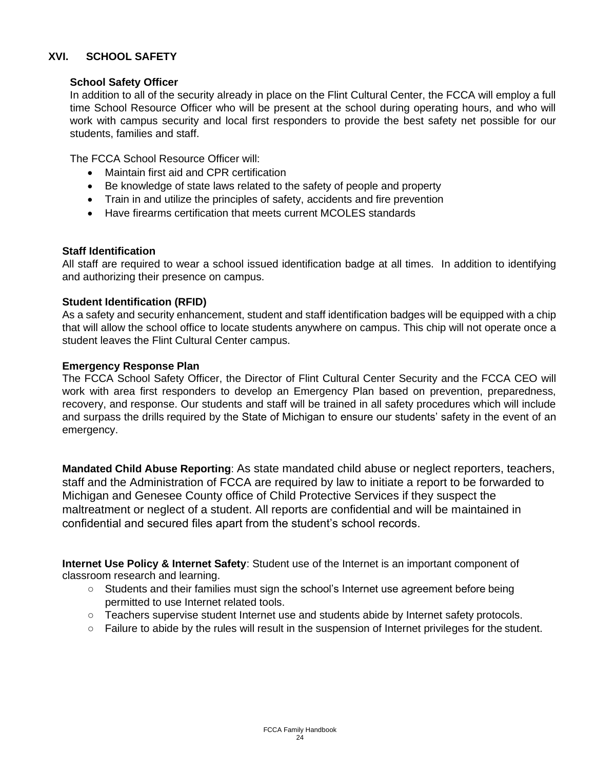## XVI. SCHOOL SAFETY

### School Safety Officer

In addition to all of the security already in place on the Flint Cultural Center, the FCCA will employ a full time School Resource Officer who will be present at the school during operating hours, and who will work with campus security and local first responders to provide the best safety net possible for our students, families and staff.

The FCCA School Resource Officer will:

- Maintain first aid and CPR certification
- Be knowledge of state laws related to the safety of people and property
- Train in and utilize the principles of safety, accidents and fire prevention
- Have firearms certification that meets current MCOLES standards

### Staff Identification

All staff are required to wear a school issued identification badge at all times. In addition to identifying and authorizing their presence on campus.

### Student Identification (RFID)

As a safety and security enhancement, student and staff identification badges will be equipped with a chip that will allow the school office to locate students anywhere on campus. This chip will not operate once a student leaves the Flint Cultural Center campus.

### Emergency Response Plan

The FCCA School Safety Officer, the Director of Flint Cultural Center Security and the FCCA CEO will work with area first responders to develop an Emergency Plan based on prevention, preparedness, recovery, and response. Our students and staff will be trained in all safety procedures which will include and surpass the drills required by the State of Michigan to ensure our students' safety in the event of an emergency.

**Mandated Child Abuse Reporting**: As state mandated child abuse or neglect reporters, teachers, staff and the Administration of FCCA are required by law to initiate a report to be forwarded to Michigan and Genesee County office of Child Protective Services if they suspect the maltreatment or neglect of a student. All reports are confidential and will be maintained in confidential and secured files apart from the student's school records.

**Internet Use Policy & Internet Safety**: Student use of the Internet is an important component of classroom research and learning.

- Students and their families must sign the school's Internet use agreement before being permitted to use Internet related tools.
- Teachers supervise student Internet use and students abide by Internet safety protocols.
- Failure to abide by the rules will result in the suspension of Internet privileges for the student.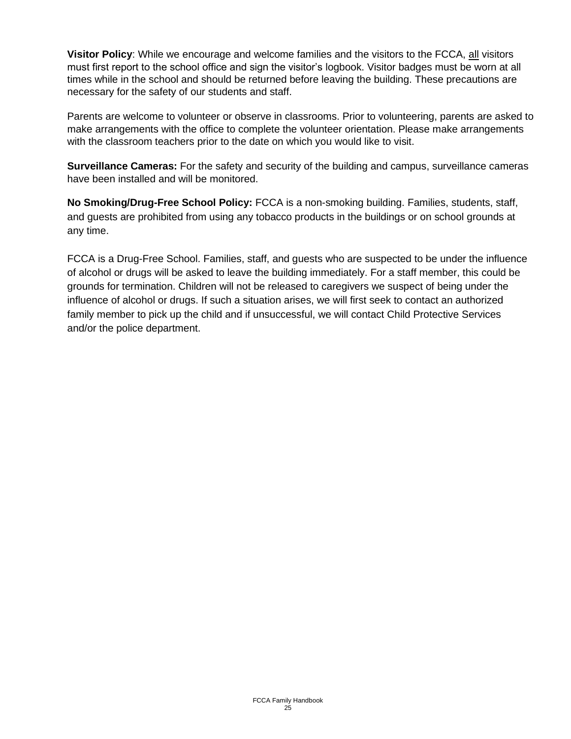**Visitor Policy**: While we encourage and welcome families and the visitors to the FCCA, <u>all</u> visitors must first report to the school office and sign the visitor's logbook. Visitor badges must be worn at all times while in the school and should be returned before leaving the building. These precautions are necessary for the safety of our students and staff.

Parents are welcome to volunteer or observe in classrooms. Prior to volunteering, parents are asked to make arrangements with the office to complete the volunteer orientation. Please make arrangements with the classroom teachers prior to the date on which you would like to visit.

**Surveillance Cameras:** For the safety and security of the building and campus, surveillance cameras have been installed and will be monitored.

**No Smoking/Drug-Free School Policy:** FCCA is a non-smoking building. Families, students, staff, and guests are prohibited from using any tobacco products in the buildings or on school grounds at any time.

FCCA is a Drug-Free School. Families, staff, and guests who are suspected to be under the influence of alcohol or drugs will be asked to leave the building immediately. For a staff member, this could be grounds for termination. Children will not be released to caregivers we suspect of being under the influence of alcohol or drugs. If such a situation arises, we will first seek to contact an authorized family member to pick up the child and if unsuccessful, we will contact Child Protective Services and/or the police department.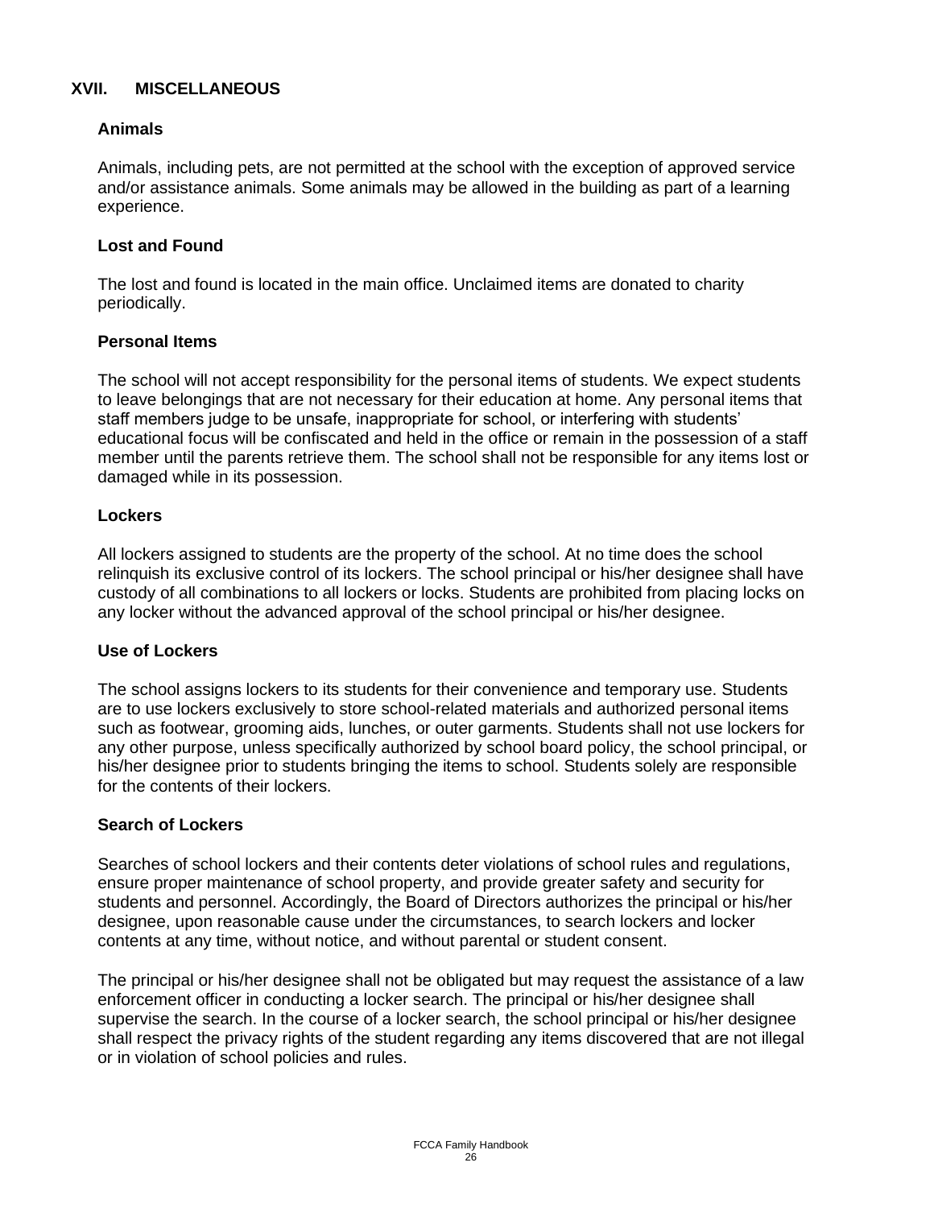## XVII. MISCELLANEOUS

### Animals

Animals, including pets, are not permitted at the school with the exception of approved service and/or assistance animals. Some animals may be allowed in the building as part of a learning experience.

### Lost and Found

The lost and found is located in the main office. Unclaimed items are donated to charity periodically.

### Personal Items

The school will not accept responsibility for the personal items of students. We expect students to leave belongings that are not necessary for their education at home. Any personal items that staff members judge to be unsafe, inappropriate for school, or interfering with students' educational focus will be confiscated and held in the office or remain in the possession of a staff member until the parents retrieve them. The school shall not be responsible for any items lost or damaged while in its possession.

### Lockers

All lockers assigned to students are the property of the school. At no time does the school relinquish its exclusive control of its lockers. The school principal or his/her designee shall have custody of all combinations to all lockers or locks. Students are prohibited from placing locks on any locker without the advanced approval of the school principal or his/her designee.

### Use of Lockers

The school assigns lockers to its students for their convenience and temporary use. Students are to use lockers exclusively to store school-related materials and authorized personal items such as footwear, grooming aids, lunches, or outer garments. Students shall not use lockers for any other purpose, unless specifically authorized by school board policy, the school principal, or his/her designee prior to students bringing the items to school. Students solely are responsible for the contents of their lockers.

### Search of Lockers

Searches of school lockers and their contents deter violations of school rules and regulations, ensure proper maintenance of school property, and provide greater safety and security for students and personnel. Accordingly, the Board of Directors authorizes the principal or his/her designee, upon reasonable cause under the circumstances, to search lockers and locker contents at any time, without notice, and without parental or student consent.

The principal or his/her designee shall not be obligated but may request the assistance of a law enforcement officer in conducting a locker search. The principal or his/her designee shall supervise the search. In the course of a locker search, the school principal or his/her designee shall respect the privacy rights of the student regarding any items discovered that are not illegal or in violation of school policies and rules.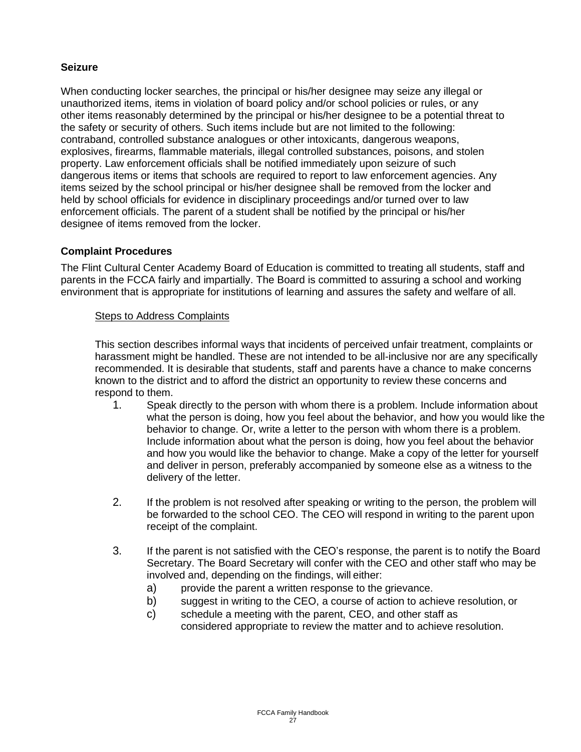## Seizure

When conducting locker searches, the principal or his/her designee may seize any illegal or unauthorized items, items in violation of board policy and/or school policies or rules, or any other items reasonably determined by the principal or his/her designee to be a potential threat to the safety or security of others. Such items include but are not limited to the following: contraband, controlled substance analogues or other intoxicants, dangerous weapons, explosives, firearms, flammable materials, illegal controlled substances, poisons, and stolen property. Law enforcement officials shall be notified immediately upon seizure of such dangerous items or items that schools are required to report to law enforcement agencies. Any items seized by the school principal or his/her designee shall be removed from the locker and held by school officials for evidence in disciplinary proceedings and/or turned over to law enforcement officials. The parent of a student shall be notified by the principal or his/her designee of items removed from the locker.

## Complaint Procedures

The Flint Cultural Center Academy Board of Education is committed to treating all students, staff and parents in the FCCA fairly and impartially. The Board is committed to assuring a school and working environment that is appropriate for institutions of learning and assures the safety and welfare of all.

### Steps to Address Complaints

This section describes informal ways that incidents of perceived unfair treatment, complaints or harassment might be handled. These are not intended to be all-inclusive nor are any specifically recommended. It is desirable that students, staff and parents have a chance to make concerns known to the district and to afford the district an opportunity to review these concerns and respond to them.

1. Speak directly to the person with whom there is a problem. Include information about what the person is doing, how you feel about the behavior, and how you would like the behavior to change. Or, write a letter to the person with whom there is a problem. Include information about what the person is doing, how you feel about the behavior and how you would like the behavior to change. Make a copy of the letter for yourself and deliver in person, preferably accompanied by someone else as a witness to the delivery of the letter.

2. If the problem is not resolved after speaking or writing to the person, the problem will be forwarded to the school CEO. The CEO will respond in writing to the parent upon receipt of the complaint.

3. If the parent is not satisfied with the CEO's response, the parent is to notify the Board Secretary. The Board Secretary will confer with the CEO and other staff who may be involved and, depending on the findings, will either:
   a) provide the parent a written response to the grievance.
   b) suggest in writing to the CEO, a course of action to achieve resolution, or
   c) schedule a meeting with the parent, CEO, and other staff as considered appropriate to review the matter and to achieve resolution.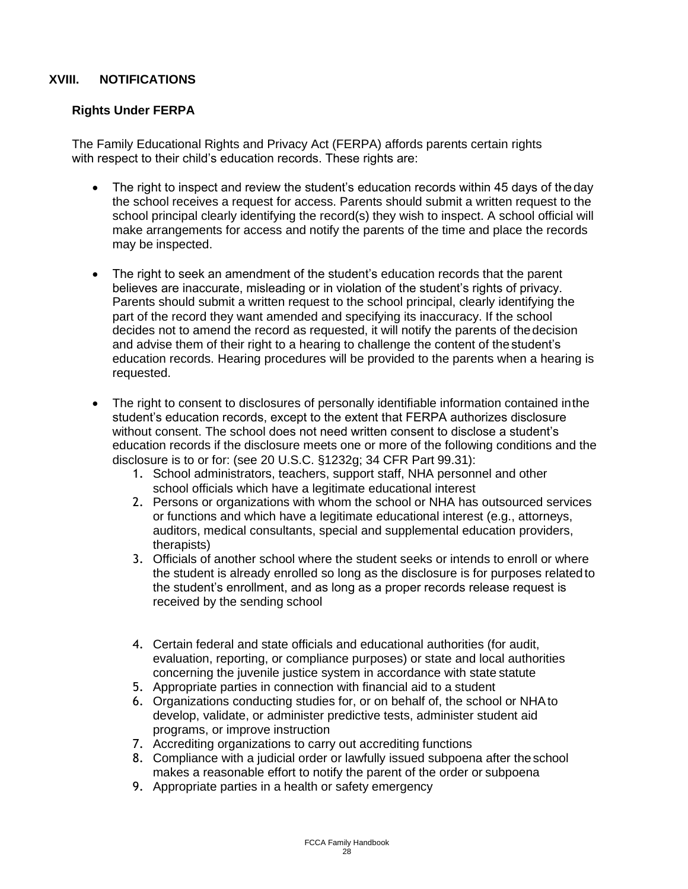## XVIII. NOTIFICATIONS

### Rights Under FERPA

The Family Educational Rights and Privacy Act (FERPA) affords parents certain rights with respect to their child's education records. These rights are:

- The right to inspect and review the student's education records within 45 days of the day the school receives a request for access. Parents should submit a written request to the school principal clearly identifying the record(s) they wish to inspect. A school official will make arrangements for access and notify the parents of the time and place the records may be inspected.

- The right to seek an amendment of the student's education records that the parent believes are inaccurate, misleading or in violation of the student's rights of privacy. Parents should submit a written request to the school principal, clearly identifying the part of the record they want amended and specifying its inaccuracy. If the school decides not to amend the record as requested, it will notify the parents of the decision and advise them of their right to a hearing to challenge the content of the student's education records. Hearing procedures will be provided to the parents when a hearing is requested.

- The right to consent to disclosures of personally identifiable information contained in the student's education records, except to the extent that FERPA authorizes disclosure without consent. The school does not need written consent to disclose a student's education records if the disclosure meets one or more of the following conditions and the disclosure is to or for: (see 20 U.S.C. §1232g; 34 CFR Part 99.31):
  1. School administrators, teachers, support staff, NHA personnel and other school officials which have a legitimate educational interest
  2. Persons or organizations with whom the school or NHA has outsourced services or functions and which have a legitimate educational interest (e.g., attorneys, auditors, medical consultants, special and supplemental education providers, therapists)
  3. Officials of another school where the student seeks or intends to enroll or where the student is already enrolled so long as the disclosure is for purposes related to the student's enrollment, and as long as a proper records release request is received by the sending school
  4. Certain federal and state officials and educational authorities (for audit, evaluation, reporting, or compliance purposes) or state and local authorities concerning the juvenile justice system in accordance with state statute
  5. Appropriate parties in connection with financial aid to a student
  6. Organizations conducting studies for, or on behalf of, the school or NHA to develop, validate, or administer predictive tests, administer student aid programs, or improve instruction
  7. Accrediting organizations to carry out accrediting functions
  8. Compliance with a judicial order or lawfully issued subpoena after the school makes a reasonable effort to notify the parent of the order or subpoena
  9. Appropriate parties in a health or safety emergency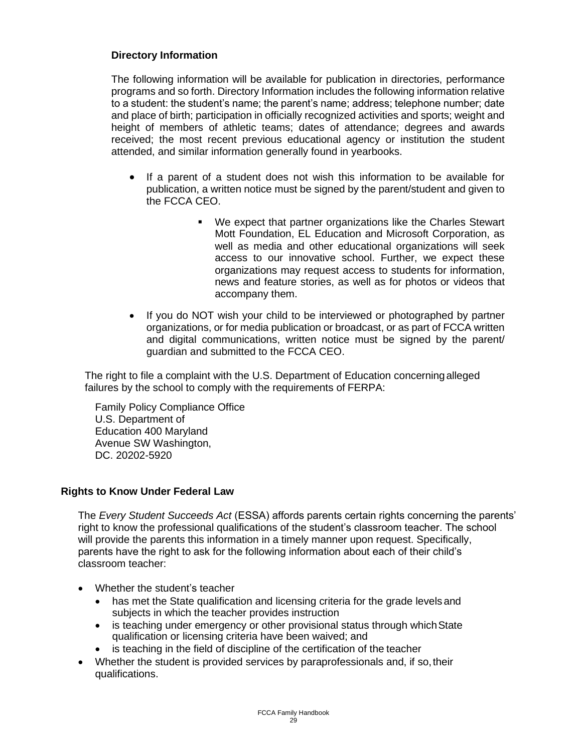### Directory Information

The following information will be available for publication in directories, performance programs and so forth. Directory Information includes the following information relative to a student: the student's name; the parent's name; address; telephone number; date and place of birth; participation in officially recognized activities and sports; weight and height of members of athletic teams; dates of attendance; degrees and awards received; the most recent previous educational agency or institution the student attended, and similar information generally found in yearbooks.

- If a parent of a student does not wish this information to be available for publication, a written notice must be signed by the parent/student and given to the FCCA CEO.
    - We expect that partner organizations like the Charles Stewart Mott Foundation, EL Education and Microsoft Corporation, as well as media and other educational organizations will seek access to our innovative school. Further, we expect these organizations may request access to students for information, news and feature stories, as well as for photos or videos that accompany them.
- If you do NOT wish your child to be interviewed or photographed by partner organizations, or for media publication or broadcast, or as part of FCCA written and digital communications, written notice must be signed by the parent/ guardian and submitted to the FCCA CEO.

The right to file a complaint with the U.S. Department of Education concerning alleged failures by the school to comply with the requirements of FERPA:

Family Policy Compliance Office
U.S. Department of
Education 400 Maryland
Avenue SW Washington,
DC. 20202-5920

## Rights to Know Under Federal Law

The *Every Student Succeeds Act* (ESSA) affords parents certain rights concerning the parents' right to know the professional qualifications of the student's classroom teacher. The school will provide the parents this information in a timely manner upon request. Specifically, parents have the right to ask for the following information about each of their child's classroom teacher:

- Whether the student's teacher
    - has met the State qualification and licensing criteria for the grade levels and subjects in which the teacher provides instruction
    - is teaching under emergency or other provisional status through which State qualification or licensing criteria have been waived; and
    - is teaching in the field of discipline of the certification of the teacher
- Whether the student is provided services by paraprofessionals and, if so, their qualifications.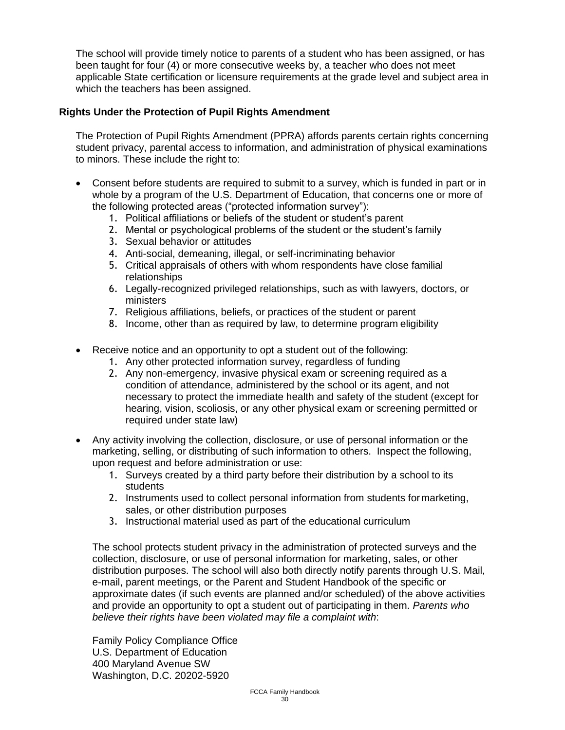The school will provide timely notice to parents of a student who has been assigned, or has been taught for four (4) or more consecutive weeks by, a teacher who does not meet applicable State certification or licensure requirements at the grade level and subject area in which the teachers has been assigned.

### Rights Under the Protection of Pupil Rights Amendment

The Protection of Pupil Rights Amendment (PPRA) affords parents certain rights concerning student privacy, parental access to information, and administration of physical examinations to minors. These include the right to:

- Consent before students are required to submit to a survey, which is funded in part or in whole by a program of the U.S. Department of Education, that concerns one or more of the following protected areas ("protected information survey"):
    1. Political affiliations or beliefs of the student or student's parent
    2. Mental or psychological problems of the student or the student's family
    3. Sexual behavior or attitudes
    4. Anti-social, demeaning, illegal, or self-incriminating behavior
    5. Critical appraisals of others with whom respondents have close familial relationships
    6. Legally-recognized privileged relationships, such as with lawyers, doctors, or ministers
    7. Religious affiliations, beliefs, or practices of the student or parent
    8. Income, other than as required by law, to determine program eligibility

- Receive notice and an opportunity to opt a student out of the following:
    1. Any other protected information survey, regardless of funding
    2. Any non-emergency, invasive physical exam or screening required as a condition of attendance, administered by the school or its agent, and not necessary to protect the immediate health and safety of the student (except for hearing, vision, scoliosis, or any other physical exam or screening permitted or required under state law)

- Any activity involving the collection, disclosure, or use of personal information or the marketing, selling, or distributing of such information to others. Inspect the following, upon request and before administration or use:
    1. Surveys created by a third party before their distribution by a school to its students
    2. Instruments used to collect personal information from students for marketing, sales, or other distribution purposes
    3. Instructional material used as part of the educational curriculum

The school protects student privacy in the administration of protected surveys and the collection, disclosure, or use of personal information for marketing, sales, or other distribution purposes. The school will also both directly notify parents through U.S. Mail, e-mail, parent meetings, or the Parent and Student Handbook of the specific or approximate dates (if such events are planned and/or scheduled) of the above activities and provide an opportunity to opt a student out of participating in them. *Parents who believe their rights have been violated may file a complaint with*:

Family Policy Compliance Office
U.S. Department of Education
400 Maryland Avenue SW
Washington, D.C. 20202-5920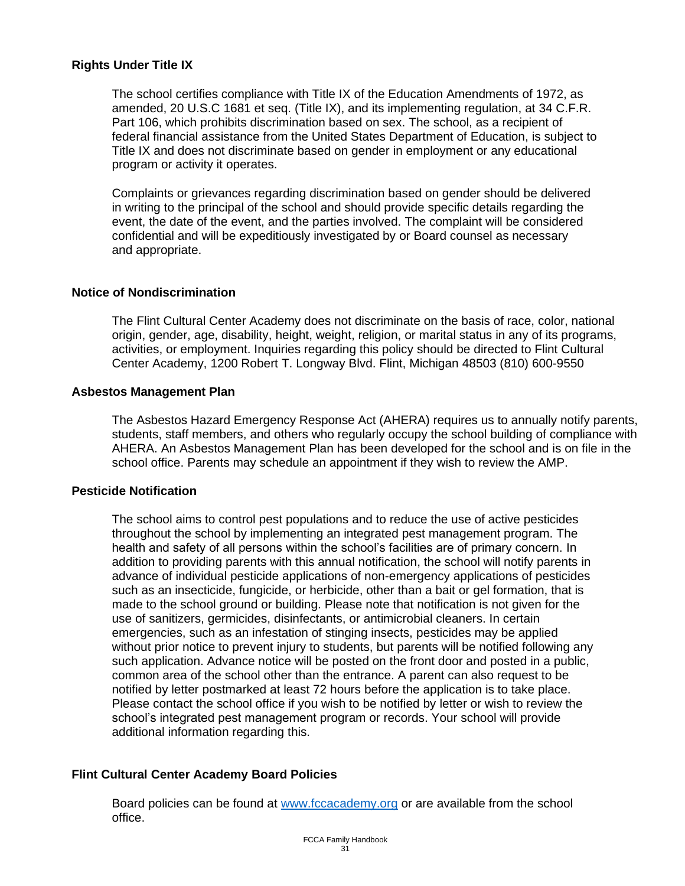## Rights Under Title IX

The school certifies compliance with Title IX of the Education Amendments of 1972, as amended, 20 U.S.C 1681 et seq. (Title IX), and its implementing regulation, at 34 C.F.R. Part 106, which prohibits discrimination based on sex. The school, as a recipient of federal financial assistance from the United States Department of Education, is subject to Title IX and does not discriminate based on gender in employment or any educational program or activity it operates.

Complaints or grievances regarding discrimination based on gender should be delivered in writing to the principal of the school and should provide specific details regarding the event, the date of the event, and the parties involved. The complaint will be considered confidential and will be expeditiously investigated by or Board counsel as necessary and appropriate.

## Notice of Nondiscrimination

The Flint Cultural Center Academy does not discriminate on the basis of race, color, national origin, gender, age, disability, height, weight, religion, or marital status in any of its programs, activities, or employment. Inquiries regarding this policy should be directed to Flint Cultural Center Academy, 1200 Robert T. Longway Blvd. Flint, Michigan 48503 (810) 600-9550

## Asbestos Management Plan

The Asbestos Hazard Emergency Response Act (AHERA) requires us to annually notify parents, students, staff members, and others who regularly occupy the school building of compliance with AHERA. An Asbestos Management Plan has been developed for the school and is on file in the school office. Parents may schedule an appointment if they wish to review the AMP.

## Pesticide Notification

The school aims to control pest populations and to reduce the use of active pesticides throughout the school by implementing an integrated pest management program. The health and safety of all persons within the school's facilities are of primary concern. In addition to providing parents with this annual notification, the school will notify parents in advance of individual pesticide applications of non-emergency applications of pesticides such as an insecticide, fungicide, or herbicide, other than a bait or gel formation, that is made to the school ground or building. Please note that notification is not given for the use of sanitizers, germicides, disinfectants, or antimicrobial cleaners. In certain emergencies, such as an infestation of stinging insects, pesticides may be applied without prior notice to prevent injury to students, but parents will be notified following any such application. Advance notice will be posted on the front door and posted in a public, common area of the school other than the entrance. A parent can also request to be notified by letter postmarked at least 72 hours before the application is to take place. Please contact the school office if you wish to be notified by letter or wish to review the school's integrated pest management program or records. Your school will provide additional information regarding this.

## Flint Cultural Center Academy Board Policies

Board policies can be found at [www.fccacademy.org](http://www.fccacademy.org) or are available from the school office.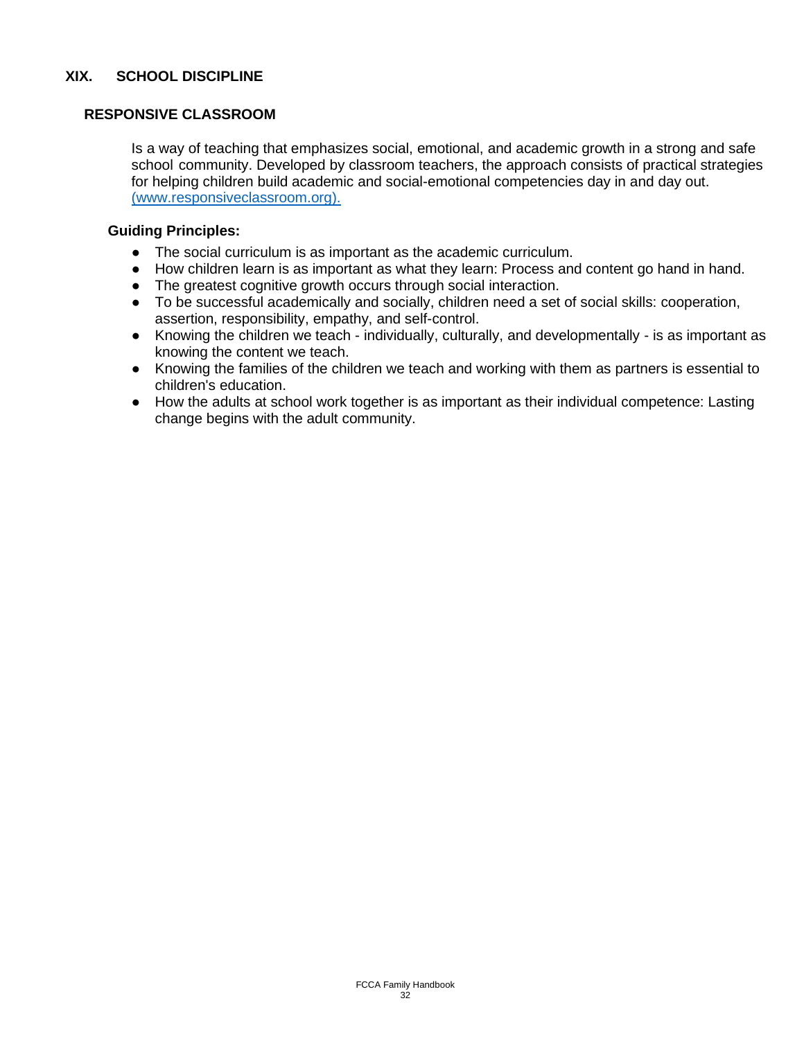## XIX. SCHOOL DISCIPLINE

### RESPONSIVE CLASSROOM

Is a way of teaching that emphasizes social, emotional, and academic growth in a strong and safe school community. Developed by classroom teachers, the approach consists of practical strategies for helping children build academic and social-emotional competencies day in and day out. (www.responsiveclassroom.org).

**Guiding Principles:**

- The social curriculum is as important as the academic curriculum.
- How children learn is as important as what they learn: Process and content go hand in hand.
- The greatest cognitive growth occurs through social interaction.
- To be successful academically and socially, children need a set of social skills: cooperation, assertion, responsibility, empathy, and self-control.
- Knowing the children we teach - individually, culturally, and developmentally - is as important as knowing the content we teach.
- Knowing the families of the children we teach and working with them as partners is essential to children's education.
- How the adults at school work together is as important as their individual competence: Lasting change begins with the adult community.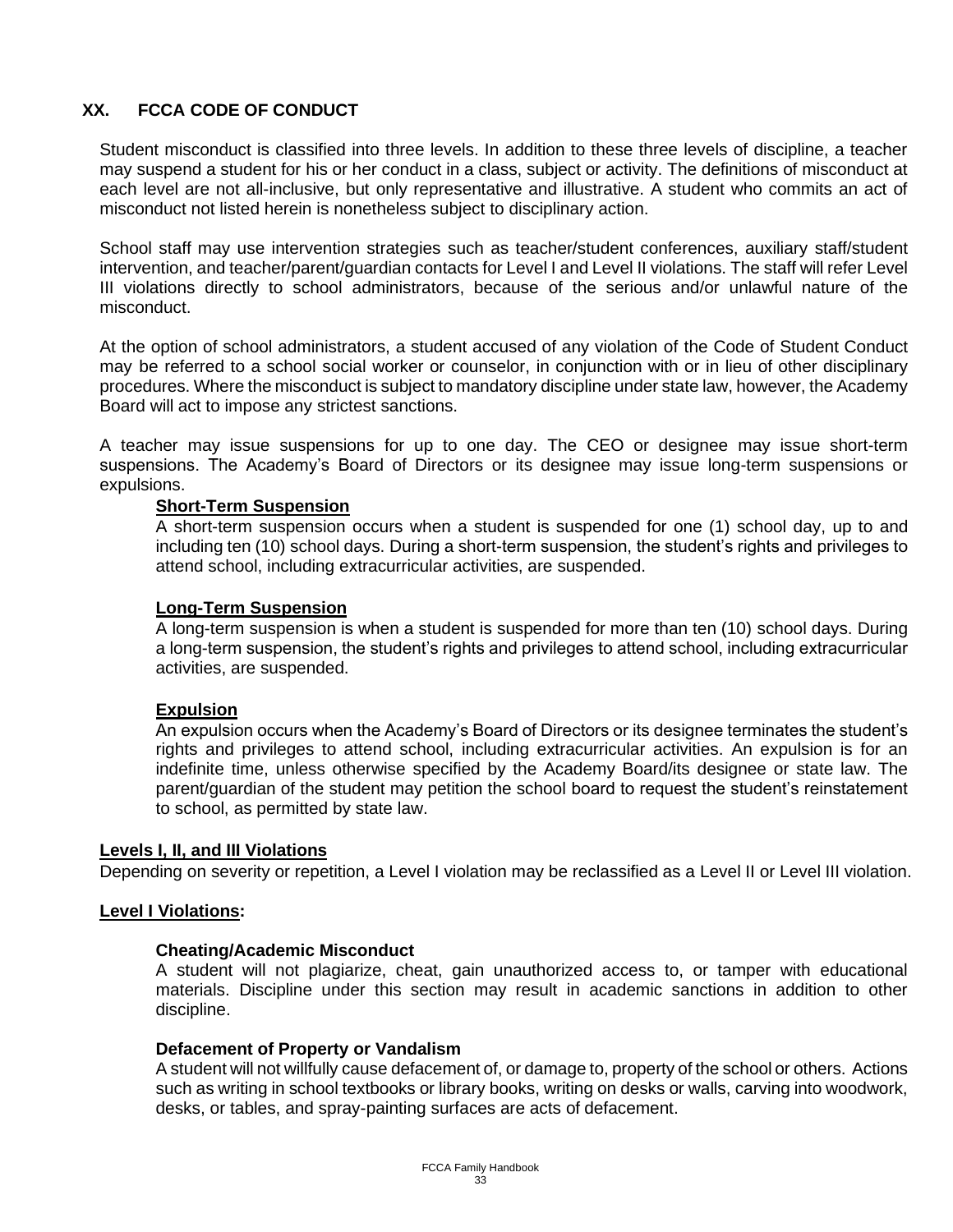## XX. FCCA CODE OF CONDUCT

Student misconduct is classified into three levels. In addition to these three levels of discipline, a teacher may suspend a student for his or her conduct in a class, subject or activity. The definitions of misconduct at each level are not all-inclusive, but only representative and illustrative. A student who commits an act of misconduct not listed herein is nonetheless subject to disciplinary action.

School staff may use intervention strategies such as teacher/student conferences, auxiliary staff/student intervention, and teacher/parent/guardian contacts for Level I and Level II violations. The staff will refer Level III violations directly to school administrators, because of the serious and/or unlawful nature of the misconduct.

At the option of school administrators, a student accused of any violation of the Code of Student Conduct may be referred to a school social worker or counselor, in conjunction with or in lieu of other disciplinary procedures. Where the misconduct is subject to mandatory discipline under state law, however, the Academy Board will act to impose any strictest sanctions.

A teacher may issue suspensions for up to one day. The CEO or designee may issue short-term suspensions. The Academy's Board of Directors or its designee may issue long-term suspensions or expulsions.

**Short-Term Suspension**

A short-term suspension occurs when a student is suspended for one (1) school day, up to and including ten (10) school days. During a short-term suspension, the student's rights and privileges to attend school, including extracurricular activities, are suspended.

**Long-Term Suspension**

A long-term suspension is when a student is suspended for more than ten (10) school days. During a long-term suspension, the student's rights and privileges to attend school, including extracurricular activities, are suspended.

**Expulsion**

An expulsion occurs when the Academy's Board of Directors or its designee terminates the student's rights and privileges to attend school, including extracurricular activities. An expulsion is for an indefinite time, unless otherwise specified by the Academy Board/its designee or state law. The parent/guardian of the student may petition the school board to request the student's reinstatement to school, as permitted by state law.

**Levels I, II, and III Violations**

Depending on severity or repetition, a Level I violation may be reclassified as a Level II or Level III violation.

**Level I Violations:**

**Cheating/Academic Misconduct**

A student will not plagiarize, cheat, gain unauthorized access to, or tamper with educational materials. Discipline under this section may result in academic sanctions in addition to other discipline.

**Defacement of Property or Vandalism**

A student will not willfully cause defacement of, or damage to, property of the school or others. Actions such as writing in school textbooks or library books, writing on desks or walls, carving into woodwork, desks, or tables, and spray-painting surfaces are acts of defacement.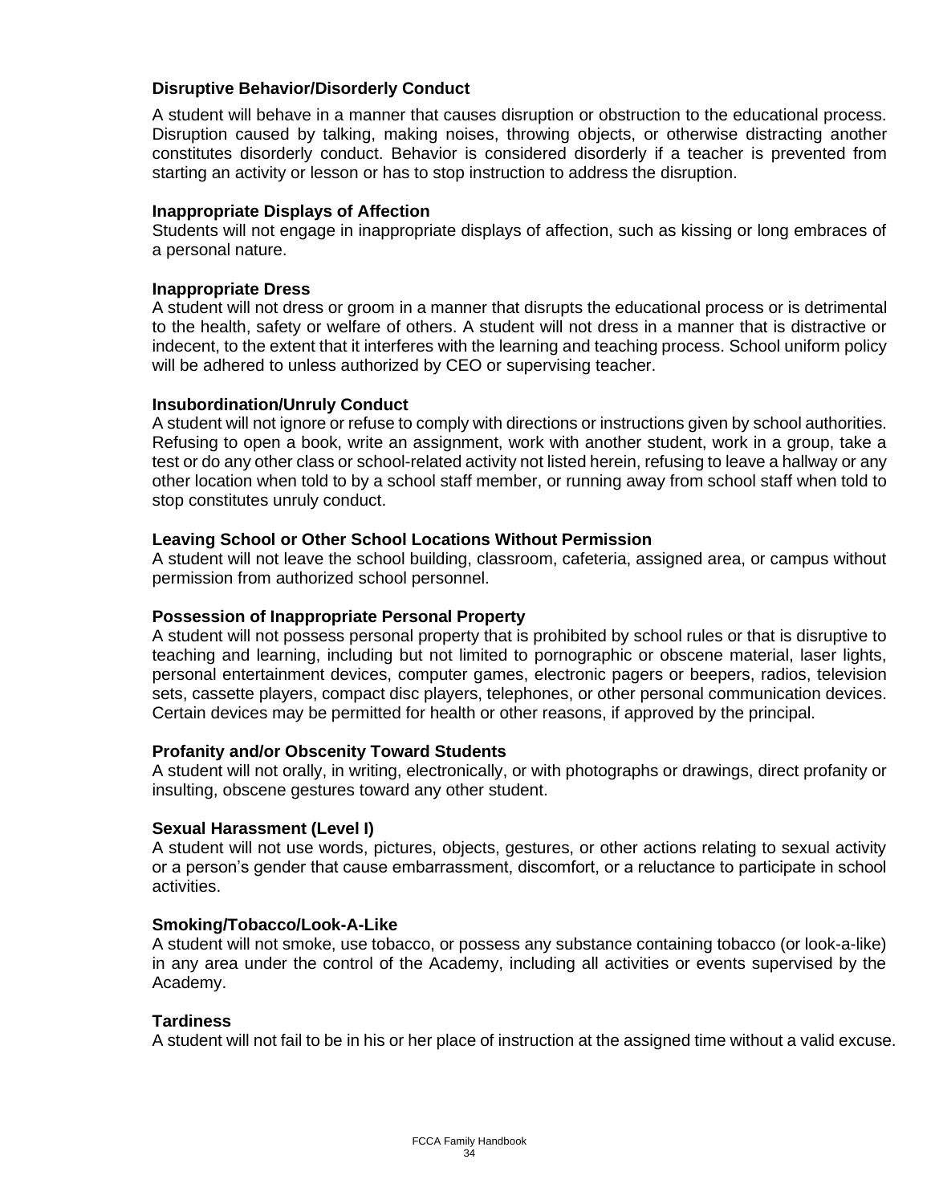### Disruptive Behavior/Disorderly Conduct

A student will behave in a manner that causes disruption or obstruction to the educational process. Disruption caused by talking, making noises, throwing objects, or otherwise distracting another constitutes disorderly conduct. Behavior is considered disorderly if a teacher is prevented from starting an activity or lesson or has to stop instruction to address the disruption.

### Inappropriate Displays of Affection

Students will not engage in inappropriate displays of affection, such as kissing or long embraces of a personal nature.

### Inappropriate Dress

A student will not dress or groom in a manner that disrupts the educational process or is detrimental to the health, safety or welfare of others. A student will not dress in a manner that is distractive or indecent, to the extent that it interferes with the learning and teaching process. School uniform policy will be adhered to unless authorized by CEO or supervising teacher.

### Insubordination/Unruly Conduct

A student will not ignore or refuse to comply with directions or instructions given by school authorities. Refusing to open a book, write an assignment, work with another student, work in a group, take a test or do any other class or school-related activity not listed herein, refusing to leave a hallway or any other location when told to by a school staff member, or running away from school staff when told to stop constitutes unruly conduct.

### Leaving School or Other School Locations Without Permission

A student will not leave the school building, classroom, cafeteria, assigned area, or campus without permission from authorized school personnel.

### Possession of Inappropriate Personal Property

A student will not possess personal property that is prohibited by school rules or that is disruptive to teaching and learning, including but not limited to pornographic or obscene material, laser lights, personal entertainment devices, computer games, electronic pagers or beepers, radios, television sets, cassette players, compact disc players, telephones, or other personal communication devices. Certain devices may be permitted for health or other reasons, if approved by the principal.

### Profanity and/or Obscenity Toward Students

A student will not orally, in writing, electronically, or with photographs or drawings, direct profanity or insulting, obscene gestures toward any other student.

### Sexual Harassment (Level I)

A student will not use words, pictures, objects, gestures, or other actions relating to sexual activity or a person's gender that cause embarrassment, discomfort, or a reluctance to participate in school activities.

### Smoking/Tobacco/Look-A-Like

A student will not smoke, use tobacco, or possess any substance containing tobacco (or look-a-like) in any area under the control of the Academy, including all activities or events supervised by the Academy.

### Tardiness

A student will not fail to be in his or her place of instruction at the assigned time without a valid excuse.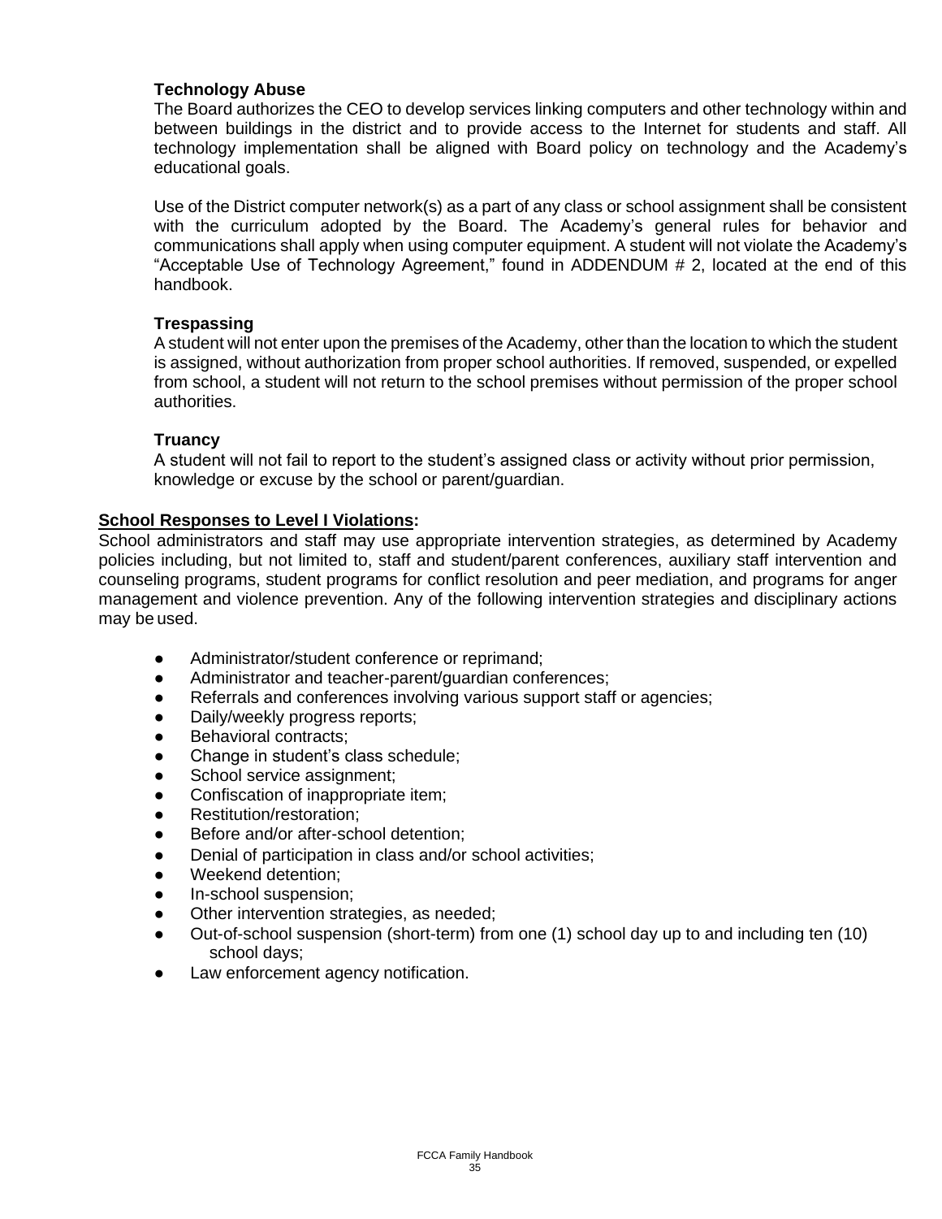### Technology Abuse

The Board authorizes the CEO to develop services linking computers and other technology within and between buildings in the district and to provide access to the Internet for students and staff. All technology implementation shall be aligned with Board policy on technology and the Academy's educational goals.

Use of the District computer network(s) as a part of any class or school assignment shall be consistent with the curriculum adopted by the Board. The Academy's general rules for behavior and communications shall apply when using computer equipment. A student will not violate the Academy's "Acceptable Use of Technology Agreement," found in ADDENDUM # 2, located at the end of this handbook.

### Trespassing

A student will not enter upon the premises of the Academy, other than the location to which the student is assigned, without authorization from proper school authorities. If removed, suspended, or expelled from school, a student will not return to the school premises without permission of the proper school authorities.

### Truancy

A student will not fail to report to the student's assigned class or activity without prior permission, knowledge or excuse by the school or parent/guardian.

**School Responses to Level I Violations:**

School administrators and staff may use appropriate intervention strategies, as determined by Academy policies including, but not limited to, staff and student/parent conferences, auxiliary staff intervention and counseling programs, student programs for conflict resolution and peer mediation, and programs for anger management and violence prevention. Any of the following intervention strategies and disciplinary actions may be used.

- Administrator/student conference or reprimand;
- Administrator and teacher-parent/guardian conferences;
- Referrals and conferences involving various support staff or agencies;
- Daily/weekly progress reports;
- Behavioral contracts;
- Change in student's class schedule;
- School service assignment;
- Confiscation of inappropriate item;
- Restitution/restoration;
- Before and/or after-school detention;
- Denial of participation in class and/or school activities;
- Weekend detention;
- In-school suspension;
- Other intervention strategies, as needed;
- Out-of-school suspension (short-term) from one (1) school day up to and including ten (10) school days;
- Law enforcement agency notification.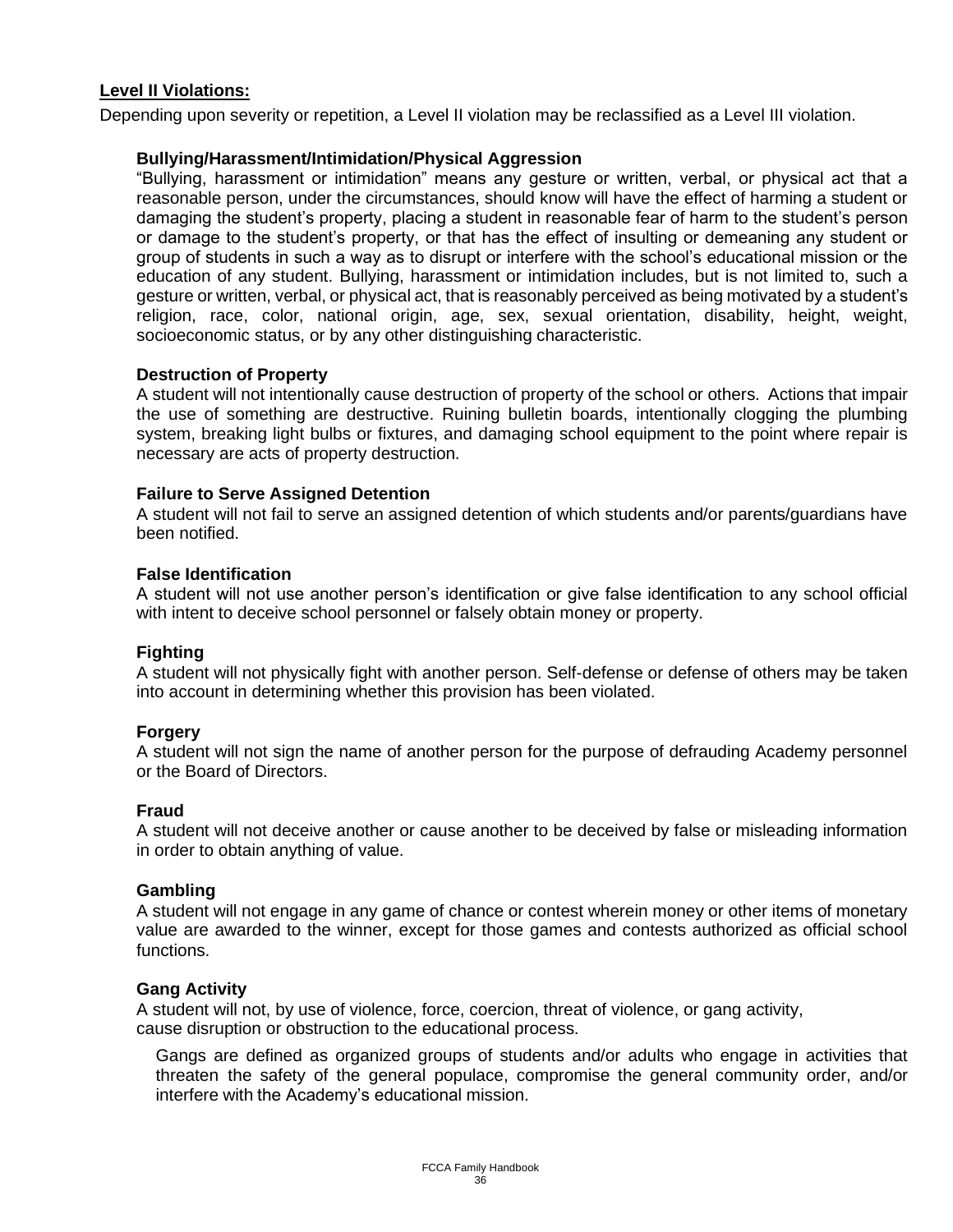## Level II Violations:

Depending upon severity or repetition, a Level II violation may be reclassified as a Level III violation.

### Bullying/Harassment/Intimidation/Physical Aggression

"Bullying, harassment or intimidation" means any gesture or written, verbal, or physical act that a reasonable person, under the circumstances, should know will have the effect of harming a student or damaging the student's property, placing a student in reasonable fear of harm to the student's person or damage to the student's property, or that has the effect of insulting or demeaning any student or group of students in such a way as to disrupt or interfere with the school's educational mission or the education of any student. Bullying, harassment or intimidation includes, but is not limited to, such a gesture or written, verbal, or physical act, that is reasonably perceived as being motivated by a student's religion, race, color, national origin, age, sex, sexual orientation, disability, height, weight, socioeconomic status, or by any other distinguishing characteristic.

### Destruction of Property

A student will not intentionally cause destruction of property of the school or others. Actions that impair the use of something are destructive. Ruining bulletin boards, intentionally clogging the plumbing system, breaking light bulbs or fixtures, and damaging school equipment to the point where repair is necessary are acts of property destruction.

### Failure to Serve Assigned Detention

A student will not fail to serve an assigned detention of which students and/or parents/guardians have been notified.

### False Identification

A student will not use another person's identification or give false identification to any school official with intent to deceive school personnel or falsely obtain money or property.

### Fighting

A student will not physically fight with another person. Self-defense or defense of others may be taken into account in determining whether this provision has been violated.

### Forgery

A student will not sign the name of another person for the purpose of defrauding Academy personnel or the Board of Directors.

### Fraud

A student will not deceive another or cause another to be deceived by false or misleading information in order to obtain anything of value.

### Gambling

A student will not engage in any game of chance or contest wherein money or other items of monetary value are awarded to the winner, except for those games and contests authorized as official school functions.

### Gang Activity

A student will not, by use of violence, force, coercion, threat of violence, or gang activity, cause disruption or obstruction to the educational process.

Gangs are defined as organized groups of students and/or adults who engage in activities that threaten the safety of the general populace, compromise the general community order, and/or interfere with the Academy's educational mission.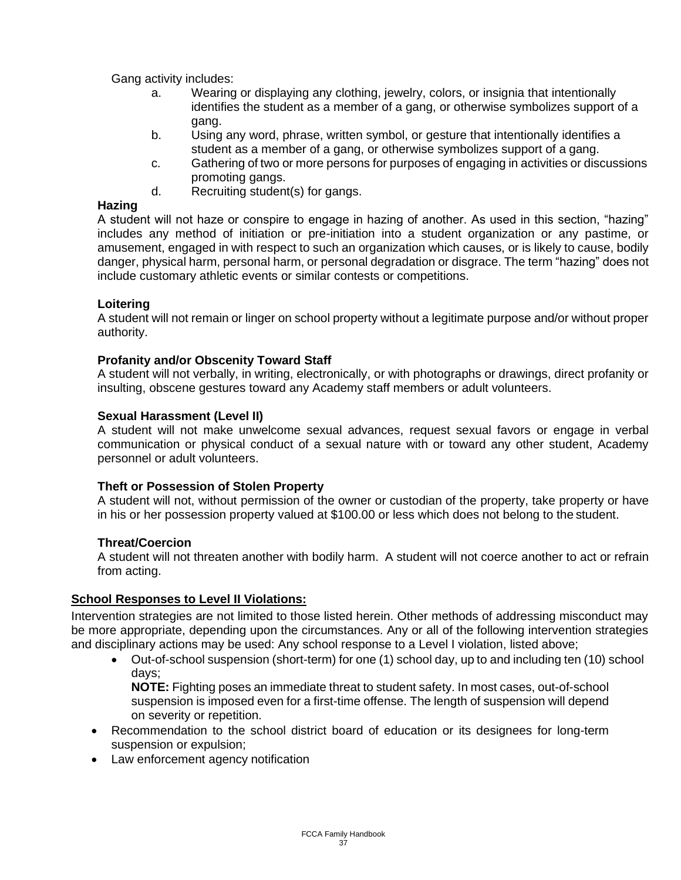Gang activity includes:

a. Wearing or displaying any clothing, jewelry, colors, or insignia that intentionally identifies the student as a member of a gang, or otherwise symbolizes support of a gang.
b. Using any word, phrase, written symbol, or gesture that intentionally identifies a student as a member of a gang, or otherwise symbolizes support of a gang.
c. Gathering of two or more persons for purposes of engaging in activities or discussions promoting gangs.
d. Recruiting student(s) for gangs.

**Hazing**

A student will not haze or conspire to engage in hazing of another. As used in this section, "hazing" includes any method of initiation or pre-initiation into a student organization or any pastime, or amusement, engaged in with respect to such an organization which causes, or is likely to cause, bodily danger, physical harm, personal harm, or personal degradation or disgrace. The term "hazing" does not include customary athletic events or similar contests or competitions.

**Loitering**

A student will not remain or linger on school property without a legitimate purpose and/or without proper authority.

**Profanity and/or Obscenity Toward Staff**

A student will not verbally, in writing, electronically, or with photographs or drawings, direct profanity or insulting, obscene gestures toward any Academy staff members or adult volunteers.

**Sexual Harassment (Level II)**

A student will not make unwelcome sexual advances, request sexual favors or engage in verbal communication or physical conduct of a sexual nature with or toward any other student, Academy personnel or adult volunteers.

**Theft or Possession of Stolen Property**

A student will not, without permission of the owner or custodian of the property, take property or have in his or her possession property valued at $100.00 or less which does not belong to the student.

**Threat/Coercion**

A student will not threaten another with bodily harm. A student will not coerce another to act or refrain from acting.

**School Responses to Level II Violations:**

Intervention strategies are not limited to those listed herein. Other methods of addressing misconduct may be more appropriate, depending upon the circumstances. Any or all of the following intervention strategies and disciplinary actions may be used: Any school response to a Level I violation, listed above;

- Out-of-school suspension (short-term) for one (1) school day, up to and including ten (10) school days;

  **NOTE:** Fighting poses an immediate threat to student safety. In most cases, out-of-school suspension is imposed even for a first-time offense. The length of suspension will depend on severity or repetition.
- Recommendation to the school district board of education or its designees for long-term suspension or expulsion;
- Law enforcement agency notification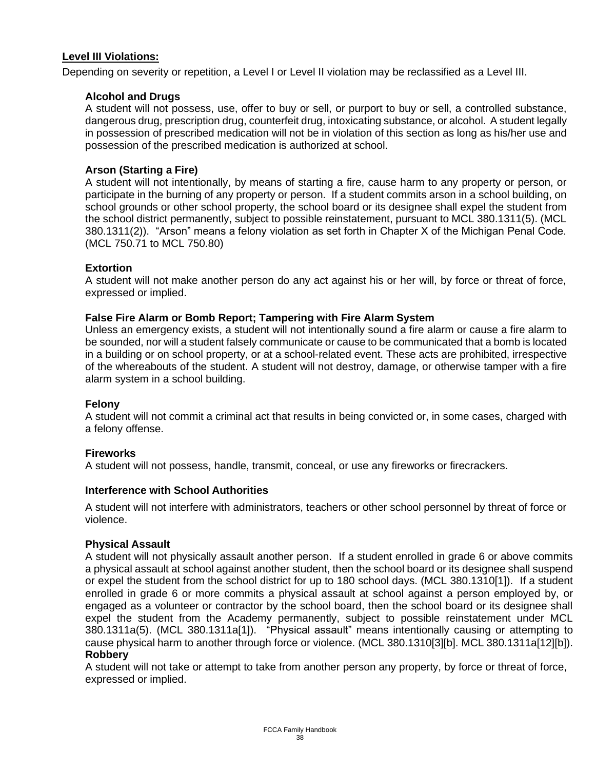**Level III Violations:**

Depending on severity or repetition, a Level I or Level II violation may be reclassified as a Level III.

**Alcohol and Drugs**

A student will not possess, use, offer to buy or sell, or purport to buy or sell, a controlled substance, dangerous drug, prescription drug, counterfeit drug, intoxicating substance, or alcohol. A student legally in possession of prescribed medication will not be in violation of this section as long as his/her use and possession of the prescribed medication is authorized at school.

**Arson (Starting a Fire)**

A student will not intentionally, by means of starting a fire, cause harm to any property or person, or participate in the burning of any property or person. If a student commits arson in a school building, on school grounds or other school property, the school board or its designee shall expel the student from the school district permanently, subject to possible reinstatement, pursuant to MCL 380.1311(5). (MCL 380.1311(2)). "Arson" means a felony violation as set forth in Chapter X of the Michigan Penal Code. (MCL 750.71 to MCL 750.80)

**Extortion**

A student will not make another person do any act against his or her will, by force or threat of force, expressed or implied.

**False Fire Alarm or Bomb Report; Tampering with Fire Alarm System**

Unless an emergency exists, a student will not intentionally sound a fire alarm or cause a fire alarm to be sounded, nor will a student falsely communicate or cause to be communicated that a bomb is located in a building or on school property, or at a school-related event. These acts are prohibited, irrespective of the whereabouts of the student. A student will not destroy, damage, or otherwise tamper with a fire alarm system in a school building.

**Felony**

A student will not commit a criminal act that results in being convicted or, in some cases, charged with a felony offense.

**Fireworks**

A student will not possess, handle, transmit, conceal, or use any fireworks or firecrackers.

**Interference with School Authorities**

A student will not interfere with administrators, teachers or other school personnel by threat of force or violence.

**Physical Assault**

A student will not physically assault another person. If a student enrolled in grade 6 or above commits a physical assault at school against another student, then the school board or its designee shall suspend or expel the student from the school district for up to 180 school days. (MCL 380.1310[1]). If a student enrolled in grade 6 or more commits a physical assault at school against a person employed by, or engaged as a volunteer or contractor by the school board, then the school board or its designee shall expel the student from the Academy permanently, subject to possible reinstatement under MCL 380.1311a(5). (MCL 380.1311a[1]). "Physical assault" means intentionally causing or attempting to cause physical harm to another through force or violence. (MCL 380.1310[3][b]. MCL 380.1311a[12][b]).

**Robbery**

A student will not take or attempt to take from another person any property, by force or threat of force, expressed or implied.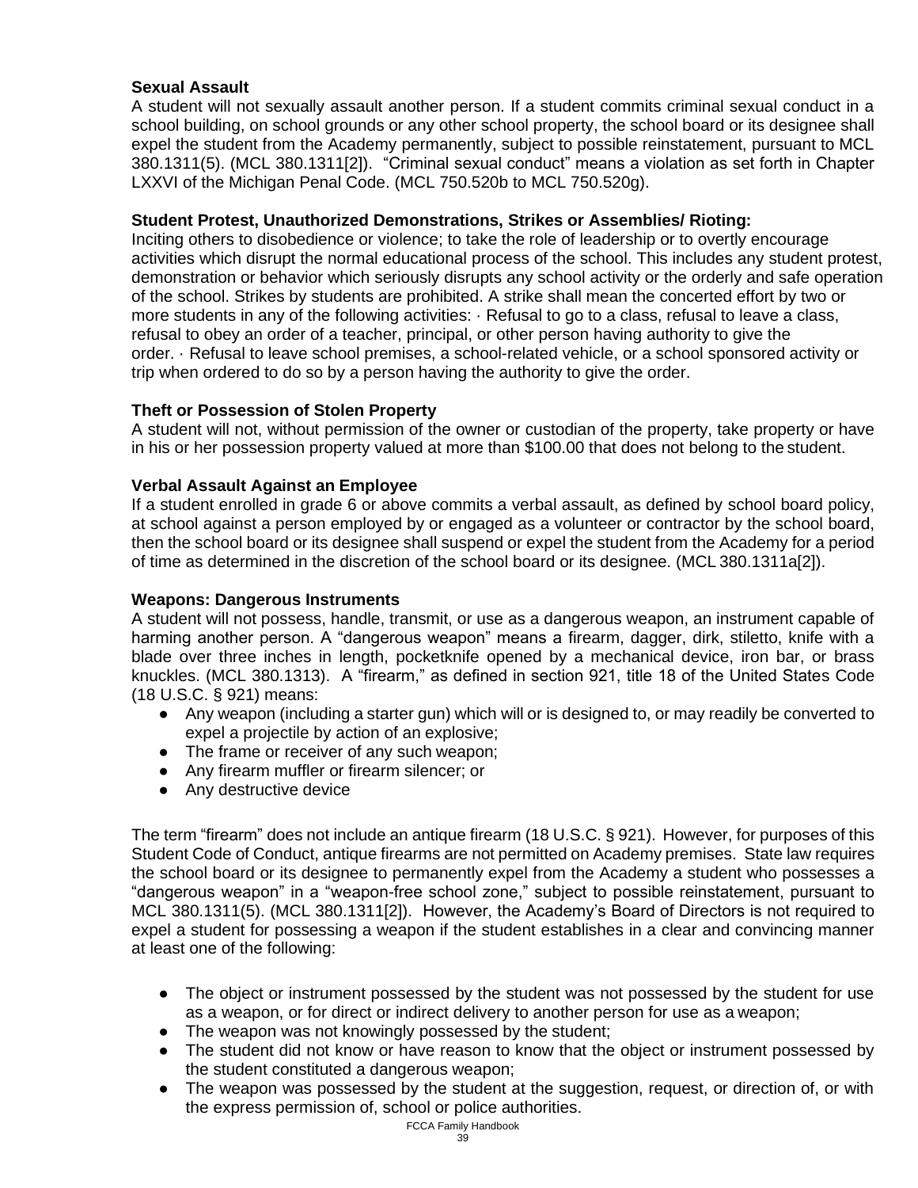### Sexual Assault

A student will not sexually assault another person. If a student commits criminal sexual conduct in a school building, on school grounds or any other school property, the school board or its designee shall expel the student from the Academy permanently, subject to possible reinstatement, pursuant to MCL 380.1311(5). (MCL 380.1311[2]). "Criminal sexual conduct" means a violation as set forth in Chapter LXXVI of the Michigan Penal Code. (MCL 750.520b to MCL 750.520g).

### Student Protest, Unauthorized Demonstrations, Strikes or Assemblies/ Rioting:

Inciting others to disobedience or violence; to take the role of leadership or to overtly encourage activities which disrupt the normal educational process of the school. This includes any student protest, demonstration or behavior which seriously disrupts any school activity or the orderly and safe operation of the school. Strikes by students are prohibited. A strike shall mean the concerted effort by two or more students in any of the following activities: · Refusal to go to a class, refusal to leave a class, refusal to obey an order of a teacher, principal, or other person having authority to give the order. · Refusal to leave school premises, a school-related vehicle, or a school sponsored activity or trip when ordered to do so by a person having the authority to give the order.

### Theft or Possession of Stolen Property

A student will not, without permission of the owner or custodian of the property, take property or have in his or her possession property valued at more than $100.00 that does not belong to the student.

### Verbal Assault Against an Employee

If a student enrolled in grade 6 or above commits a verbal assault, as defined by school board policy, at school against a person employed by or engaged as a volunteer or contractor by the school board, then the school board or its designee shall suspend or expel the student from the Academy for a period of time as determined in the discretion of the school board or its designee. (MCL 380.1311a[2]).

### Weapons: Dangerous Instruments

A student will not possess, handle, transmit, or use as a dangerous weapon, an instrument capable of harming another person. A "dangerous weapon" means a firearm, dagger, dirk, stiletto, knife with a blade over three inches in length, pocketknife opened by a mechanical device, iron bar, or brass knuckles. (MCL 380.1313). A "firearm," as defined in section 921, title 18 of the United States Code (18 U.S.C. § 921) means:

- Any weapon (including a starter gun) which will or is designed to, or may readily be converted to expel a projectile by action of an explosive;
- The frame or receiver of any such weapon;
- Any firearm muffler or firearm silencer; or
- Any destructive device

The term "firearm" does not include an antique firearm (18 U.S.C. § 921). However, for purposes of this Student Code of Conduct, antique firearms are not permitted on Academy premises. State law requires the school board or its designee to permanently expel from the Academy a student who possesses a "dangerous weapon" in a "weapon-free school zone," subject to possible reinstatement, pursuant to MCL 380.1311(5). (MCL 380.1311[2]). However, the Academy's Board of Directors is not required to expel a student for possessing a weapon if the student establishes in a clear and convincing manner at least one of the following:

- The object or instrument possessed by the student was not possessed by the student for use as a weapon, or for direct or indirect delivery to another person for use as a weapon;
- The weapon was not knowingly possessed by the student;
- The student did not know or have reason to know that the object or instrument possessed by the student constituted a dangerous weapon;
- The weapon was possessed by the student at the suggestion, request, or direction of, or with the express permission of, school or police authorities.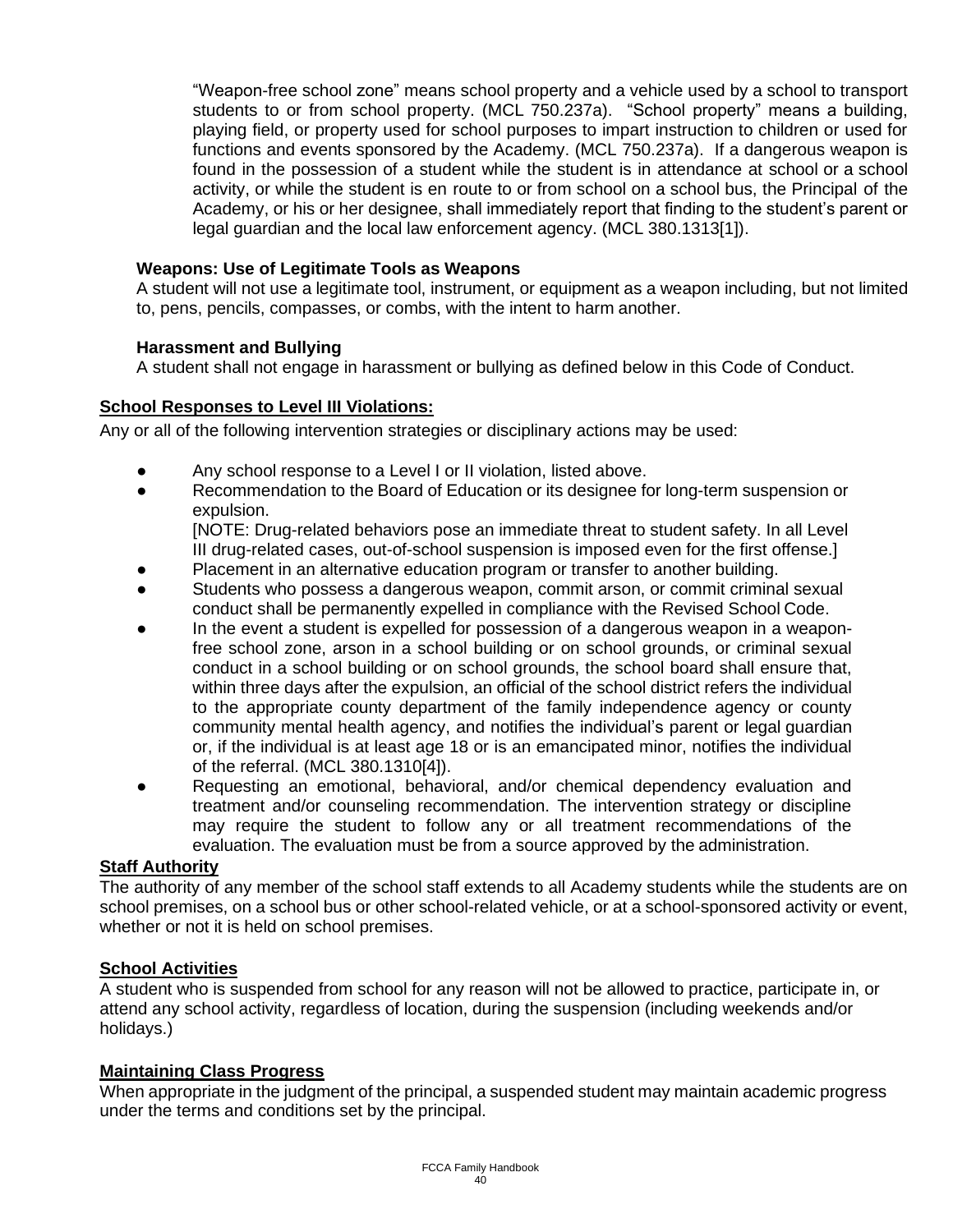"Weapon-free school zone" means school property and a vehicle used by a school to transport students to or from school property. (MCL 750.237a). "School property" means a building, playing field, or property used for school purposes to impart instruction to children or used for functions and events sponsored by the Academy. (MCL 750.237a). If a dangerous weapon is found in the possession of a student while the student is in attendance at school or a school activity, or while the student is en route to or from school on a school bus, the Principal of the Academy, or his or her designee, shall immediately report that finding to the student's parent or legal guardian and the local law enforcement agency. (MCL 380.1313[1]).

**Weapons: Use of Legitimate Tools as Weapons**
A student will not use a legitimate tool, instrument, or equipment as a weapon including, but not limited to, pens, pencils, compasses, or combs, with the intent to harm another.

**Harassment and Bullying**
A student shall not engage in harassment or bullying as defined below in this Code of Conduct.

**School Responses to Level III Violations:**

Any or all of the following intervention strategies or disciplinary actions may be used:

- Any school response to a Level I or II violation, listed above.
- Recommendation to the Board of Education or its designee for long-term suspension or expulsion.
  [NOTE: Drug-related behaviors pose an immediate threat to student safety. In all Level III drug-related cases, out-of-school suspension is imposed even for the first offense.]
- Placement in an alternative education program or transfer to another building.
- Students who possess a dangerous weapon, commit arson, or commit criminal sexual conduct shall be permanently expelled in compliance with the Revised School Code.
- In the event a student is expelled for possession of a dangerous weapon in a weapon-free school zone, arson in a school building or on school grounds, or criminal sexual conduct in a school building or on school grounds, the school board shall ensure that, within three days after the expulsion, an official of the school district refers the individual to the appropriate county department of the family independence agency or county community mental health agency, and notifies the individual's parent or legal guardian or, if the individual is at least age 18 or is an emancipated minor, notifies the individual of the referral. (MCL 380.1310[4]).
- Requesting an emotional, behavioral, and/or chemical dependency evaluation and treatment and/or counseling recommendation. The intervention strategy or discipline may require the student to follow any or all treatment recommendations of the evaluation. The evaluation must be from a source approved by the administration.

**Staff Authority**

The authority of any member of the school staff extends to all Academy students while the students are on school premises, on a school bus or other school-related vehicle, or at a school-sponsored activity or event, whether or not it is held on school premises.

**School Activities**

A student who is suspended from school for any reason will not be allowed to practice, participate in, or attend any school activity, regardless of location, during the suspension (including weekends and/or holidays.)

**Maintaining Class Progress**

When appropriate in the judgment of the principal, a suspended student may maintain academic progress under the terms and conditions set by the principal.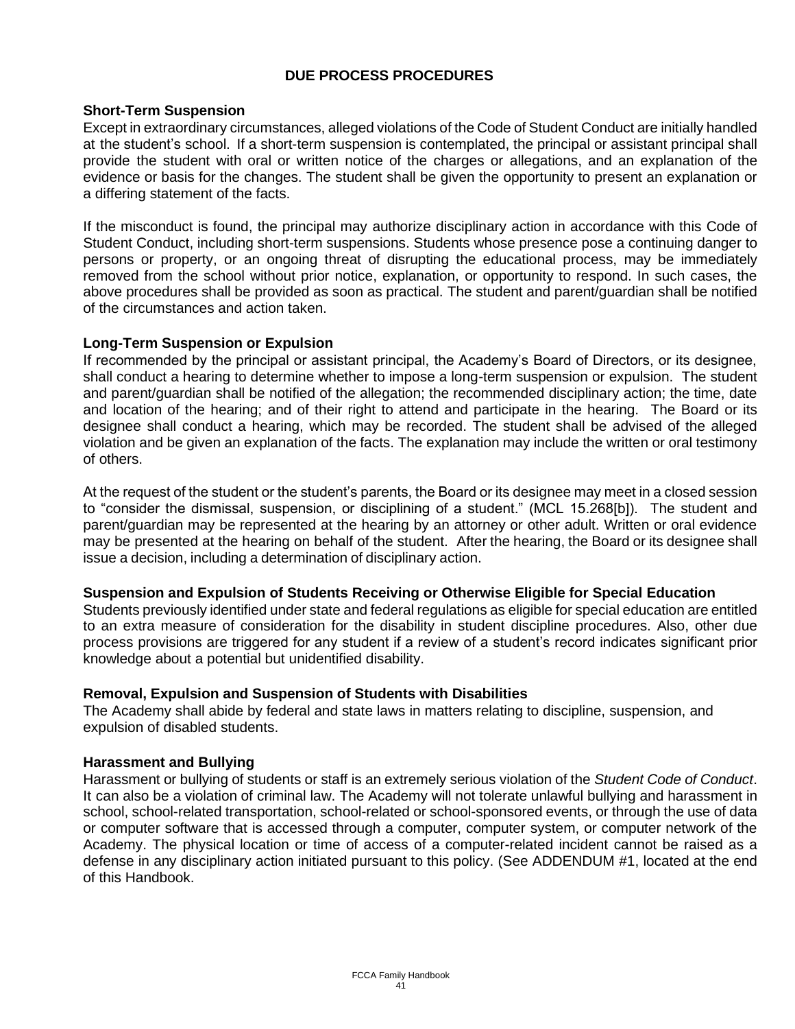# DUE PROCESS PROCEDURES

## Short-Term Suspension

Except in extraordinary circumstances, alleged violations of the Code of Student Conduct are initially handled at the student's school. If a short-term suspension is contemplated, the principal or assistant principal shall provide the student with oral or written notice of the charges or allegations, and an explanation of the evidence or basis for the changes. The student shall be given the opportunity to present an explanation or a differing statement of the facts.

If the misconduct is found, the principal may authorize disciplinary action in accordance with this Code of Student Conduct, including short-term suspensions. Students whose presence pose a continuing danger to persons or property, or an ongoing threat of disrupting the educational process, may be immediately removed from the school without prior notice, explanation, or opportunity to respond. In such cases, the above procedures shall be provided as soon as practical. The student and parent/guardian shall be notified of the circumstances and action taken.

## Long-Term Suspension or Expulsion

If recommended by the principal or assistant principal, the Academy's Board of Directors, or its designee, shall conduct a hearing to determine whether to impose a long-term suspension or expulsion. The student and parent/guardian shall be notified of the allegation; the recommended disciplinary action; the time, date and location of the hearing; and of their right to attend and participate in the hearing. The Board or its designee shall conduct a hearing, which may be recorded. The student shall be advised of the alleged violation and be given an explanation of the facts. The explanation may include the written or oral testimony of others.

At the request of the student or the student's parents, the Board or its designee may meet in a closed session to "consider the dismissal, suspension, or disciplining of a student." (MCL 15.268[b]). The student and parent/guardian may be represented at the hearing by an attorney or other adult. Written or oral evidence may be presented at the hearing on behalf of the student. After the hearing, the Board or its designee shall issue a decision, including a determination of disciplinary action.

## Suspension and Expulsion of Students Receiving or Otherwise Eligible for Special Education

Students previously identified under state and federal regulations as eligible for special education are entitled to an extra measure of consideration for the disability in student discipline procedures. Also, other due process provisions are triggered for any student if a review of a student's record indicates significant prior knowledge about a potential but unidentified disability.

## Removal, Expulsion and Suspension of Students with Disabilities

The Academy shall abide by federal and state laws in matters relating to discipline, suspension, and expulsion of disabled students.

## Harassment and Bullying

Harassment or bullying of students or staff is an extremely serious violation of the *Student Code of Conduct*. It can also be a violation of criminal law. The Academy will not tolerate unlawful bullying and harassment in school, school-related transportation, school-related or school-sponsored events, or through the use of data or computer software that is accessed through a computer, computer system, or computer network of the Academy. The physical location or time of access of a computer-related incident cannot be raised as a defense in any disciplinary action initiated pursuant to this policy. (See ADDENDUM #1, located at the end of this Handbook.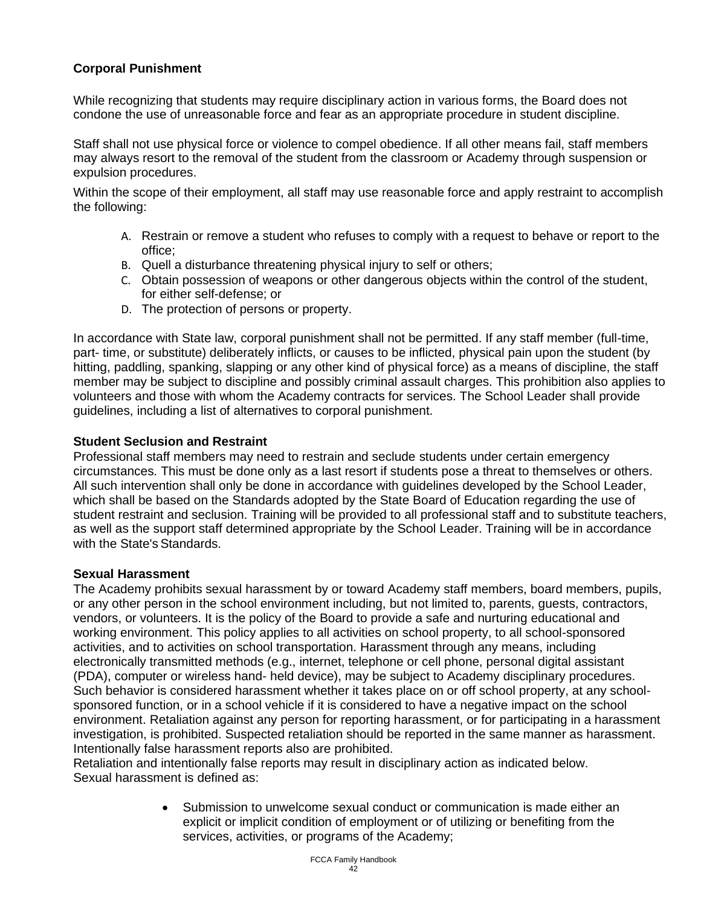**Corporal Punishment**

While recognizing that students may require disciplinary action in various forms, the Board does not condone the use of unreasonable force and fear as an appropriate procedure in student discipline.

Staff shall not use physical force or violence to compel obedience. If all other means fail, staff members may always resort to the removal of the student from the classroom or Academy through suspension or expulsion procedures.

Within the scope of their employment, all staff may use reasonable force and apply restraint to accomplish the following:

A. Restrain or remove a student who refuses to comply with a request to behave or report to the office;
B. Quell a disturbance threatening physical injury to self or others;
C. Obtain possession of weapons or other dangerous objects within the control of the student, for either self-defense; or
D. The protection of persons or property.

In accordance with State law, corporal punishment shall not be permitted. If any staff member (full-time, part- time, or substitute) deliberately inflicts, or causes to be inflicted, physical pain upon the student (by hitting, paddling, spanking, slapping or any other kind of physical force) as a means of discipline, the staff member may be subject to discipline and possibly criminal assault charges. This prohibition also applies to volunteers and those with whom the Academy contracts for services. The School Leader shall provide guidelines, including a list of alternatives to corporal punishment.

**Student Seclusion and Restraint**

Professional staff members may need to restrain and seclude students under certain emergency circumstances. This must be done only as a last resort if students pose a threat to themselves or others. All such intervention shall only be done in accordance with guidelines developed by the School Leader, which shall be based on the Standards adopted by the State Board of Education regarding the use of student restraint and seclusion. Training will be provided to all professional staff and to substitute teachers, as well as the support staff determined appropriate by the School Leader. Training will be in accordance with the State's Standards.

**Sexual Harassment**

The Academy prohibits sexual harassment by or toward Academy staff members, board members, pupils, or any other person in the school environment including, but not limited to, parents, guests, contractors, vendors, or volunteers. It is the policy of the Board to provide a safe and nurturing educational and working environment. This policy applies to all activities on school property, to all school-sponsored activities, and to activities on school transportation. Harassment through any means, including electronically transmitted methods (e.g., internet, telephone or cell phone, personal digital assistant (PDA), computer or wireless hand- held device), may be subject to Academy disciplinary procedures. Such behavior is considered harassment whether it takes place on or off school property, at any school-sponsored function, or in a school vehicle if it is considered to have a negative impact on the school environment. Retaliation against any person for reporting harassment, or for participating in a harassment investigation, is prohibited. Suspected retaliation should be reported in the same manner as harassment. Intentionally false harassment reports also are prohibited.
Retaliation and intentionally false reports may result in disciplinary action as indicated below.
Sexual harassment is defined as:

- Submission to unwelcome sexual conduct or communication is made either an explicit or implicit condition of employment or of utilizing or benefiting from the services, activities, or programs of the Academy;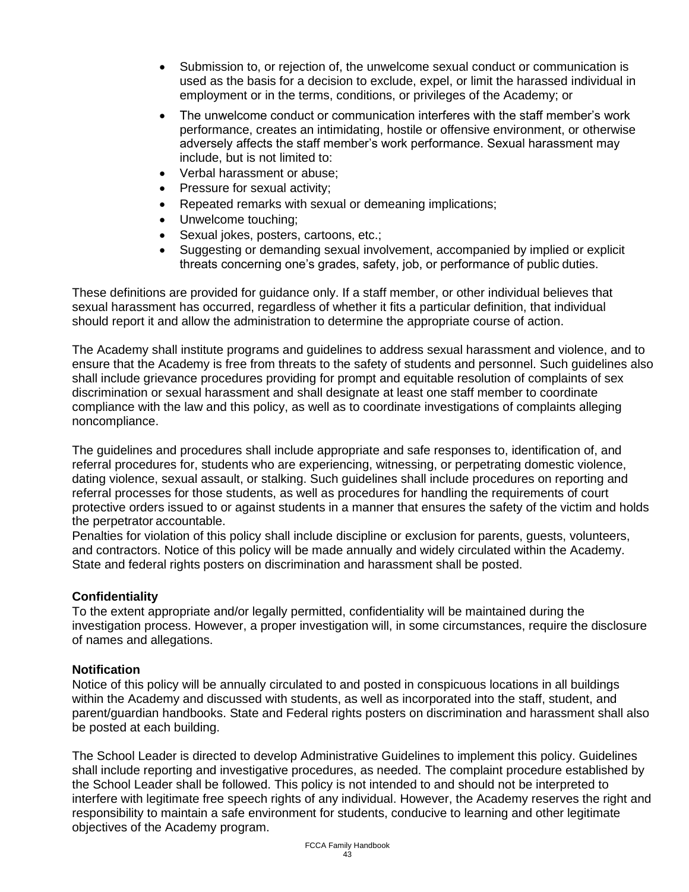- Submission to, or rejection of, the unwelcome sexual conduct or communication is used as the basis for a decision to exclude, expel, or limit the harassed individual in employment or in the terms, conditions, or privileges of the Academy; or
- The unwelcome conduct or communication interferes with the staff member's work performance, creates an intimidating, hostile or offensive environment, or otherwise adversely affects the staff member's work performance. Sexual harassment may include, but is not limited to:
- Verbal harassment or abuse;
- Pressure for sexual activity;
- Repeated remarks with sexual or demeaning implications;
- Unwelcome touching;
- Sexual jokes, posters, cartoons, etc.;
- Suggesting or demanding sexual involvement, accompanied by implied or explicit threats concerning one's grades, safety, job, or performance of public duties.

These definitions are provided for guidance only. If a staff member, or other individual believes that sexual harassment has occurred, regardless of whether it fits a particular definition, that individual should report it and allow the administration to determine the appropriate course of action.

The Academy shall institute programs and guidelines to address sexual harassment and violence, and to ensure that the Academy is free from threats to the safety of students and personnel. Such guidelines also shall include grievance procedures providing for prompt and equitable resolution of complaints of sex discrimination or sexual harassment and shall designate at least one staff member to coordinate compliance with the law and this policy, as well as to coordinate investigations of complaints alleging noncompliance.

The guidelines and procedures shall include appropriate and safe responses to, identification of, and referral procedures for, students who are experiencing, witnessing, or perpetrating domestic violence, dating violence, sexual assault, or stalking. Such guidelines shall include procedures on reporting and referral processes for those students, as well as procedures for handling the requirements of court protective orders issued to or against students in a manner that ensures the safety of the victim and holds the perpetrator accountable.
Penalties for violation of this policy shall include discipline or exclusion for parents, guests, volunteers, and contractors. Notice of this policy will be made annually and widely circulated within the Academy. State and federal rights posters on discrimination and harassment shall be posted.

**Confidentiality**
To the extent appropriate and/or legally permitted, confidentiality will be maintained during the investigation process. However, a proper investigation will, in some circumstances, require the disclosure of names and allegations.

**Notification**
Notice of this policy will be annually circulated to and posted in conspicuous locations in all buildings within the Academy and discussed with students, as well as incorporated into the staff, student, and parent/guardian handbooks. State and Federal rights posters on discrimination and harassment shall also be posted at each building.

The School Leader is directed to develop Administrative Guidelines to implement this policy. Guidelines shall include reporting and investigative procedures, as needed. The complaint procedure established by the School Leader shall be followed. This policy is not intended to and should not be interpreted to interfere with legitimate free speech rights of any individual. However, the Academy reserves the right and responsibility to maintain a safe environment for students, conducive to learning and other legitimate objectives of the Academy program.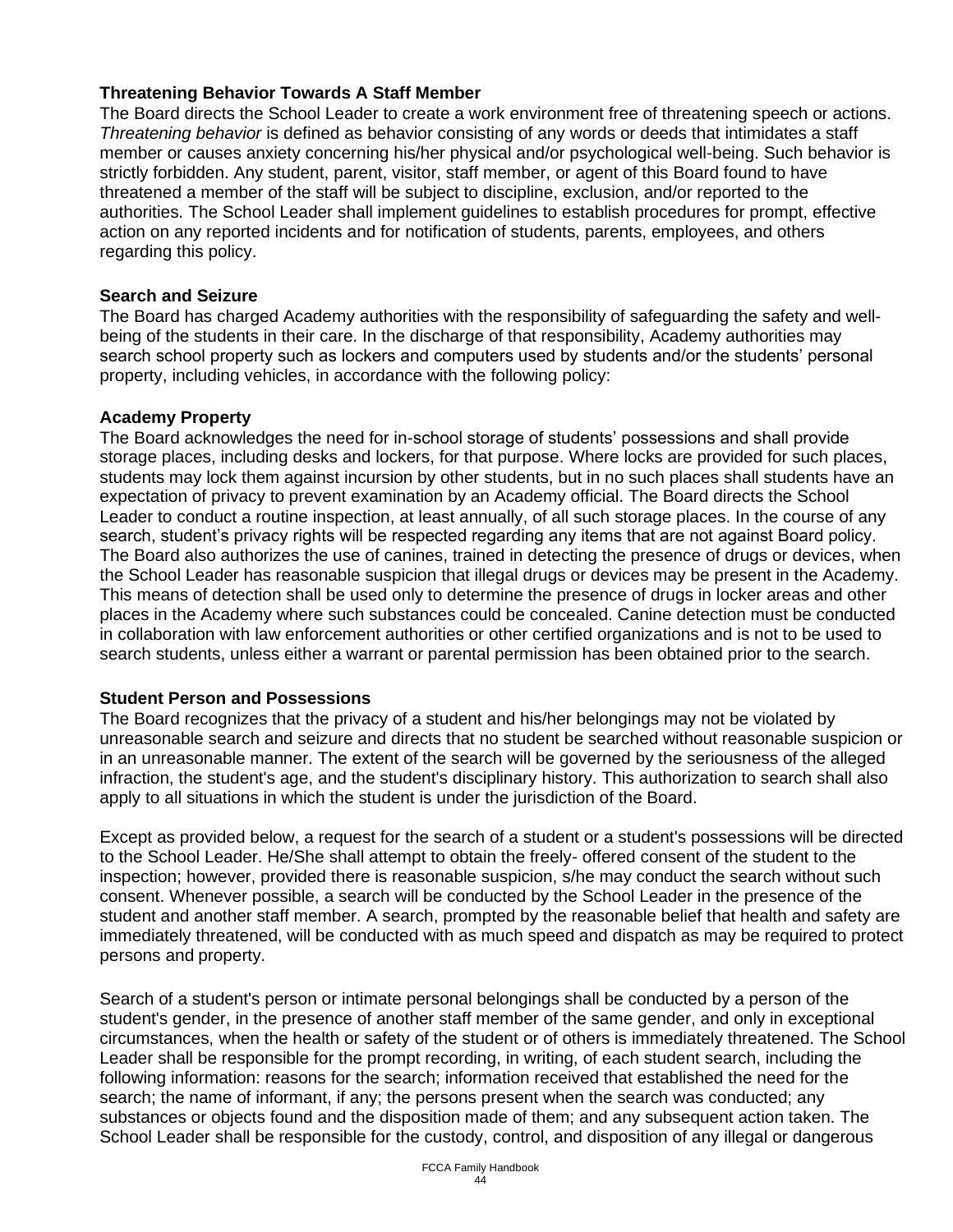**Threatening Behavior Towards A Staff Member**

The Board directs the School Leader to create a work environment free of threatening speech or actions. *Threatening behavior* is defined as behavior consisting of any words or deeds that intimidates a staff member or causes anxiety concerning his/her physical and/or psychological well-being. Such behavior is strictly forbidden. Any student, parent, visitor, staff member, or agent of this Board found to have threatened a member of the staff will be subject to discipline, exclusion, and/or reported to the authorities. The School Leader shall implement guidelines to establish procedures for prompt, effective action on any reported incidents and for notification of students, parents, employees, and others regarding this policy.

**Search and Seizure**

The Board has charged Academy authorities with the responsibility of safeguarding the safety and well-being of the students in their care. In the discharge of that responsibility, Academy authorities may search school property such as lockers and computers used by students and/or the students' personal property, including vehicles, in accordance with the following policy:

**Academy Property**

The Board acknowledges the need for in-school storage of students' possessions and shall provide storage places, including desks and lockers, for that purpose. Where locks are provided for such places, students may lock them against incursion by other students, but in no such places shall students have an expectation of privacy to prevent examination by an Academy official. The Board directs the School Leader to conduct a routine inspection, at least annually, of all such storage places. In the course of any search, student's privacy rights will be respected regarding any items that are not against Board policy. The Board also authorizes the use of canines, trained in detecting the presence of drugs or devices, when the School Leader has reasonable suspicion that illegal drugs or devices may be present in the Academy. This means of detection shall be used only to determine the presence of drugs in locker areas and other places in the Academy where such substances could be concealed. Canine detection must be conducted in collaboration with law enforcement authorities or other certified organizations and is not to be used to search students, unless either a warrant or parental permission has been obtained prior to the search.

**Student Person and Possessions**

The Board recognizes that the privacy of a student and his/her belongings may not be violated by unreasonable search and seizure and directs that no student be searched without reasonable suspicion or in an unreasonable manner. The extent of the search will be governed by the seriousness of the alleged infraction, the student's age, and the student's disciplinary history. This authorization to search shall also apply to all situations in which the student is under the jurisdiction of the Board.

Except as provided below, a request for the search of a student or a student's possessions will be directed to the School Leader. He/She shall attempt to obtain the freely- offered consent of the student to the inspection; however, provided there is reasonable suspicion, s/he may conduct the search without such consent. Whenever possible, a search will be conducted by the School Leader in the presence of the student and another staff member. A search, prompted by the reasonable belief that health and safety are immediately threatened, will be conducted with as much speed and dispatch as may be required to protect persons and property.

Search of a student's person or intimate personal belongings shall be conducted by a person of the student's gender, in the presence of another staff member of the same gender, and only in exceptional circumstances, when the health or safety of the student or of others is immediately threatened. The School Leader shall be responsible for the prompt recording, in writing, of each student search, including the following information: reasons for the search; information received that established the need for the search; the name of informant, if any; the persons present when the search was conducted; any substances or objects found and the disposition made of them; and any subsequent action taken. The School Leader shall be responsible for the custody, control, and disposition of any illegal or dangerous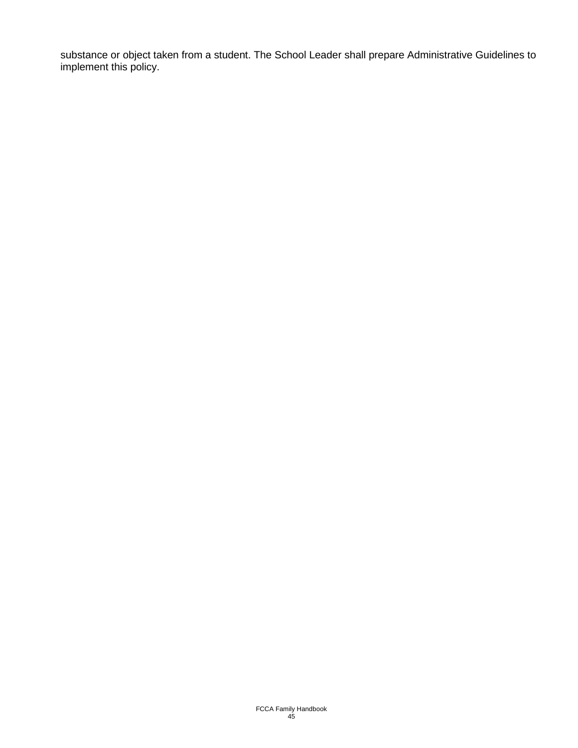substance or object taken from a student. The School Leader shall prepare Administrative Guidelines to implement this policy.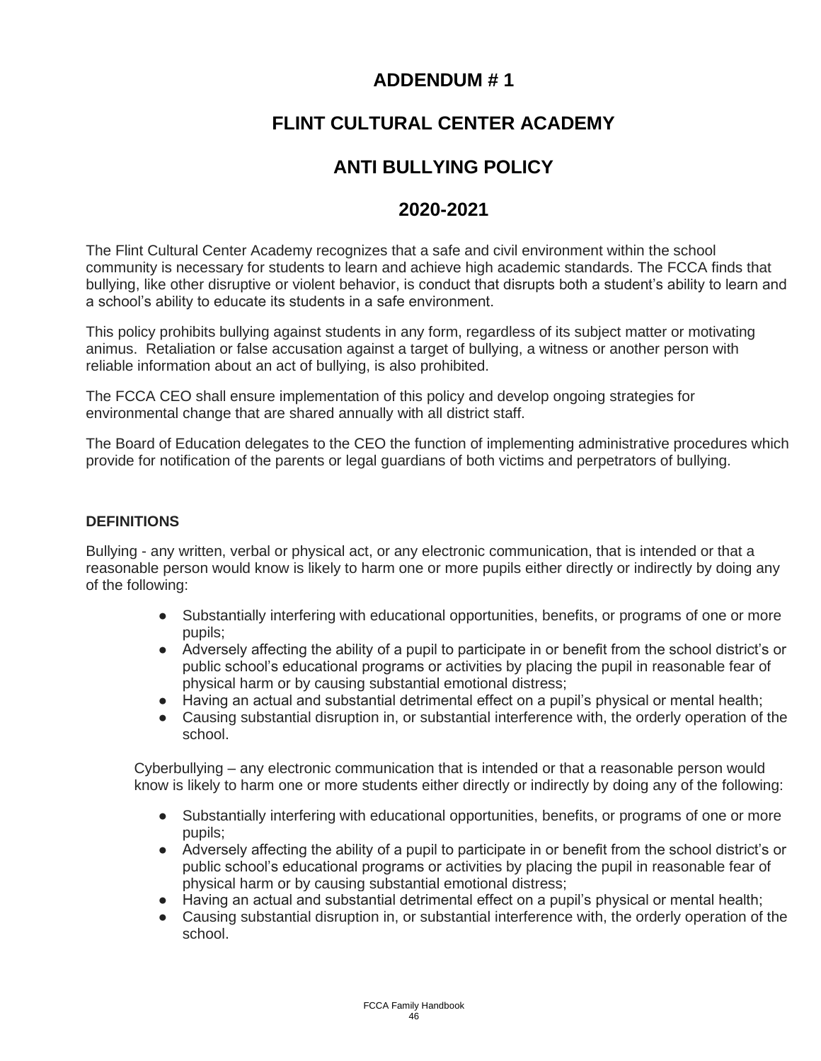# ADDENDUM # 1

# FLINT CULTURAL CENTER ACADEMY

# ANTI BULLYING POLICY

# 2020-2021

The Flint Cultural Center Academy recognizes that a safe and civil environment within the school community is necessary for students to learn and achieve high academic standards. The FCCA finds that bullying, like other disruptive or violent behavior, is conduct that disrupts both a student's ability to learn and a school's ability to educate its students in a safe environment.

This policy prohibits bullying against students in any form, regardless of its subject matter or motivating animus. Retaliation or false accusation against a target of bullying, a witness or another person with reliable information about an act of bullying, is also prohibited.

The FCCA CEO shall ensure implementation of this policy and develop ongoing strategies for environmental change that are shared annually with all district staff.

The Board of Education delegates to the CEO the function of implementing administrative procedures which provide for notification of the parents or legal guardians of both victims and perpetrators of bullying.

**DEFINITIONS**

Bullying - any written, verbal or physical act, or any electronic communication, that is intended or that a reasonable person would know is likely to harm one or more pupils either directly or indirectly by doing any of the following:

- Substantially interfering with educational opportunities, benefits, or programs of one or more pupils;
- Adversely affecting the ability of a pupil to participate in or benefit from the school district's or public school's educational programs or activities by placing the pupil in reasonable fear of physical harm or by causing substantial emotional distress;
- Having an actual and substantial detrimental effect on a pupil's physical or mental health;
- Causing substantial disruption in, or substantial interference with, the orderly operation of the school.

Cyberbullying – any electronic communication that is intended or that a reasonable person would know is likely to harm one or more students either directly or indirectly by doing any of the following:

- Substantially interfering with educational opportunities, benefits, or programs of one or more pupils;
- Adversely affecting the ability of a pupil to participate in or benefit from the school district's or public school's educational programs or activities by placing the pupil in reasonable fear of physical harm or by causing substantial emotional distress;
- Having an actual and substantial detrimental effect on a pupil's physical or mental health;
- Causing substantial disruption in, or substantial interference with, the orderly operation of the school.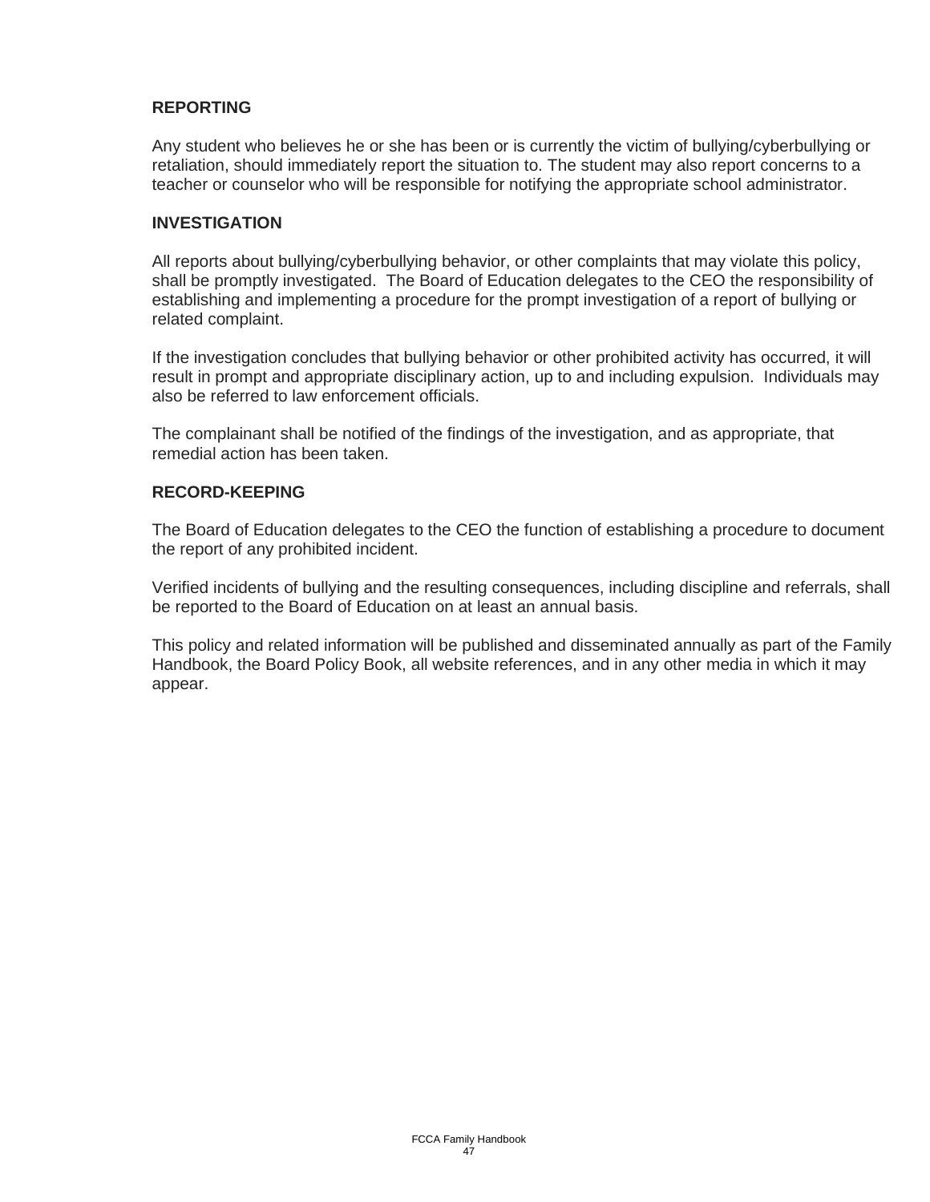**REPORTING**

Any student who believes he or she has been or is currently the victim of bullying/cyberbullying or retaliation, should immediately report the situation to. The student may also report concerns to a teacher or counselor who will be responsible for notifying the appropriate school administrator.

**INVESTIGATION**

All reports about bullying/cyberbullying behavior, or other complaints that may violate this policy, shall be promptly investigated. The Board of Education delegates to the CEO the responsibility of establishing and implementing a procedure for the prompt investigation of a report of bullying or related complaint.

If the investigation concludes that bullying behavior or other prohibited activity has occurred, it will result in prompt and appropriate disciplinary action, up to and including expulsion. Individuals may also be referred to law enforcement officials.

The complainant shall be notified of the findings of the investigation, and as appropriate, that remedial action has been taken.

**RECORD-KEEPING**

The Board of Education delegates to the CEO the function of establishing a procedure to document the report of any prohibited incident.

Verified incidents of bullying and the resulting consequences, including discipline and referrals, shall be reported to the Board of Education on at least an annual basis.

This policy and related information will be published and disseminated annually as part of the Family Handbook, the Board Policy Book, all website references, and in any other media in which it may appear.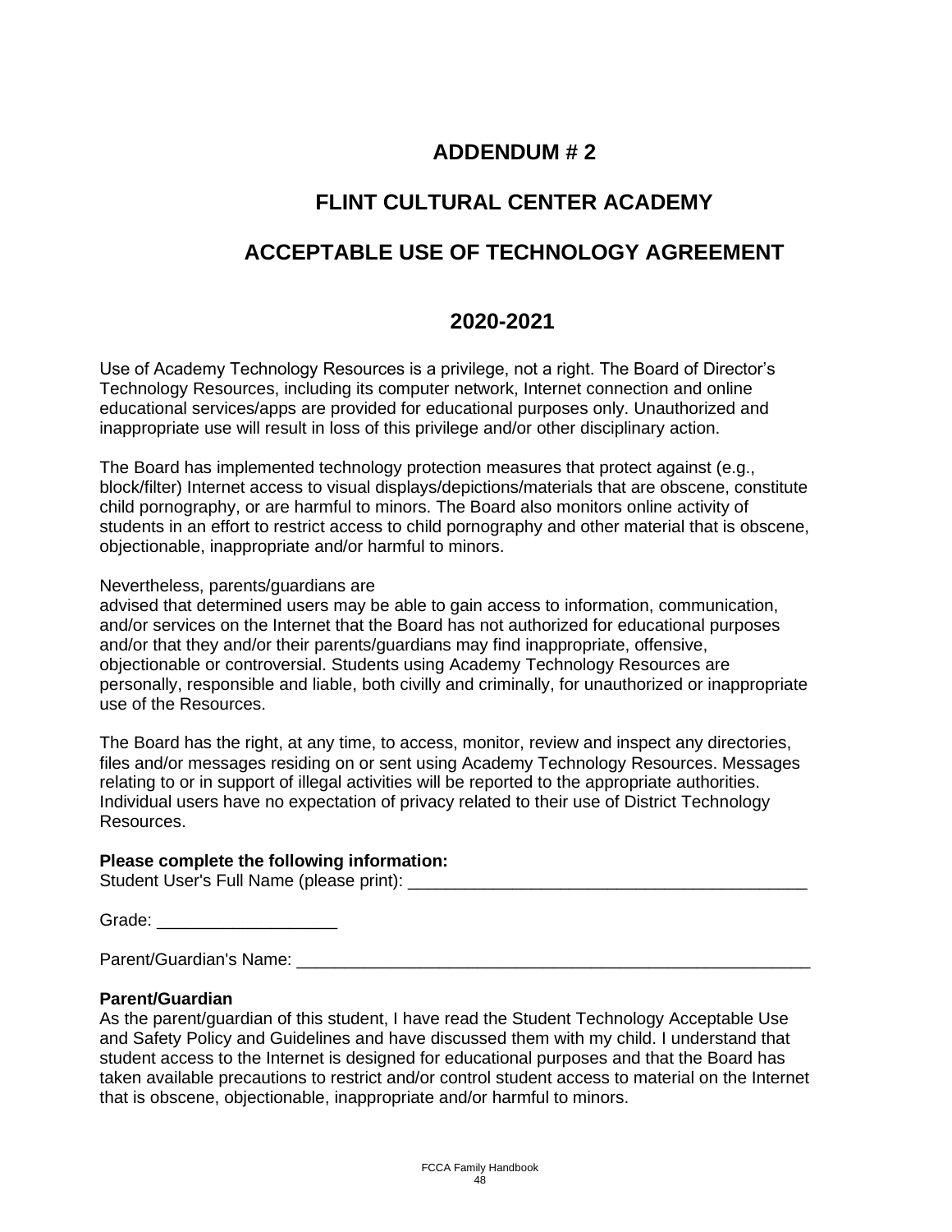# ADDENDUM # 2

# FLINT CULTURAL CENTER ACADEMY

# ACCEPTABLE USE OF TECHNOLOGY AGREEMENT

## 2020-2021

Use of Academy Technology Resources is a privilege, not a right. The Board of Director's Technology Resources, including its computer network, Internet connection and online educational services/apps are provided for educational purposes only. Unauthorized and inappropriate use will result in loss of this privilege and/or other disciplinary action.

The Board has implemented technology protection measures that protect against (e.g., block/filter) Internet access to visual displays/depictions/materials that are obscene, constitute child pornography, or are harmful to minors. The Board also monitors online activity of students in an effort to restrict access to child pornography and other material that is obscene, objectionable, inappropriate and/or harmful to minors.

Nevertheless, parents/guardians are
advised that determined users may be able to gain access to information, communication, and/or services on the Internet that the Board has not authorized for educational purposes and/or that they and/or their parents/guardians may find inappropriate, offensive, objectionable or controversial. Students using Academy Technology Resources are personally, responsible and liable, both civilly and criminally, for unauthorized or inappropriate use of the Resources.

The Board has the right, at any time, to access, monitor, review and inspect any directories, files and/or messages residing on or sent using Academy Technology Resources. Messages relating to or in support of illegal activities will be reported to the appropriate authorities. Individual users have no expectation of privacy related to their use of District Technology Resources.

**Please complete the following information:**
Student User's Full Name (please print): ___________________________________________

Grade: ___________________

Parent/Guardian's Name: _______________________________________________________

**Parent/Guardian**
As the parent/guardian of this student, I have read the Student Technology Acceptable Use and Safety Policy and Guidelines and have discussed them with my child. I understand that student access to the Internet is designed for educational purposes and that the Board has taken available precautions to restrict and/or control student access to material on the Internet that is obscene, objectionable, inappropriate and/or harmful to minors.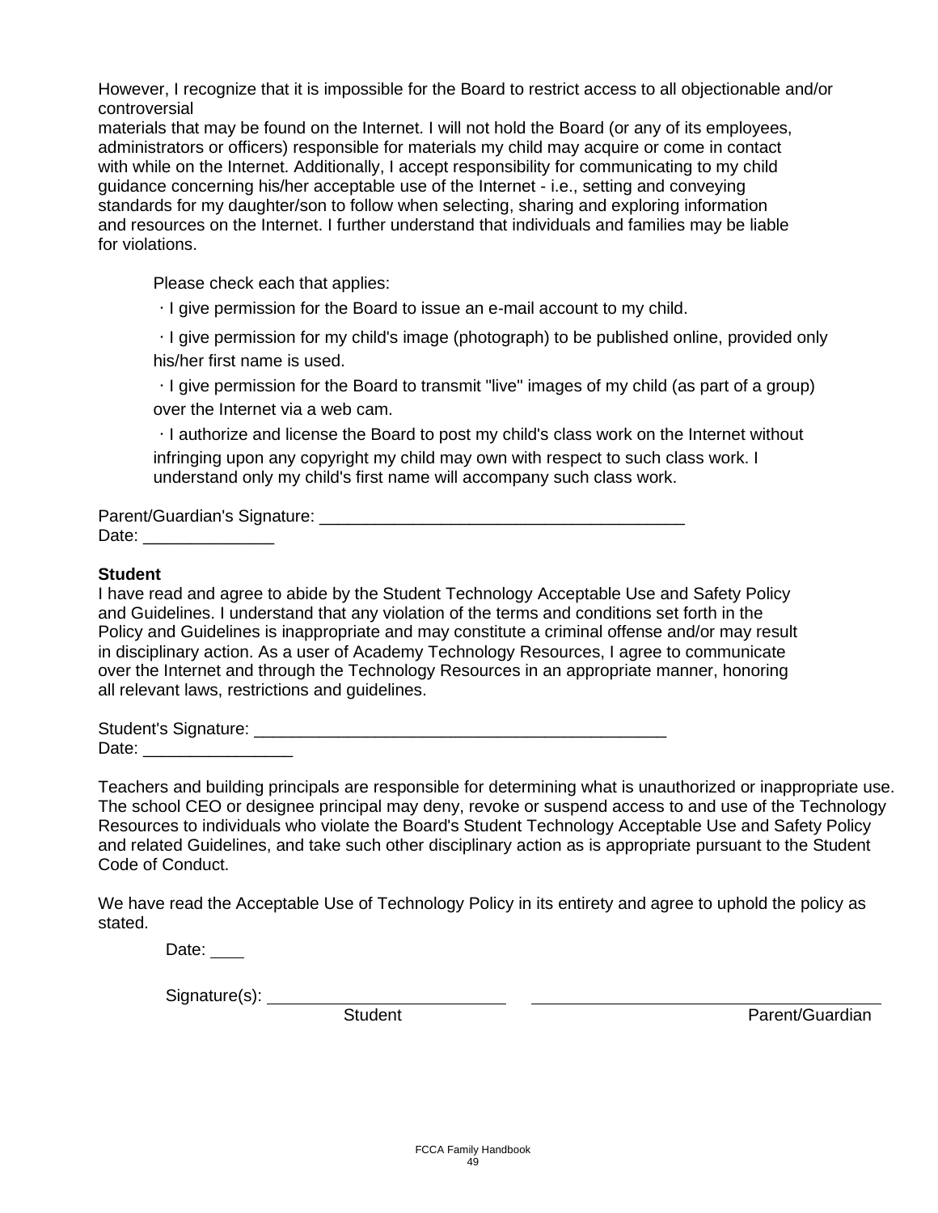However, I recognize that it is impossible for the Board to restrict access to all objectionable and/or controversial
materials that may be found on the Internet. I will not hold the Board (or any of its employees, administrators or officers) responsible for materials my child may acquire or come in contact with while on the Internet. Additionally, I accept responsibility for communicating to my child guidance concerning his/her acceptable use of the Internet - i.e., setting and conveying standards for my daughter/son to follow when selecting, sharing and exploring information and resources on the Internet. I further understand that individuals and families may be liable for violations.

Please check each that applies:

· I give permission for the Board to issue an e-mail account to my child.

· I give permission for my child's image (photograph) to be published online, provided only his/her first name is used.

· I give permission for the Board to transmit "live" images of my child (as part of a group) over the Internet via a web cam.

· I authorize and license the Board to post my child's class work on the Internet without infringing upon any copyright my child may own with respect to such class work. I understand only my child's first name will accompany such class work.

Parent/Guardian's Signature: _______________________________________
Date: ______________

**Student**

I have read and agree to abide by the Student Technology Acceptable Use and Safety Policy and Guidelines. I understand that any violation of the terms and conditions set forth in the Policy and Guidelines is inappropriate and may constitute a criminal offense and/or may result in disciplinary action. As a user of Academy Technology Resources, I agree to communicate over the Internet and through the Technology Resources in an appropriate manner, honoring all relevant laws, restrictions and guidelines.

Student's Signature: _____________________________________________
Date: ________________

Teachers and building principals are responsible for determining what is unauthorized or inappropriate use. The school CEO or designee principal may deny, revoke or suspend access to and use of the Technology Resources to individuals who violate the Board's Student Technology Acceptable Use and Safety Policy and related Guidelines, and take such other disciplinary action as is appropriate pursuant to the Student Code of Conduct.

We have read the Acceptable Use of Technology Policy in its entirety and agree to uphold the policy as stated.

Date: ____

Signature(s): __________________________ __________________________

Student Parent/Guardian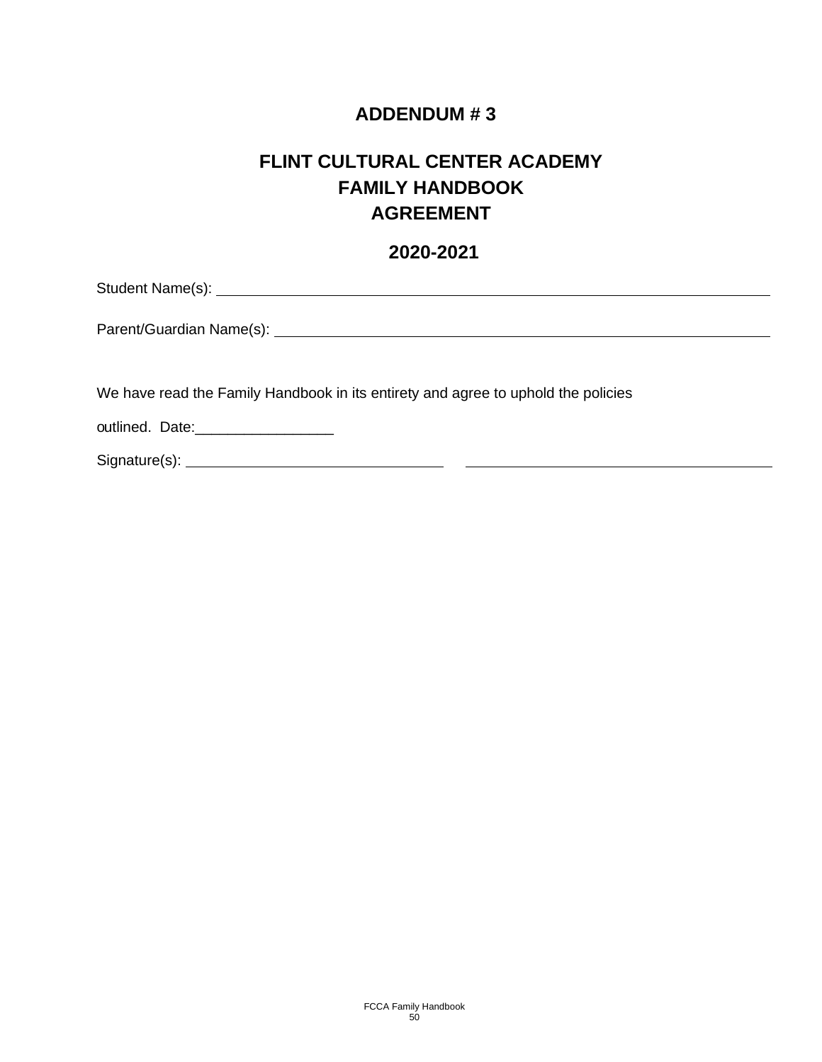# ADDENDUM # 3

# FLINT CULTURAL CENTER ACADEMY
# FAMILY HANDBOOK
# AGREEMENT

## 2020-2021

Student Name(s): ____________________________________________________________

Parent/Guardian Name(s): ______________________________________________________

We have read the Family Handbook in its entirety and agree to uphold the policies outlined. Date:_________________

Signature(s): ________________________________ ______________________________________